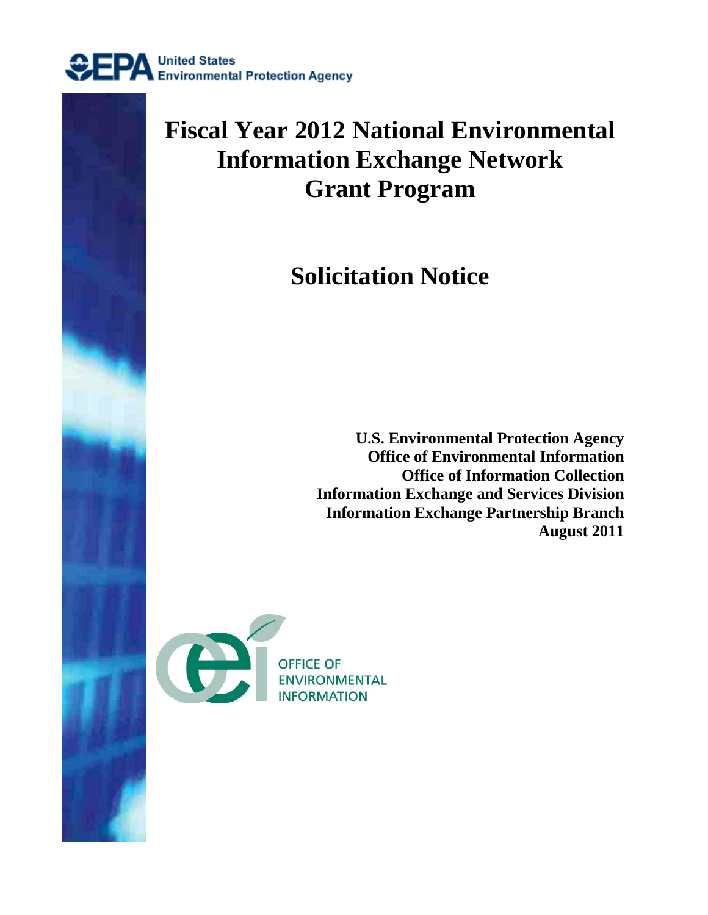United States Environmental Protection Agency

# Fiscal Year 2012 National Environmental Information Exchange Network Grant Program

## Solicitation Notice

**U.S. Environmental Protection Agency**
**Office of Environmental Information**
**Office of Information Collection**
**Information Exchange and Services Division**
**Information Exchange Partnership Branch**
**August 2011**

OFFICE OF ENVIRONMENTAL INFORMATION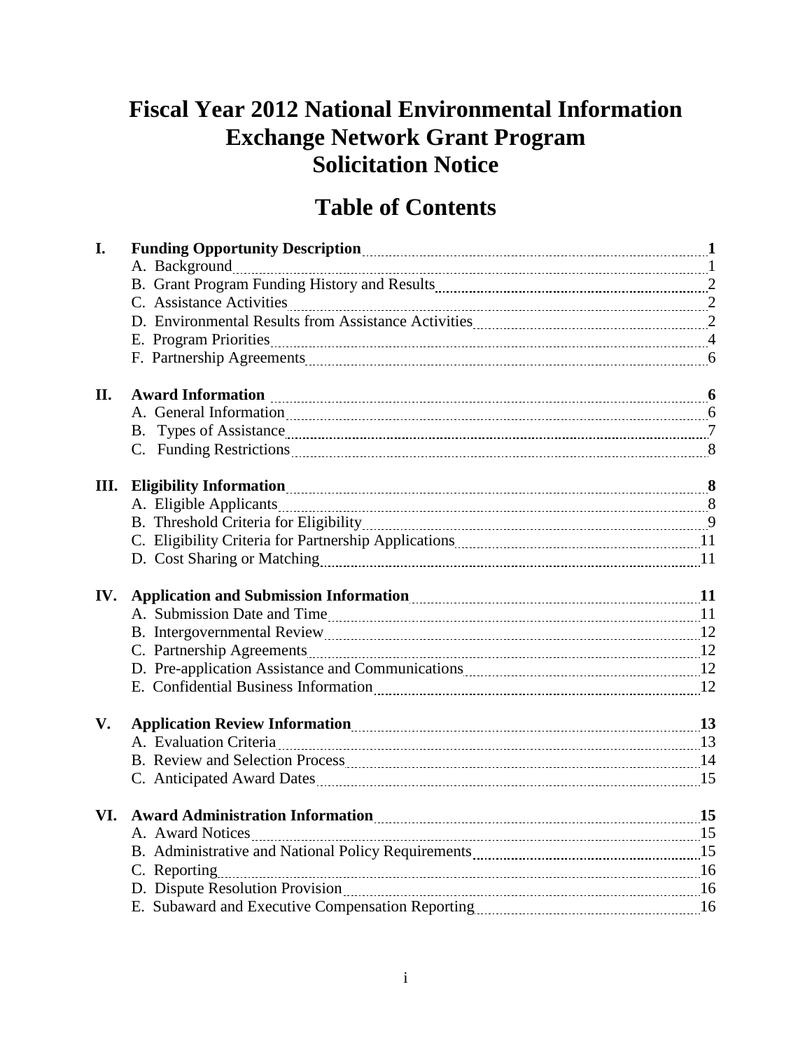# Fiscal Year 2012 National Environmental Information Exchange Network Grant Program Solicitation Notice

## Table of Contents

| | | |
|---|---|---|
| **I.** | **Funding Opportunity Description** | **1** |
| | A. Background | 1 |
| | B. Grant Program Funding History and Results | 2 |
| | C. Assistance Activities | 2 |
| | D. Environmental Results from Assistance Activities | 2 |
| | E. Program Priorities | 4 |
| | F. Partnership Agreements | 6 |
| **II.** | **Award Information** | **6** |
| | A. General Information | 6 |
| | B. Types of Assistance | 7 |
| | C. Funding Restrictions | 8 |
| **III.** | **Eligibility Information** | **8** |
| | A. Eligible Applicants | 8 |
| | B. Threshold Criteria for Eligibility | 9 |
| | C. Eligibility Criteria for Partnership Applications | 11 |
| | D. Cost Sharing or Matching | 11 |
| **IV.** | **Application and Submission Information** | **11** |
| | A. Submission Date and Time | 11 |
| | B. Intergovernmental Review | 12 |
| | C. Partnership Agreements | 12 |
| | D. Pre-application Assistance and Communications | 12 |
| | E. Confidential Business Information | 12 |
| **V.** | **Application Review Information** | **13** |
| | A. Evaluation Criteria | 13 |
| | B. Review and Selection Process | 14 |
| | C. Anticipated Award Dates | 15 |
| **VI.** | **Award Administration Information** | **15** |
| | A. Award Notices | 15 |
| | B. Administrative and National Policy Requirements | 15 |
| | C. Reporting | 16 |
| | D. Dispute Resolution Provision | 16 |
| | E. Subaward and Executive Compensation Reporting | 16 |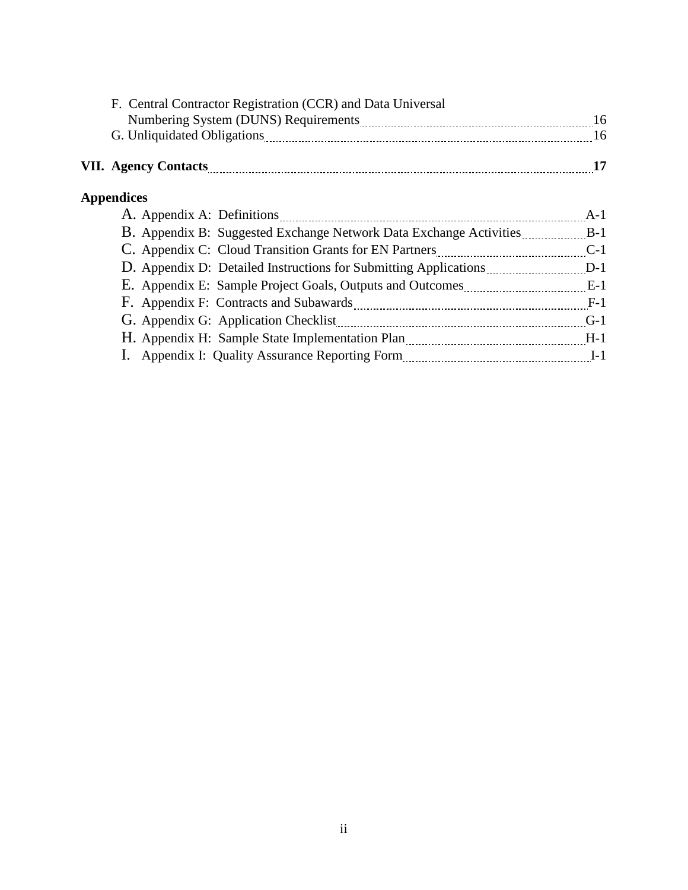F. Central Contractor Registration (CCR) and Data Universal Numbering System (DUNS) Requirements ........ 16

G. Unliquidated Obligations ........ 16

**VII. Agency Contacts ........ 17**

**Appendices**

A. Appendix A: Definitions ........ A-1

B. Appendix B: Suggested Exchange Network Data Exchange Activities ........ B-1

C. Appendix C: Cloud Transition Grants for EN Partners ........ C-1

D. Appendix D: Detailed Instructions for Submitting Applications ........ D-1

E. Appendix E: Sample Project Goals, Outputs and Outcomes ........ E-1

F. Appendix F: Contracts and Subawards ........ F-1

G. Appendix G: Application Checklist ........ G-1

H. Appendix H: Sample State Implementation Plan ........ H-1

I. Appendix I: Quality Assurance Reporting Form ........ I-1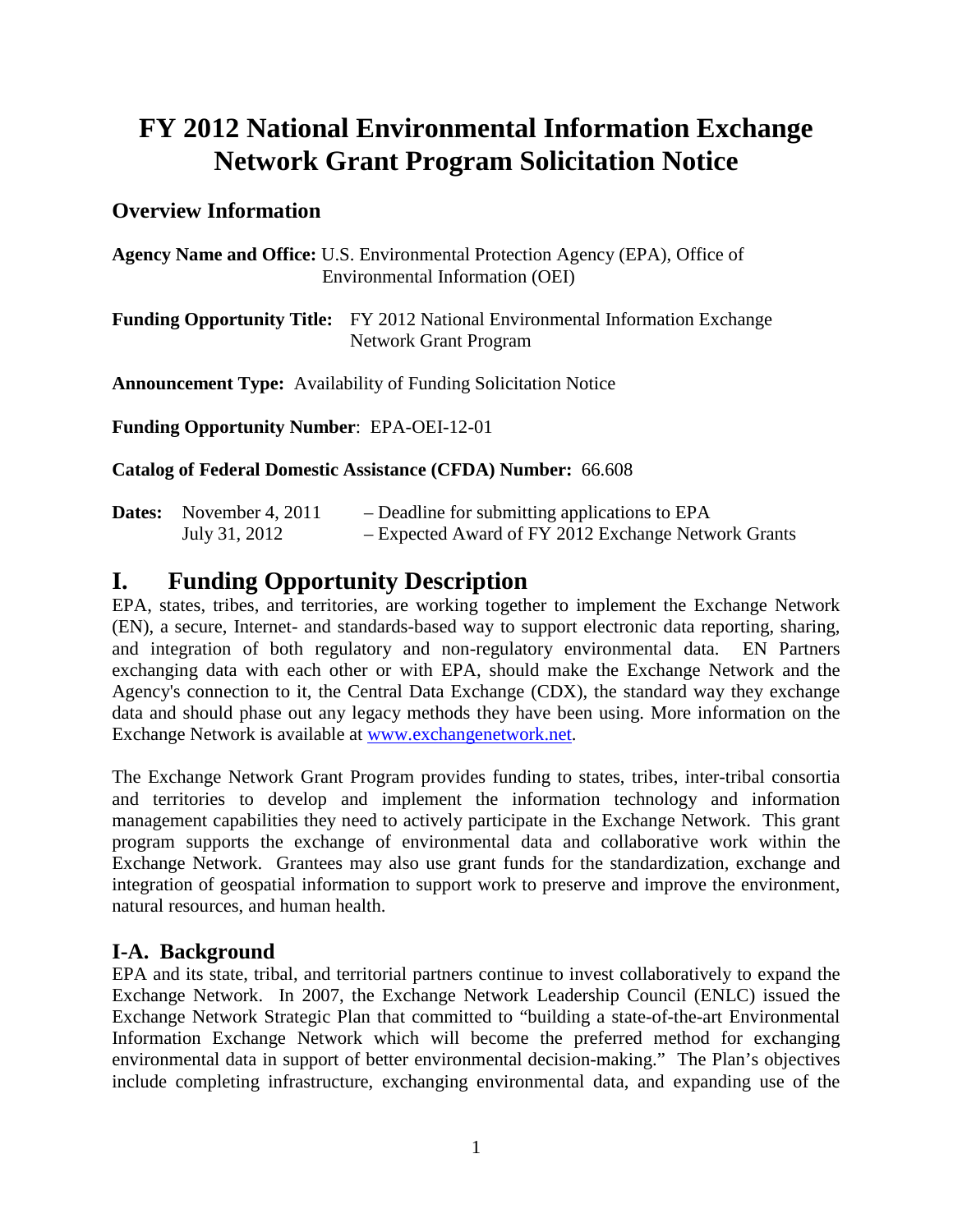# FY 2012 National Environmental Information Exchange Network Grant Program Solicitation Notice

## Overview Information

**Agency Name and Office:** U.S. Environmental Protection Agency (EPA), Office of Environmental Information (OEI)

**Funding Opportunity Title:** FY 2012 National Environmental Information Exchange Network Grant Program

**Announcement Type:** Availability of Funding Solicitation Notice

**Funding Opportunity Number**: EPA-OEI-12-01

**Catalog of Federal Domestic Assistance (CFDA) Number:** 66.608

**Dates:** November 4, 2011 – Deadline for submitting applications to EPA
July 31, 2012 – Expected Award of FY 2012 Exchange Network Grants

# I. Funding Opportunity Description

EPA, states, tribes, and territories, are working together to implement the Exchange Network (EN), a secure, Internet- and standards-based way to support electronic data reporting, sharing, and integration of both regulatory and non-regulatory environmental data. EN Partners exchanging data with each other or with EPA, should make the Exchange Network and the Agency's connection to it, the Central Data Exchange (CDX), the standard way they exchange data and should phase out any legacy methods they have been using. More information on the Exchange Network is available at www.exchangenetwork.net.

The Exchange Network Grant Program provides funding to states, tribes, inter-tribal consortia and territories to develop and implement the information technology and information management capabilities they need to actively participate in the Exchange Network. This grant program supports the exchange of environmental data and collaborative work within the Exchange Network. Grantees may also use grant funds for the standardization, exchange and integration of geospatial information to support work to preserve and improve the environment, natural resources, and human health.

## I-A. Background

EPA and its state, tribal, and territorial partners continue to invest collaboratively to expand the Exchange Network. In 2007, the Exchange Network Leadership Council (ENLC) issued the Exchange Network Strategic Plan that committed to "building a state-of-the-art Environmental Information Exchange Network which will become the preferred method for exchanging environmental data in support of better environmental decision-making." The Plan's objectives include completing infrastructure, exchanging environmental data, and expanding use of the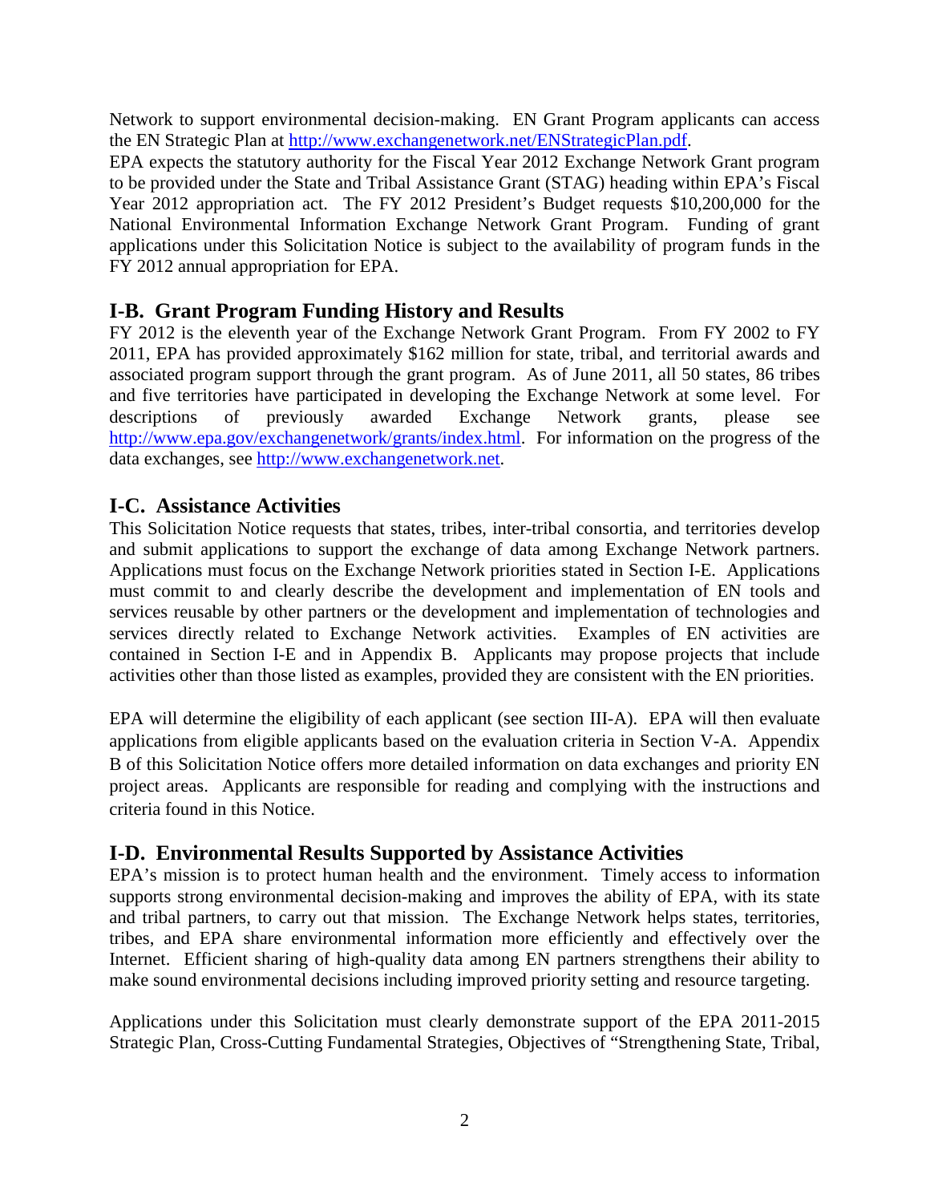Network to support environmental decision-making. EN Grant Program applicants can access the EN Strategic Plan at http://www.exchangenetwork.net/ENStrategicPlan.pdf.

EPA expects the statutory authority for the Fiscal Year 2012 Exchange Network Grant program to be provided under the State and Tribal Assistance Grant (STAG) heading within EPA's Fiscal Year 2012 appropriation act. The FY 2012 President's Budget requests $10,200,000 for the National Environmental Information Exchange Network Grant Program. Funding of grant applications under this Solicitation Notice is subject to the availability of program funds in the FY 2012 annual appropriation for EPA.

## I-B. Grant Program Funding History and Results

FY 2012 is the eleventh year of the Exchange Network Grant Program. From FY 2002 to FY 2011, EPA has provided approximately $162 million for state, tribal, and territorial awards and associated program support through the grant program. As of June 2011, all 50 states, 86 tribes and five territories have participated in developing the Exchange Network at some level. For descriptions of previously awarded Exchange Network grants, please see http://www.epa.gov/exchangenetwork/grants/index.html. For information on the progress of the data exchanges, see http://www.exchangenetwork.net.

## I-C. Assistance Activities

This Solicitation Notice requests that states, tribes, inter-tribal consortia, and territories develop and submit applications to support the exchange of data among Exchange Network partners. Applications must focus on the Exchange Network priorities stated in Section I-E. Applications must commit to and clearly describe the development and implementation of EN tools and services reusable by other partners or the development and implementation of technologies and services directly related to Exchange Network activities. Examples of EN activities are contained in Section I-E and in Appendix B. Applicants may propose projects that include activities other than those listed as examples, provided they are consistent with the EN priorities.

EPA will determine the eligibility of each applicant (see section III-A). EPA will then evaluate applications from eligible applicants based on the evaluation criteria in Section V-A. Appendix B of this Solicitation Notice offers more detailed information on data exchanges and priority EN project areas. Applicants are responsible for reading and complying with the instructions and criteria found in this Notice.

## I-D. Environmental Results Supported by Assistance Activities

EPA's mission is to protect human health and the environment. Timely access to information supports strong environmental decision-making and improves the ability of EPA, with its state and tribal partners, to carry out that mission. The Exchange Network helps states, territories, tribes, and EPA share environmental information more efficiently and effectively over the Internet. Efficient sharing of high-quality data among EN partners strengthens their ability to make sound environmental decisions including improved priority setting and resource targeting.

Applications under this Solicitation must clearly demonstrate support of the EPA 2011-2015 Strategic Plan, Cross-Cutting Fundamental Strategies, Objectives of "Strengthening State, Tribal,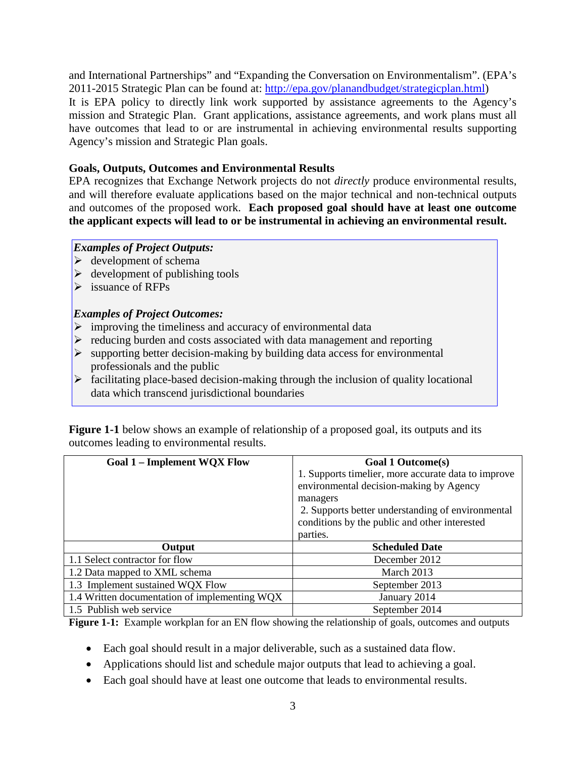and International Partnerships" and "Expanding the Conversation on Environmentalism". (EPA's 2011-2015 Strategic Plan can be found at: [http://epa.gov/planandbudget/strategicplan.html](http://epa.gov/planandbudget/strategicplan.html))

It is EPA policy to directly link work supported by assistance agreements to the Agency's mission and Strategic Plan. Grant applications, assistance agreements, and work plans must all have outcomes that lead to or are instrumental in achieving environmental results supporting Agency's mission and Strategic Plan goals.

**Goals, Outputs, Outcomes and Environmental Results**

EPA recognizes that Exchange Network projects do not *directly* produce environmental results, and will therefore evaluate applications based on the major technical and non-technical outputs and outcomes of the proposed work. **Each proposed goal should have at least one outcome the applicant expects will lead to or be instrumental in achieving an environmental result.**

***Examples of Project Outputs:***

- development of schema
- development of publishing tools
- issuance of RFPs

***Examples of Project Outcomes:***

- improving the timeliness and accuracy of environmental data
- reducing burden and costs associated with data management and reporting
- supporting better decision-making by building data access for environmental professionals and the public
- facilitating place-based decision-making through the inclusion of quality locational data which transcend jurisdictional boundaries

**Figure 1-1** below shows an example of relationship of a proposed goal, its outputs and its outcomes leading to environmental results.

| **Goal 1 – Implement WQX Flow** | **Goal 1 Outcome(s)**<br>1. Supports timelier, more accurate data to improve environmental decision-making by Agency managers<br>2. Supports better understanding of environmental conditions by the public and other interested parties. |
|---|---|
| **Output** | **Scheduled Date** |
| 1.1 Select contractor for flow | December 2012 |
| 1.2 Data mapped to XML schema | March 2013 |
| 1.3 Implement sustained WQX Flow | September 2013 |
| 1.4 Written documentation of implementing WQX | January 2014 |
| 1.5 Publish web service | September 2014 |

**Figure 1-1:** Example workplan for an EN flow showing the relationship of goals, outcomes and outputs

- Each goal should result in a major deliverable, such as a sustained data flow.
- Applications should list and schedule major outputs that lead to achieving a goal.
- Each goal should have at least one outcome that leads to environmental results.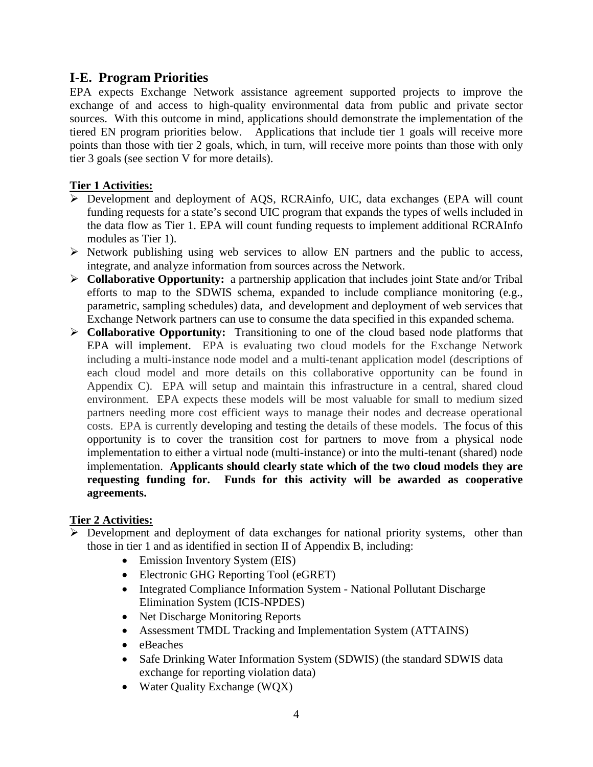## I-E. Program Priorities

EPA expects Exchange Network assistance agreement supported projects to improve the exchange of and access to high-quality environmental data from public and private sector sources. With this outcome in mind, applications should demonstrate the implementation of the tiered EN program priorities below. Applications that include tier 1 goals will receive more points than those with tier 2 goals, which, in turn, will receive more points than those with only tier 3 goals (see section V for more details).

**Tier 1 Activities:**

- Development and deployment of AQS, RCRAinfo, UIC, data exchanges (EPA will count funding requests for a state's second UIC program that expands the types of wells included in the data flow as Tier 1. EPA will count funding requests to implement additional RCRAInfo modules as Tier 1).
- Network publishing using web services to allow EN partners and the public to access, integrate, and analyze information from sources across the Network.
- **Collaborative Opportunity:** a partnership application that includes joint State and/or Tribal efforts to map to the SDWIS schema, expanded to include compliance monitoring (e.g., parametric, sampling schedules) data, and development and deployment of web services that Exchange Network partners can use to consume the data specified in this expanded schema.
- **Collaborative Opportunity:** Transitioning to one of the cloud based node platforms that EPA will implement. EPA is evaluating two cloud models for the Exchange Network including a multi-instance node model and a multi-tenant application model (descriptions of each cloud model and more details on this collaborative opportunity can be found in Appendix C). EPA will setup and maintain this infrastructure in a central, shared cloud environment. EPA expects these models will be most valuable for small to medium sized partners needing more cost efficient ways to manage their nodes and decrease operational costs. EPA is currently developing and testing the details of these models. The focus of this opportunity is to cover the transition cost for partners to move from a physical node implementation to either a virtual node (multi-instance) or into the multi-tenant (shared) node implementation. **Applicants should clearly state which of the two cloud models they are requesting funding for. Funds for this activity will be awarded as cooperative agreements.**

**Tier 2 Activities:**

- Development and deployment of data exchanges for national priority systems, other than those in tier 1 and as identified in section II of Appendix B, including:
    - Emission Inventory System (EIS)
    - Electronic GHG Reporting Tool (eGRET)
    - Integrated Compliance Information System - National Pollutant Discharge Elimination System (ICIS-NPDES)
    - Net Discharge Monitoring Reports
    - Assessment TMDL Tracking and Implementation System (ATTAINS)
    - eBeaches
    - Safe Drinking Water Information System (SDWIS) (the standard SDWIS data exchange for reporting violation data)
    - Water Quality Exchange (WQX)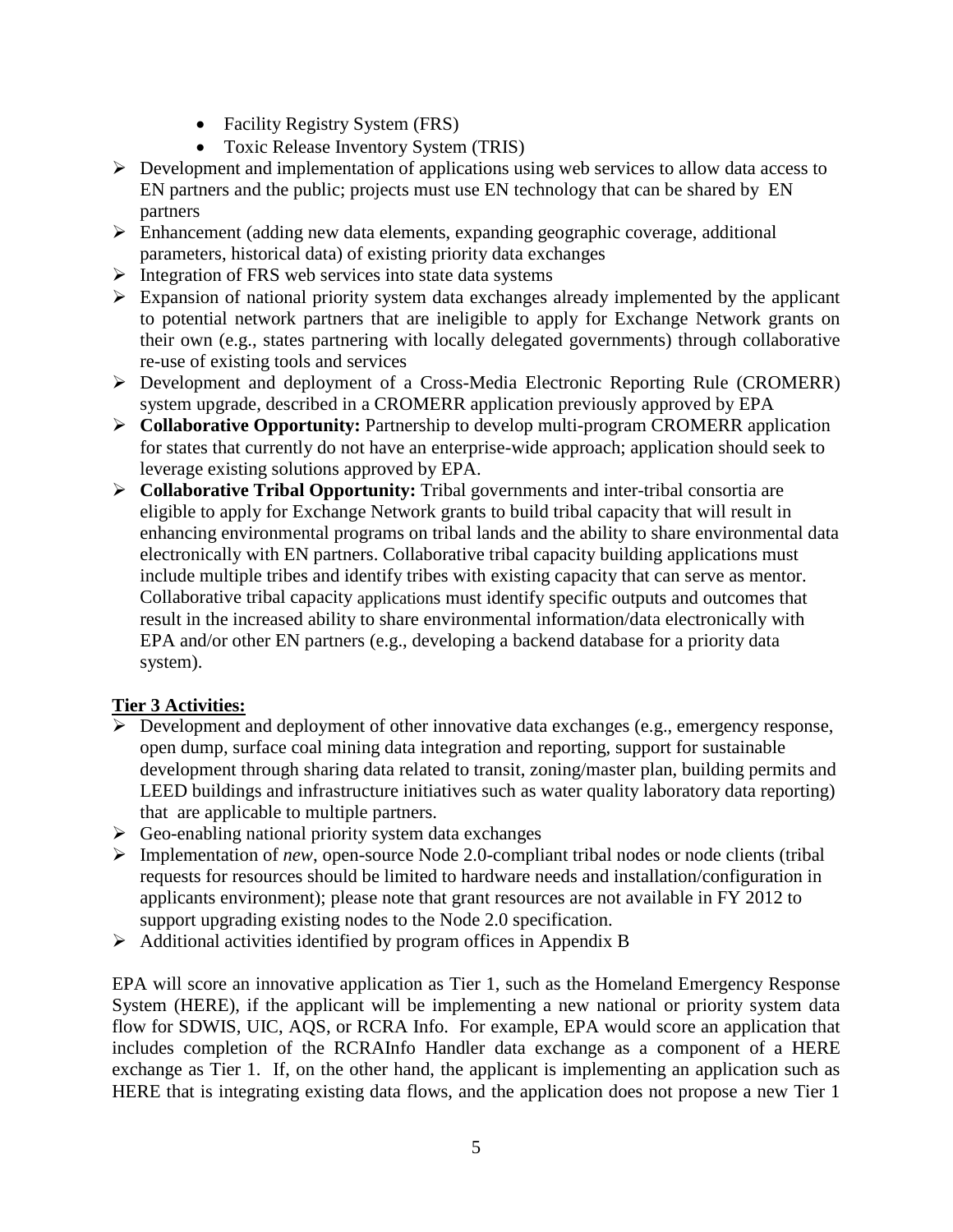- Facility Registry System (FRS)
  - Toxic Release Inventory System (TRIS)
- Development and implementation of applications using web services to allow data access to EN partners and the public; projects must use EN technology that can be shared by EN partners
- Enhancement (adding new data elements, expanding geographic coverage, additional parameters, historical data) of existing priority data exchanges
- Integration of FRS web services into state data systems
- Expansion of national priority system data exchanges already implemented by the applicant to potential network partners that are ineligible to apply for Exchange Network grants on their own (e.g., states partnering with locally delegated governments) through collaborative re-use of existing tools and services
- Development and deployment of a Cross-Media Electronic Reporting Rule (CROMERR) system upgrade, described in a CROMERR application previously approved by EPA
- **Collaborative Opportunity:** Partnership to develop multi-program CROMERR application for states that currently do not have an enterprise-wide approach; application should seek to leverage existing solutions approved by EPA.
- **Collaborative Tribal Opportunity:** Tribal governments and inter-tribal consortia are eligible to apply for Exchange Network grants to build tribal capacity that will result in enhancing environmental programs on tribal lands and the ability to share environmental data electronically with EN partners. Collaborative tribal capacity building applications must include multiple tribes and identify tribes with existing capacity that can serve as mentor. Collaborative tribal capacity applications must identify specific outputs and outcomes that result in the increased ability to share environmental information/data electronically with EPA and/or other EN partners (e.g., developing a backend database for a priority data system).

**Tier 3 Activities:**

- Development and deployment of other innovative data exchanges (e.g., emergency response, open dump, surface coal mining data integration and reporting, support for sustainable development through sharing data related to transit, zoning/master plan, building permits and LEED buildings and infrastructure initiatives such as water quality laboratory data reporting) that are applicable to multiple partners.
- Geo-enabling national priority system data exchanges
- Implementation of *new*, open-source Node 2.0-compliant tribal nodes or node clients (tribal requests for resources should be limited to hardware needs and installation/configuration in applicants environment); please note that grant resources are not available in FY 2012 to support upgrading existing nodes to the Node 2.0 specification.
- Additional activities identified by program offices in Appendix B

EPA will score an innovative application as Tier 1, such as the Homeland Emergency Response System (HERE), if the applicant will be implementing a new national or priority system data flow for SDWIS, UIC, AQS, or RCRA Info. For example, EPA would score an application that includes completion of the RCRAInfo Handler data exchange as a component of a HERE exchange as Tier 1. If, on the other hand, the applicant is implementing an application such as HERE that is integrating existing data flows, and the application does not propose a new Tier 1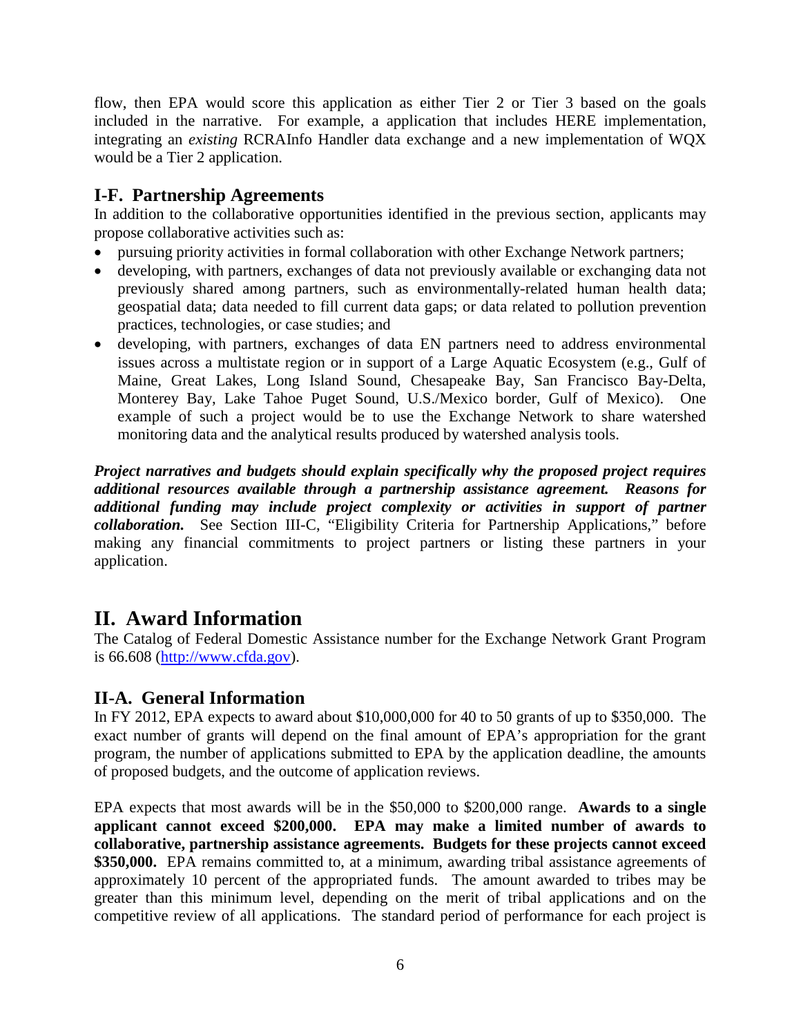flow, then EPA would score this application as either Tier 2 or Tier 3 based on the goals included in the narrative. For example, a application that includes HERE implementation, integrating an *existing* RCRAInfo Handler data exchange and a new implementation of WQX would be a Tier 2 application.

### I-F. Partnership Agreements

In addition to the collaborative opportunities identified in the previous section, applicants may propose collaborative activities such as:

- pursuing priority activities in formal collaboration with other Exchange Network partners;
- developing, with partners, exchanges of data not previously available or exchanging data not previously shared among partners, such as environmentally-related human health data; geospatial data; data needed to fill current data gaps; or data related to pollution prevention practices, technologies, or case studies; and
- developing, with partners, exchanges of data EN partners need to address environmental issues across a multistate region or in support of a Large Aquatic Ecosystem (e.g., Gulf of Maine, Great Lakes, Long Island Sound, Chesapeake Bay, San Francisco Bay-Delta, Monterey Bay, Lake Tahoe Puget Sound, U.S./Mexico border, Gulf of Mexico). One example of such a project would be to use the Exchange Network to share watershed monitoring data and the analytical results produced by watershed analysis tools.

***Project narratives and budgets should explain specifically why the proposed project requires additional resources available through a partnership assistance agreement. Reasons for additional funding may include project complexity or activities in support of partner collaboration.*** See Section III-C, "Eligibility Criteria for Partnership Applications," before making any financial commitments to project partners or listing these partners in your application.

## II. Award Information

The Catalog of Federal Domestic Assistance number for the Exchange Network Grant Program is 66.608 (http://www.cfda.gov).

### II-A. General Information

In FY 2012, EPA expects to award about $10,000,000 for 40 to 50 grants of up to $350,000. The exact number of grants will depend on the final amount of EPA's appropriation for the grant program, the number of applications submitted to EPA by the application deadline, the amounts of proposed budgets, and the outcome of application reviews.

EPA expects that most awards will be in the $50,000 to $200,000 range. **Awards to a single applicant cannot exceed $200,000. EPA may make a limited number of awards to collaborative, partnership assistance agreements. Budgets for these projects cannot exceed $350,000.** EPA remains committed to, at a minimum, awarding tribal assistance agreements of approximately 10 percent of the appropriated funds. The amount awarded to tribes may be greater than this minimum level, depending on the merit of tribal applications and on the competitive review of all applications. The standard period of performance for each project is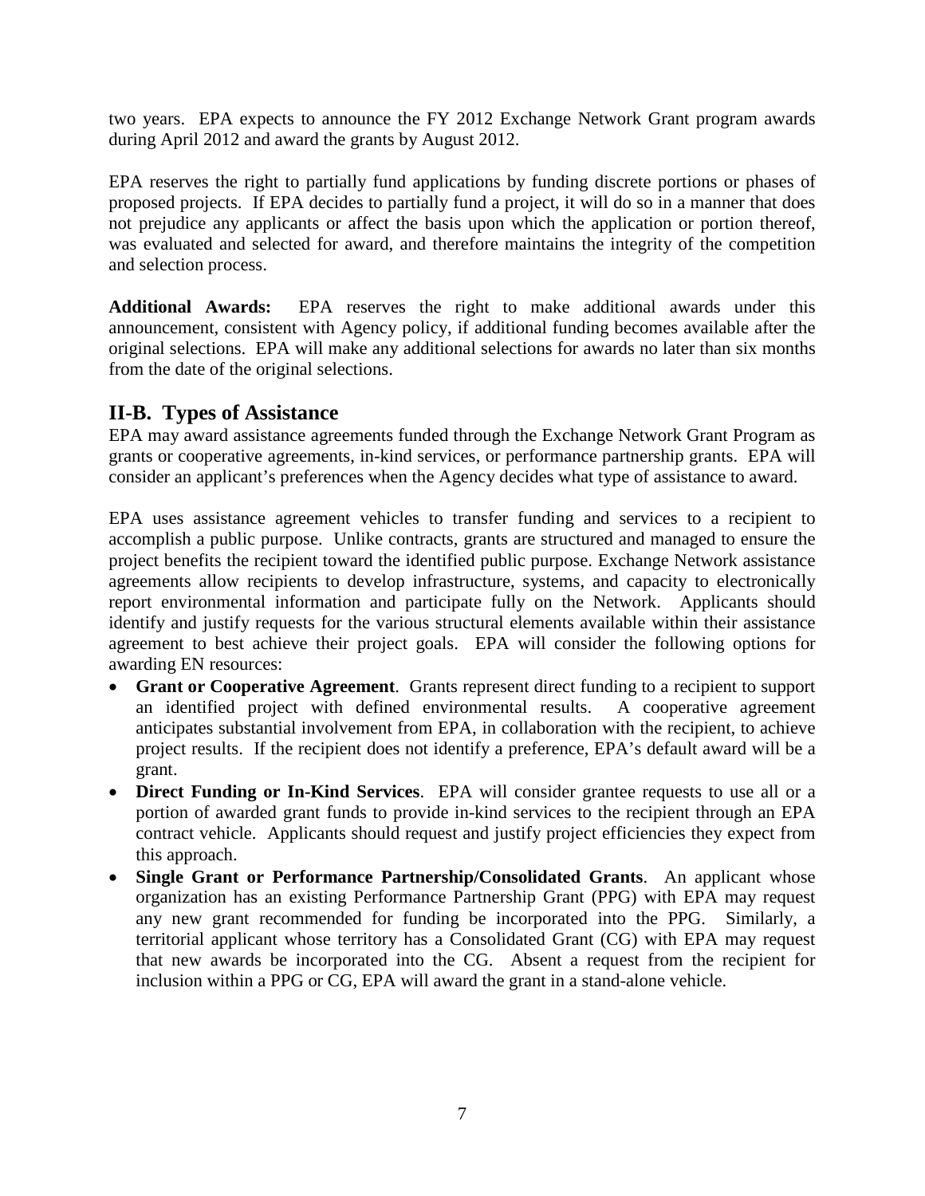two years. EPA expects to announce the FY 2012 Exchange Network Grant program awards during April 2012 and award the grants by August 2012.

EPA reserves the right to partially fund applications by funding discrete portions or phases of proposed projects. If EPA decides to partially fund a project, it will do so in a manner that does not prejudice any applicants or affect the basis upon which the application or portion thereof, was evaluated and selected for award, and therefore maintains the integrity of the competition and selection process.

**Additional Awards:** EPA reserves the right to make additional awards under this announcement, consistent with Agency policy, if additional funding becomes available after the original selections. EPA will make any additional selections for awards no later than six months from the date of the original selections.

## II-B. Types of Assistance

EPA may award assistance agreements funded through the Exchange Network Grant Program as grants or cooperative agreements, in-kind services, or performance partnership grants. EPA will consider an applicant's preferences when the Agency decides what type of assistance to award.

EPA uses assistance agreement vehicles to transfer funding and services to a recipient to accomplish a public purpose. Unlike contracts, grants are structured and managed to ensure the project benefits the recipient toward the identified public purpose. Exchange Network assistance agreements allow recipients to develop infrastructure, systems, and capacity to electronically report environmental information and participate fully on the Network. Applicants should identify and justify requests for the various structural elements available within their assistance agreement to best achieve their project goals. EPA will consider the following options for awarding EN resources:

- **Grant or Cooperative Agreement**. Grants represent direct funding to a recipient to support an identified project with defined environmental results. A cooperative agreement anticipates substantial involvement from EPA, in collaboration with the recipient, to achieve project results. If the recipient does not identify a preference, EPA's default award will be a grant.
- **Direct Funding or In-Kind Services**. EPA will consider grantee requests to use all or a portion of awarded grant funds to provide in-kind services to the recipient through an EPA contract vehicle. Applicants should request and justify project efficiencies they expect from this approach.
- **Single Grant or Performance Partnership/Consolidated Grants**. An applicant whose organization has an existing Performance Partnership Grant (PPG) with EPA may request any new grant recommended for funding be incorporated into the PPG. Similarly, a territorial applicant whose territory has a Consolidated Grant (CG) with EPA may request that new awards be incorporated into the CG. Absent a request from the recipient for inclusion within a PPG or CG, EPA will award the grant in a stand-alone vehicle.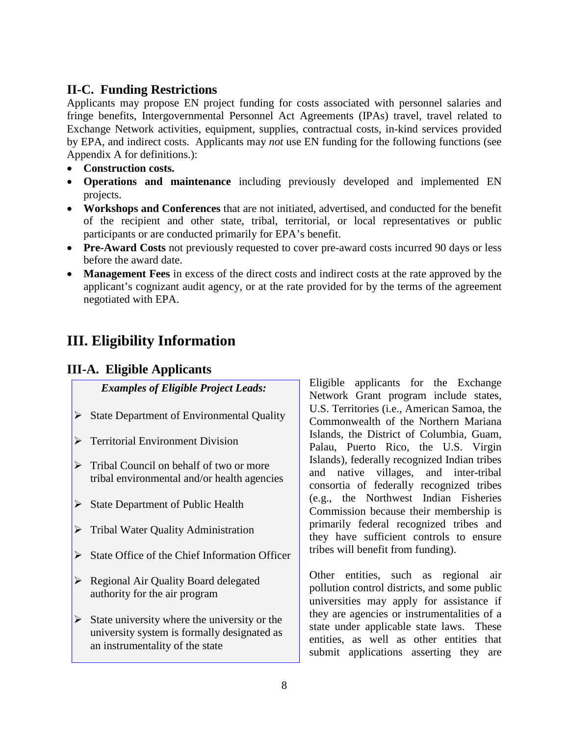### II-C. Funding Restrictions

Applicants may propose EN project funding for costs associated with personnel salaries and fringe benefits, Intergovernmental Personnel Act Agreements (IPAs) travel, travel related to Exchange Network activities, equipment, supplies, contractual costs, in-kind services provided by EPA, and indirect costs. Applicants may *not* use EN funding for the following functions (see Appendix A for definitions.):

- **Construction costs.**
- **Operations and maintenance** including previously developed and implemented EN projects.
- **Workshops and Conferences** that are not initiated, advertised, and conducted for the benefit of the recipient and other state, tribal, territorial, or local representatives or public participants or are conducted primarily for EPA's benefit.
- **Pre-Award Costs** not previously requested to cover pre-award costs incurred 90 days or less before the award date.
- **Management Fees** in excess of the direct costs and indirect costs at the rate approved by the applicant's cognizant audit agency, or at the rate provided for by the terms of the agreement negotiated with EPA.

## III. Eligibility Information

### III-A. Eligible Applicants

***Examples of Eligible Project Leads:***

- State Department of Environmental Quality
- Territorial Environment Division
- Tribal Council on behalf of two or more tribal environmental and/or health agencies
- State Department of Public Health
- Tribal Water Quality Administration
- State Office of the Chief Information Officer
- Regional Air Quality Board delegated authority for the air program
- State university where the university or the university system is formally designated as an instrumentality of the state

Eligible applicants for the Exchange Network Grant program include states, U.S. Territories (i.e., American Samoa, the Commonwealth of the Northern Mariana Islands, the District of Columbia, Guam, Palau, Puerto Rico, the U.S. Virgin Islands), federally recognized Indian tribes and native villages, and inter-tribal consortia of federally recognized tribes (e.g., the Northwest Indian Fisheries Commission because their membership is primarily federal recognized tribes and they have sufficient controls to ensure tribes will benefit from funding).

Other entities, such as regional air pollution control districts, and some public universities may apply for assistance if they are agencies or instrumentalities of a state under applicable state laws. These entities, as well as other entities that submit applications asserting they are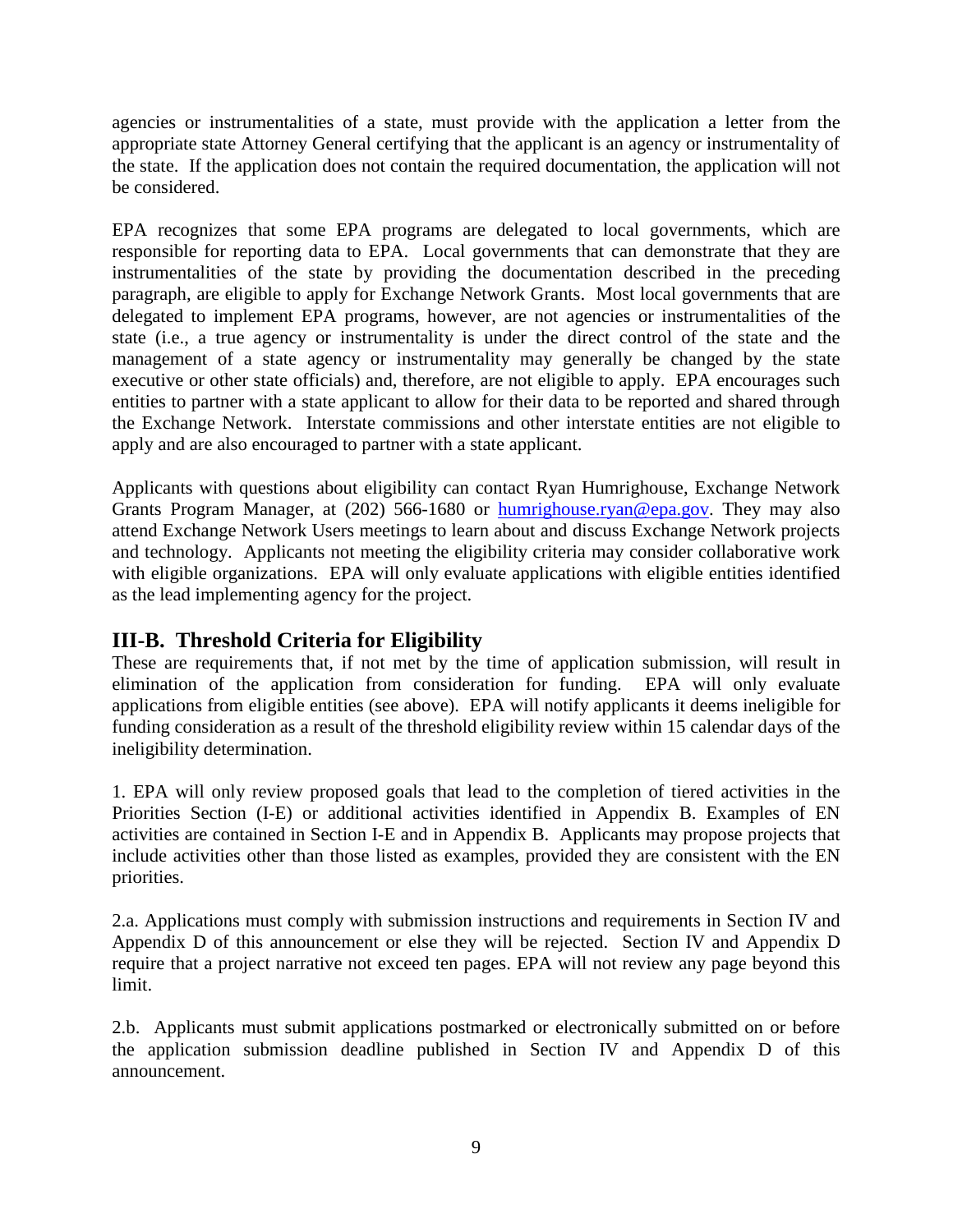agencies or instrumentalities of a state, must provide with the application a letter from the appropriate state Attorney General certifying that the applicant is an agency or instrumentality of the state. If the application does not contain the required documentation, the application will not be considered.

EPA recognizes that some EPA programs are delegated to local governments, which are responsible for reporting data to EPA. Local governments that can demonstrate that they are instrumentalities of the state by providing the documentation described in the preceding paragraph, are eligible to apply for Exchange Network Grants. Most local governments that are delegated to implement EPA programs, however, are not agencies or instrumentalities of the state (i.e., a true agency or instrumentality is under the direct control of the state and the management of a state agency or instrumentality may generally be changed by the state executive or other state officials) and, therefore, are not eligible to apply. EPA encourages such entities to partner with a state applicant to allow for their data to be reported and shared through the Exchange Network. Interstate commissions and other interstate entities are not eligible to apply and are also encouraged to partner with a state applicant.

Applicants with questions about eligibility can contact Ryan Humrighouse, Exchange Network Grants Program Manager, at (202) 566-1680 or [humrighouse.ryan@epa.gov](mailto:humrighouse.ryan@epa.gov). They may also attend Exchange Network Users meetings to learn about and discuss Exchange Network projects and technology. Applicants not meeting the eligibility criteria may consider collaborative work with eligible organizations. EPA will only evaluate applications with eligible entities identified as the lead implementing agency for the project.

## III-B. Threshold Criteria for Eligibility

These are requirements that, if not met by the time of application submission, will result in elimination of the application from consideration for funding. EPA will only evaluate applications from eligible entities (see above). EPA will notify applicants it deems ineligible for funding consideration as a result of the threshold eligibility review within 15 calendar days of the ineligibility determination.

1. EPA will only review proposed goals that lead to the completion of tiered activities in the Priorities Section (I-E) or additional activities identified in Appendix B. Examples of EN activities are contained in Section I-E and in Appendix B. Applicants may propose projects that include activities other than those listed as examples, provided they are consistent with the EN priorities.

2.a. Applications must comply with submission instructions and requirements in Section IV and Appendix D of this announcement or else they will be rejected. Section IV and Appendix D require that a project narrative not exceed ten pages. EPA will not review any page beyond this limit.

2.b. Applicants must submit applications postmarked or electronically submitted on or before the application submission deadline published in Section IV and Appendix D of this announcement.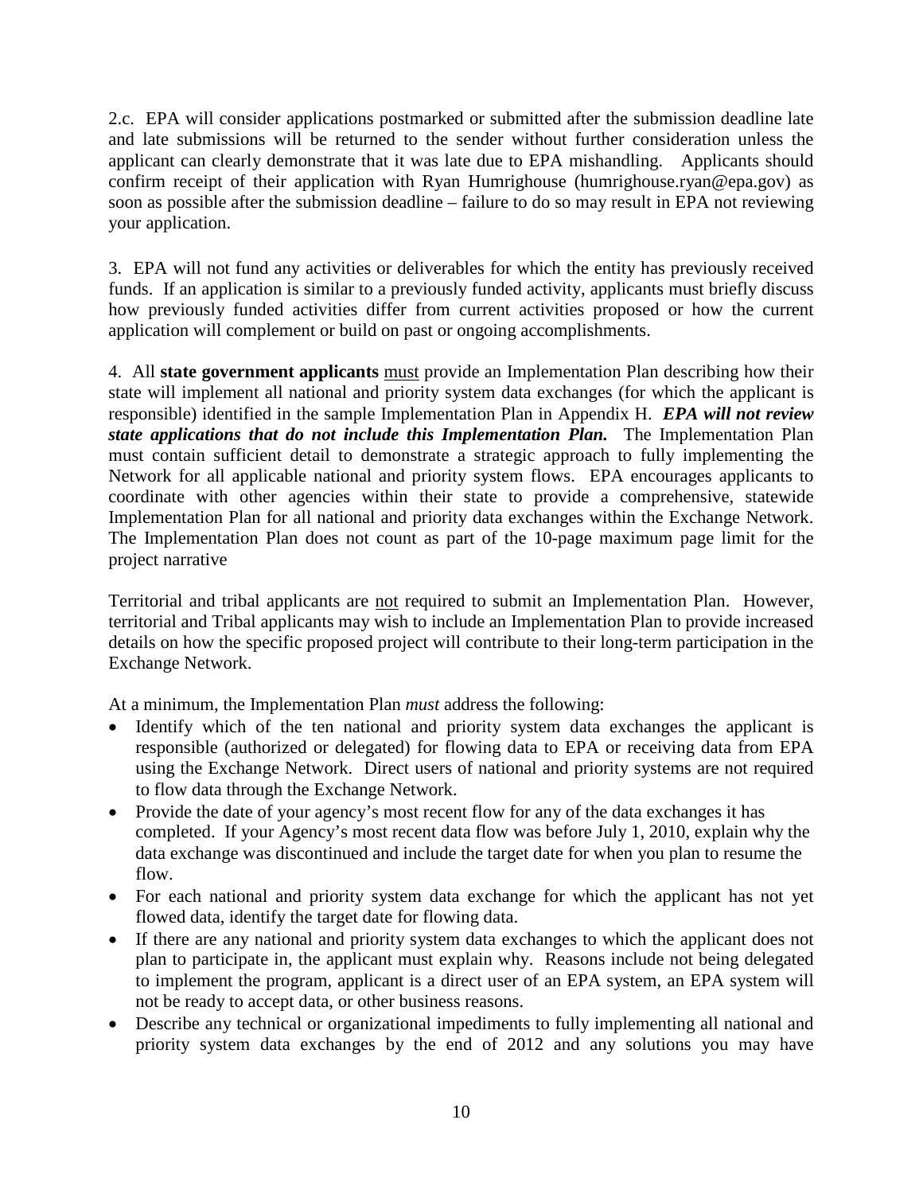2.c. EPA will consider applications postmarked or submitted after the submission deadline late and late submissions will be returned to the sender without further consideration unless the applicant can clearly demonstrate that it was late due to EPA mishandling. Applicants should confirm receipt of their application with Ryan Humrighouse (humrighouse.ryan@epa.gov) as soon as possible after the submission deadline – failure to do so may result in EPA not reviewing your application.

3. EPA will not fund any activities or deliverables for which the entity has previously received funds. If an application is similar to a previously funded activity, applicants must briefly discuss how previously funded activities differ from current activities proposed or how the current application will complement or build on past or ongoing accomplishments.

4. All **state government applicants** <u>must</u> provide an Implementation Plan describing how their state will implement all national and priority system data exchanges (for which the applicant is responsible) identified in the sample Implementation Plan in Appendix H. ***EPA will not review state applications that do not include this Implementation Plan.*** The Implementation Plan must contain sufficient detail to demonstrate a strategic approach to fully implementing the Network for all applicable national and priority system flows. EPA encourages applicants to coordinate with other agencies within their state to provide a comprehensive, statewide Implementation Plan for all national and priority data exchanges within the Exchange Network. The Implementation Plan does not count as part of the 10-page maximum page limit for the project narrative

Territorial and tribal applicants are <u>not</u> required to submit an Implementation Plan. However, territorial and Tribal applicants may wish to include an Implementation Plan to provide increased details on how the specific proposed project will contribute to their long-term participation in the Exchange Network.

At a minimum, the Implementation Plan *must* address the following:

- Identify which of the ten national and priority system data exchanges the applicant is responsible (authorized or delegated) for flowing data to EPA or receiving data from EPA using the Exchange Network. Direct users of national and priority systems are not required to flow data through the Exchange Network.
- Provide the date of your agency's most recent flow for any of the data exchanges it has completed. If your Agency's most recent data flow was before July 1, 2010, explain why the data exchange was discontinued and include the target date for when you plan to resume the flow.
- For each national and priority system data exchange for which the applicant has not yet flowed data, identify the target date for flowing data.
- If there are any national and priority system data exchanges to which the applicant does not plan to participate in, the applicant must explain why. Reasons include not being delegated to implement the program, applicant is a direct user of an EPA system, an EPA system will not be ready to accept data, or other business reasons.
- Describe any technical or organizational impediments to fully implementing all national and priority system data exchanges by the end of 2012 and any solutions you may have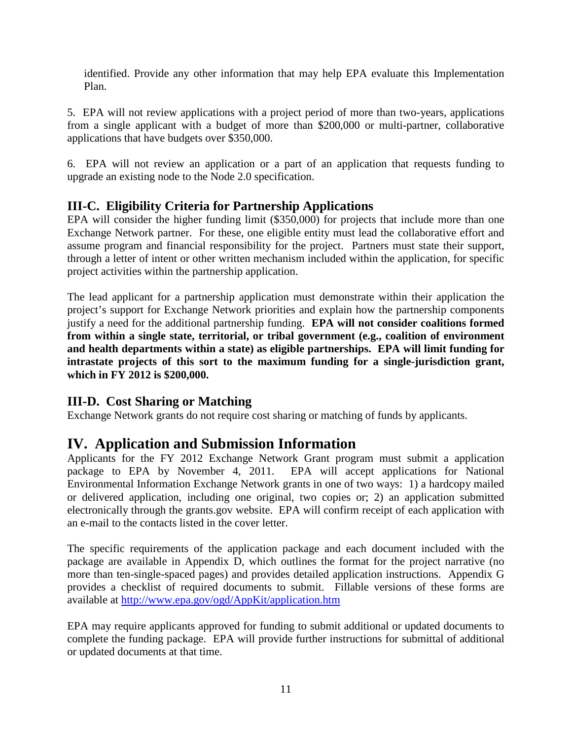identified. Provide any other information that may help EPA evaluate this Implementation Plan.

5. EPA will not review applications with a project period of more than two-years, applications from a single applicant with a budget of more than $200,000 or multi-partner, collaborative applications that have budgets over $350,000.

6. EPA will not review an application or a part of an application that requests funding to upgrade an existing node to the Node 2.0 specification.

## III-C. Eligibility Criteria for Partnership Applications

EPA will consider the higher funding limit ($350,000) for projects that include more than one Exchange Network partner. For these, one eligible entity must lead the collaborative effort and assume program and financial responsibility for the project. Partners must state their support, through a letter of intent or other written mechanism included within the application, for specific project activities within the partnership application.

The lead applicant for a partnership application must demonstrate within their application the project's support for Exchange Network priorities and explain how the partnership components justify a need for the additional partnership funding. **EPA will not consider coalitions formed from within a single state, territorial, or tribal government (e.g., coalition of environment and health departments within a state) as eligible partnerships. EPA will limit funding for intrastate projects of this sort to the maximum funding for a single-jurisdiction grant, which in FY 2012 is $200,000.**

## III-D. Cost Sharing or Matching

Exchange Network grants do not require cost sharing or matching of funds by applicants.

# IV. Application and Submission Information

Applicants for the FY 2012 Exchange Network Grant program must submit a application package to EPA by November 4, 2011. EPA will accept applications for National Environmental Information Exchange Network grants in one of two ways: 1) a hardcopy mailed or delivered application, including one original, two copies or; 2) an application submitted electronically through the grants.gov website. EPA will confirm receipt of each application with an e-mail to the contacts listed in the cover letter.

The specific requirements of the application package and each document included with the package are available in Appendix D, which outlines the format for the project narrative (no more than ten-single-spaced pages) and provides detailed application instructions. Appendix G provides a checklist of required documents to submit. Fillable versions of these forms are available at http://www.epa.gov/ogd/AppKit/application.htm

EPA may require applicants approved for funding to submit additional or updated documents to complete the funding package. EPA will provide further instructions for submittal of additional or updated documents at that time.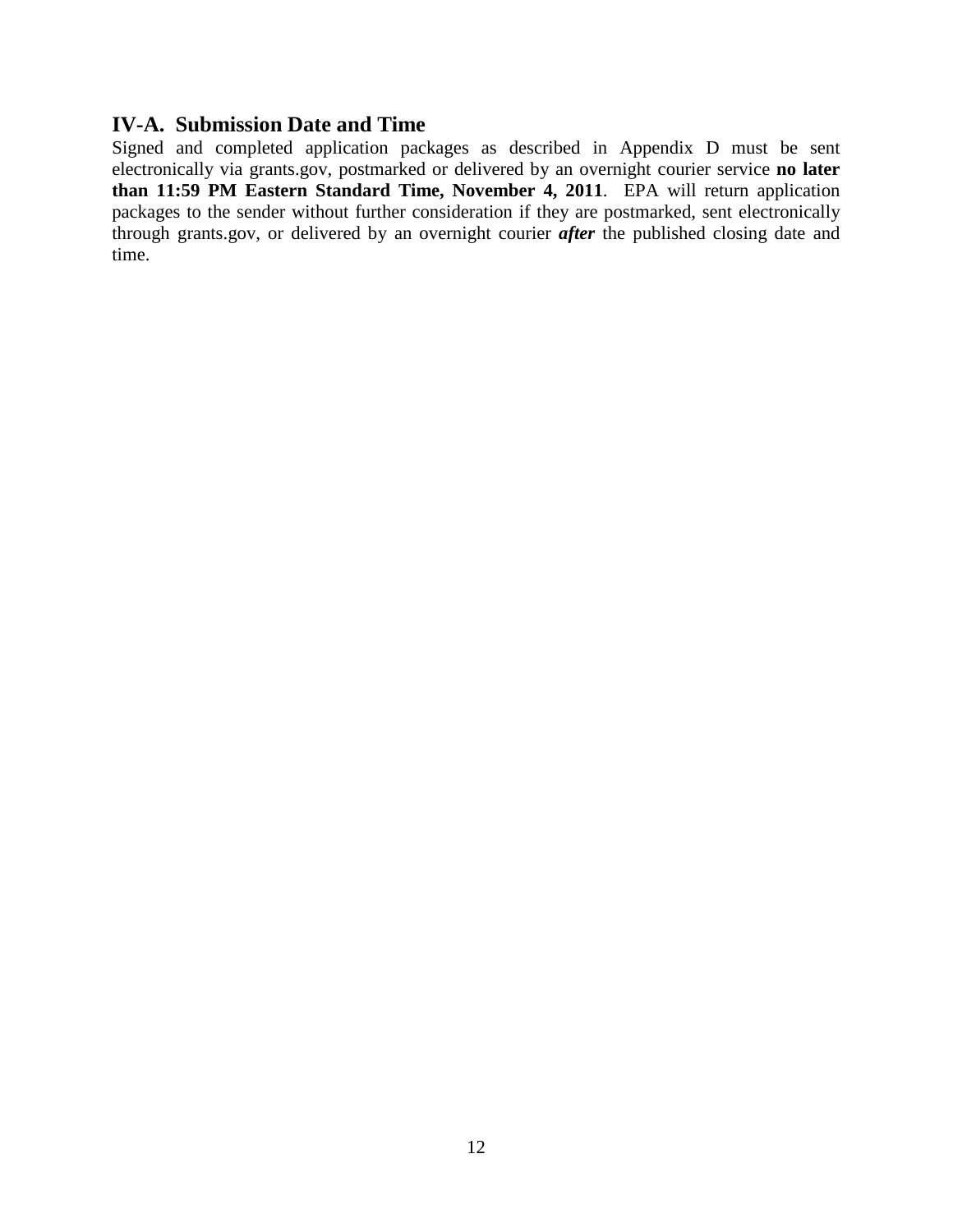## IV-A. Submission Date and Time

Signed and completed application packages as described in Appendix D must be sent electronically via grants.gov, postmarked or delivered by an overnight courier service **no later than 11:59 PM Eastern Standard Time, November 4, 2011**. EPA will return application packages to the sender without further consideration if they are postmarked, sent electronically through grants.gov, or delivered by an overnight courier ***after*** the published closing date and time.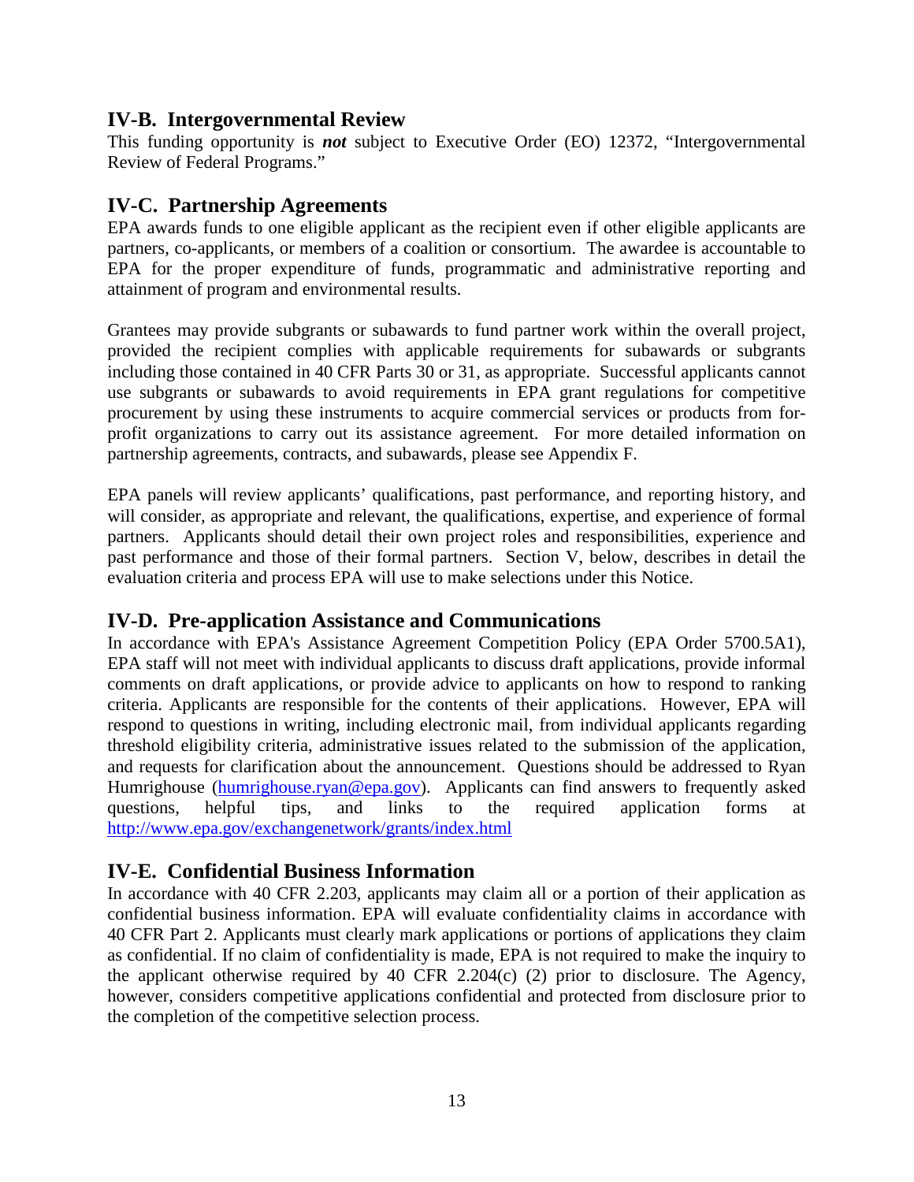## IV-B. Intergovernmental Review

This funding opportunity is ***not*** subject to Executive Order (EO) 12372, "Intergovernmental Review of Federal Programs."

## IV-C. Partnership Agreements

EPA awards funds to one eligible applicant as the recipient even if other eligible applicants are partners, co-applicants, or members of a coalition or consortium. The awardee is accountable to EPA for the proper expenditure of funds, programmatic and administrative reporting and attainment of program and environmental results.

Grantees may provide subgrants or subawards to fund partner work within the overall project, provided the recipient complies with applicable requirements for subawards or subgrants including those contained in 40 CFR Parts 30 or 31, as appropriate. Successful applicants cannot use subgrants or subawards to avoid requirements in EPA grant regulations for competitive procurement by using these instruments to acquire commercial services or products from for-profit organizations to carry out its assistance agreement. For more detailed information on partnership agreements, contracts, and subawards, please see Appendix F.

EPA panels will review applicants' qualifications, past performance, and reporting history, and will consider, as appropriate and relevant, the qualifications, expertise, and experience of formal partners. Applicants should detail their own project roles and responsibilities, experience and past performance and those of their formal partners. Section V, below, describes in detail the evaluation criteria and process EPA will use to make selections under this Notice.

## IV-D. Pre-application Assistance and Communications

In accordance with EPA's Assistance Agreement Competition Policy (EPA Order 5700.5A1), EPA staff will not meet with individual applicants to discuss draft applications, provide informal comments on draft applications, or provide advice to applicants on how to respond to ranking criteria. Applicants are responsible for the contents of their applications. However, EPA will respond to questions in writing, including electronic mail, from individual applicants regarding threshold eligibility criteria, administrative issues related to the submission of the application, and requests for clarification about the announcement. Questions should be addressed to Ryan Humrighouse (humrighouse.ryan@epa.gov). Applicants can find answers to frequently asked questions, helpful tips, and links to the required application forms at http://www.epa.gov/exchangenetwork/grants/index.html

## IV-E. Confidential Business Information

In accordance with 40 CFR 2.203, applicants may claim all or a portion of their application as confidential business information. EPA will evaluate confidentiality claims in accordance with 40 CFR Part 2. Applicants must clearly mark applications or portions of applications they claim as confidential. If no claim of confidentiality is made, EPA is not required to make the inquiry to the applicant otherwise required by 40 CFR 2.204(c) (2) prior to disclosure. The Agency, however, considers competitive applications confidential and protected from disclosure prior to the completion of the competitive selection process.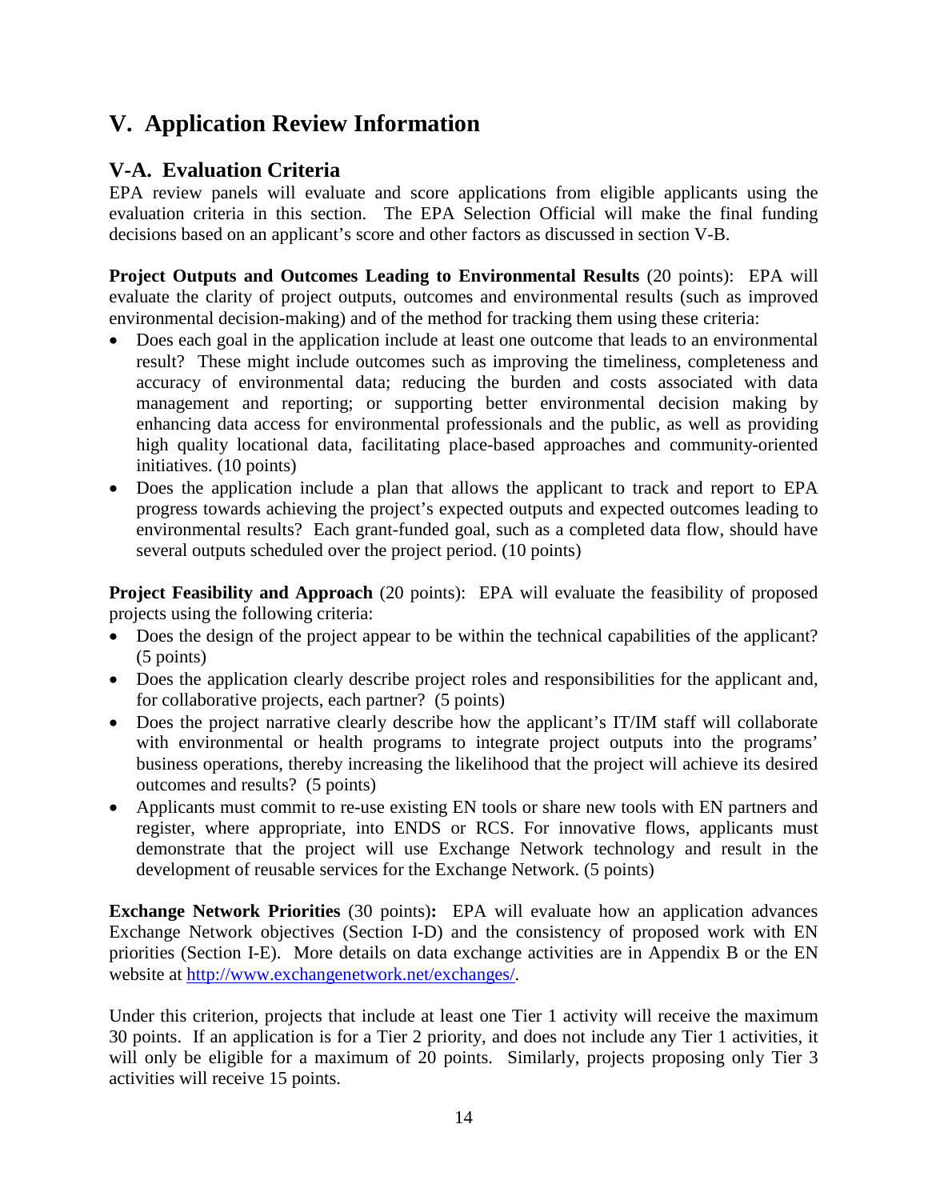# V. Application Review Information

## V-A. Evaluation Criteria

EPA review panels will evaluate and score applications from eligible applicants using the evaluation criteria in this section. The EPA Selection Official will make the final funding decisions based on an applicant's score and other factors as discussed in section V-B.

**Project Outputs and Outcomes Leading to Environmental Results** (20 points): EPA will evaluate the clarity of project outputs, outcomes and environmental results (such as improved environmental decision-making) and of the method for tracking them using these criteria:

- Does each goal in the application include at least one outcome that leads to an environmental result? These might include outcomes such as improving the timeliness, completeness and accuracy of environmental data; reducing the burden and costs associated with data management and reporting; or supporting better environmental decision making by enhancing data access for environmental professionals and the public, as well as providing high quality locational data, facilitating place-based approaches and community-oriented initiatives. (10 points)
- Does the application include a plan that allows the applicant to track and report to EPA progress towards achieving the project's expected outputs and expected outcomes leading to environmental results? Each grant-funded goal, such as a completed data flow, should have several outputs scheduled over the project period. (10 points)

**Project Feasibility and Approach** (20 points): EPA will evaluate the feasibility of proposed projects using the following criteria:

- Does the design of the project appear to be within the technical capabilities of the applicant? (5 points)
- Does the application clearly describe project roles and responsibilities for the applicant and, for collaborative projects, each partner? (5 points)
- Does the project narrative clearly describe how the applicant's IT/IM staff will collaborate with environmental or health programs to integrate project outputs into the programs' business operations, thereby increasing the likelihood that the project will achieve its desired outcomes and results? (5 points)
- Applicants must commit to re-use existing EN tools or share new tools with EN partners and register, where appropriate, into ENDS or RCS. For innovative flows, applicants must demonstrate that the project will use Exchange Network technology and result in the development of reusable services for the Exchange Network. (5 points)

**Exchange Network Priorities** (30 points)**:** EPA will evaluate how an application advances Exchange Network objectives (Section I-D) and the consistency of proposed work with EN priorities (Section I-E). More details on data exchange activities are in Appendix B or the EN website at http://www.exchangenetwork.net/exchanges/.

Under this criterion, projects that include at least one Tier 1 activity will receive the maximum 30 points. If an application is for a Tier 2 priority, and does not include any Tier 1 activities, it will only be eligible for a maximum of 20 points. Similarly, projects proposing only Tier 3 activities will receive 15 points.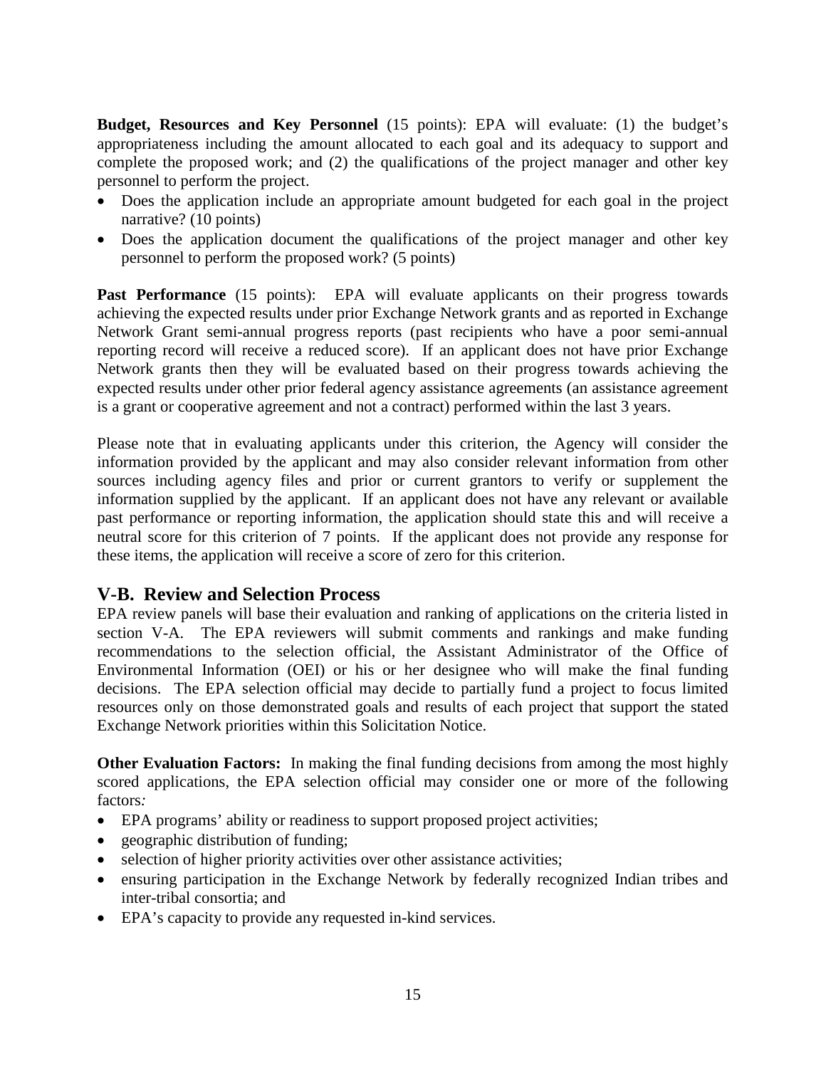**Budget, Resources and Key Personnel** (15 points): EPA will evaluate: (1) the budget's appropriateness including the amount allocated to each goal and its adequacy to support and complete the proposed work; and (2) the qualifications of the project manager and other key personnel to perform the project.

- Does the application include an appropriate amount budgeted for each goal in the project narrative? (10 points)
- Does the application document the qualifications of the project manager and other key personnel to perform the proposed work? (5 points)

**Past Performance** (15 points): EPA will evaluate applicants on their progress towards achieving the expected results under prior Exchange Network grants and as reported in Exchange Network Grant semi-annual progress reports (past recipients who have a poor semi-annual reporting record will receive a reduced score). If an applicant does not have prior Exchange Network grants then they will be evaluated based on their progress towards achieving the expected results under other prior federal agency assistance agreements (an assistance agreement is a grant or cooperative agreement and not a contract) performed within the last 3 years.

Please note that in evaluating applicants under this criterion, the Agency will consider the information provided by the applicant and may also consider relevant information from other sources including agency files and prior or current grantors to verify or supplement the information supplied by the applicant. If an applicant does not have any relevant or available past performance or reporting information, the application should state this and will receive a neutral score for this criterion of 7 points. If the applicant does not provide any response for these items, the application will receive a score of zero for this criterion.

## V-B. Review and Selection Process

EPA review panels will base their evaluation and ranking of applications on the criteria listed in section V-A. The EPA reviewers will submit comments and rankings and make funding recommendations to the selection official, the Assistant Administrator of the Office of Environmental Information (OEI) or his or her designee who will make the final funding decisions. The EPA selection official may decide to partially fund a project to focus limited resources only on those demonstrated goals and results of each project that support the stated Exchange Network priorities within this Solicitation Notice.

**Other Evaluation Factors:** In making the final funding decisions from among the most highly scored applications, the EPA selection official may consider one or more of the following factors*:*

- EPA programs' ability or readiness to support proposed project activities;
- geographic distribution of funding;
- selection of higher priority activities over other assistance activities;
- ensuring participation in the Exchange Network by federally recognized Indian tribes and inter-tribal consortia; and
- EPA's capacity to provide any requested in-kind services.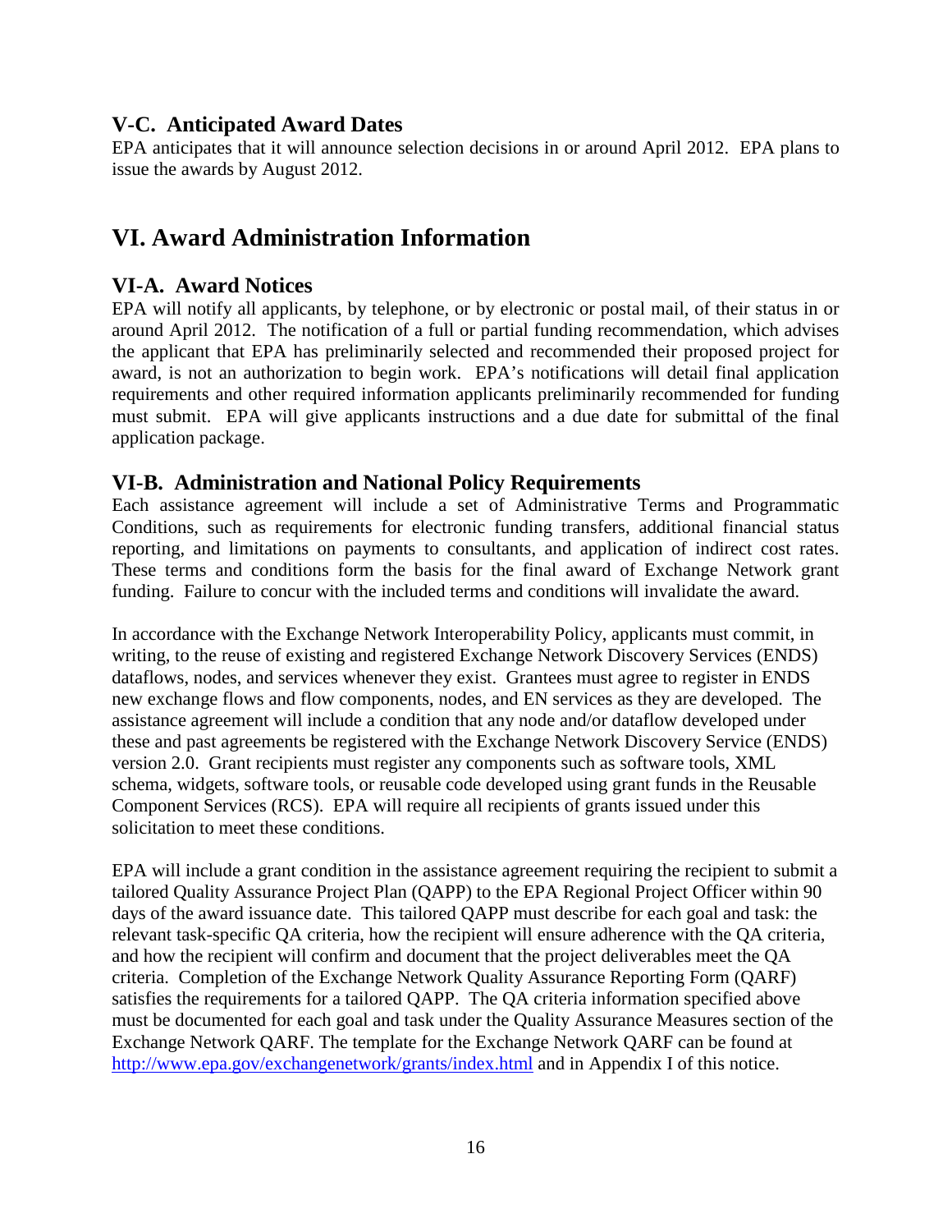### V-C. Anticipated Award Dates

EPA anticipates that it will announce selection decisions in or around April 2012. EPA plans to issue the awards by August 2012.

## VI. Award Administration Information

### VI-A. Award Notices

EPA will notify all applicants, by telephone, or by electronic or postal mail, of their status in or around April 2012. The notification of a full or partial funding recommendation, which advises the applicant that EPA has preliminarily selected and recommended their proposed project for award, is not an authorization to begin work. EPA's notifications will detail final application requirements and other required information applicants preliminarily recommended for funding must submit. EPA will give applicants instructions and a due date for submittal of the final application package.

### VI-B. Administration and National Policy Requirements

Each assistance agreement will include a set of Administrative Terms and Programmatic Conditions, such as requirements for electronic funding transfers, additional financial status reporting, and limitations on payments to consultants, and application of indirect cost rates. These terms and conditions form the basis for the final award of Exchange Network grant funding. Failure to concur with the included terms and conditions will invalidate the award.

In accordance with the Exchange Network Interoperability Policy, applicants must commit, in writing, to the reuse of existing and registered Exchange Network Discovery Services (ENDS) dataflows, nodes, and services whenever they exist. Grantees must agree to register in ENDS new exchange flows and flow components, nodes, and EN services as they are developed. The assistance agreement will include a condition that any node and/or dataflow developed under these and past agreements be registered with the Exchange Network Discovery Service (ENDS) version 2.0. Grant recipients must register any components such as software tools, XML schema, widgets, software tools, or reusable code developed using grant funds in the Reusable Component Services (RCS). EPA will require all recipients of grants issued under this solicitation to meet these conditions.

EPA will include a grant condition in the assistance agreement requiring the recipient to submit a tailored Quality Assurance Project Plan (QAPP) to the EPA Regional Project Officer within 90 days of the award issuance date. This tailored QAPP must describe for each goal and task: the relevant task-specific QA criteria, how the recipient will ensure adherence with the QA criteria, and how the recipient will confirm and document that the project deliverables meet the QA criteria. Completion of the Exchange Network Quality Assurance Reporting Form (QARF) satisfies the requirements for a tailored QAPP. The QA criteria information specified above must be documented for each goal and task under the Quality Assurance Measures section of the Exchange Network QARF. The template for the Exchange Network QARF can be found at http://www.epa.gov/exchangenetwork/grants/index.html and in Appendix I of this notice.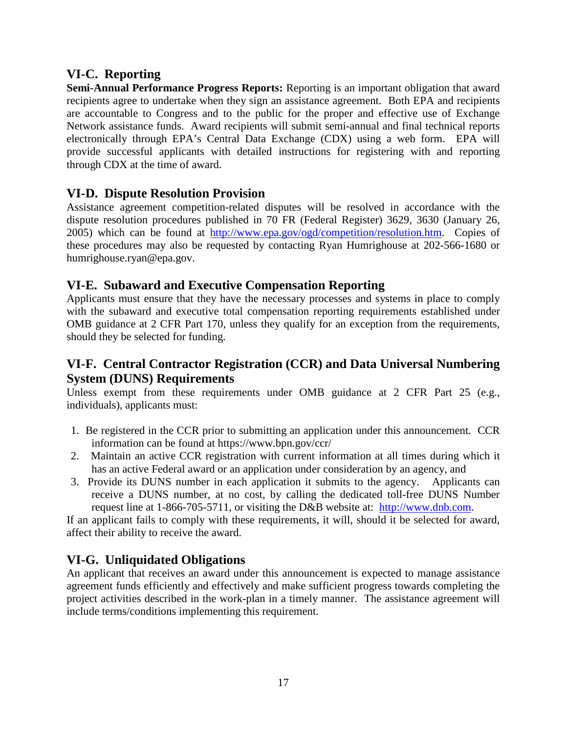## VI-C. Reporting

**Semi-Annual Performance Progress Reports:** Reporting is an important obligation that award recipients agree to undertake when they sign an assistance agreement. Both EPA and recipients are accountable to Congress and to the public for the proper and effective use of Exchange Network assistance funds. Award recipients will submit semi-annual and final technical reports electronically through EPA's Central Data Exchange (CDX) using a web form. EPA will provide successful applicants with detailed instructions for registering with and reporting through CDX at the time of award.

## VI-D. Dispute Resolution Provision

Assistance agreement competition-related disputes will be resolved in accordance with the dispute resolution procedures published in 70 FR (Federal Register) 3629, 3630 (January 26, 2005) which can be found at http://www.epa.gov/ogd/competition/resolution.htm. Copies of these procedures may also be requested by contacting Ryan Humrighouse at 202-566-1680 or humrighouse.ryan@epa.gov.

## VI-E. Subaward and Executive Compensation Reporting

Applicants must ensure that they have the necessary processes and systems in place to comply with the subaward and executive total compensation reporting requirements established under OMB guidance at 2 CFR Part 170, unless they qualify for an exception from the requirements, should they be selected for funding.

## VI-F. Central Contractor Registration (CCR) and Data Universal Numbering System (DUNS) Requirements

Unless exempt from these requirements under OMB guidance at 2 CFR Part 25 (e.g., individuals), applicants must:

1. Be registered in the CCR prior to submitting an application under this announcement. CCR information can be found at https://www.bpn.gov/ccr/
2. Maintain an active CCR registration with current information at all times during which it has an active Federal award or an application under consideration by an agency, and
3. Provide its DUNS number in each application it submits to the agency. Applicants can receive a DUNS number, at no cost, by calling the dedicated toll-free DUNS Number request line at 1-866-705-5711, or visiting the D&B website at: http://www.dnb.com.

If an applicant fails to comply with these requirements, it will, should it be selected for award, affect their ability to receive the award.

## VI-G. Unliquidated Obligations

An applicant that receives an award under this announcement is expected to manage assistance agreement funds efficiently and effectively and make sufficient progress towards completing the project activities described in the work-plan in a timely manner. The assistance agreement will include terms/conditions implementing this requirement.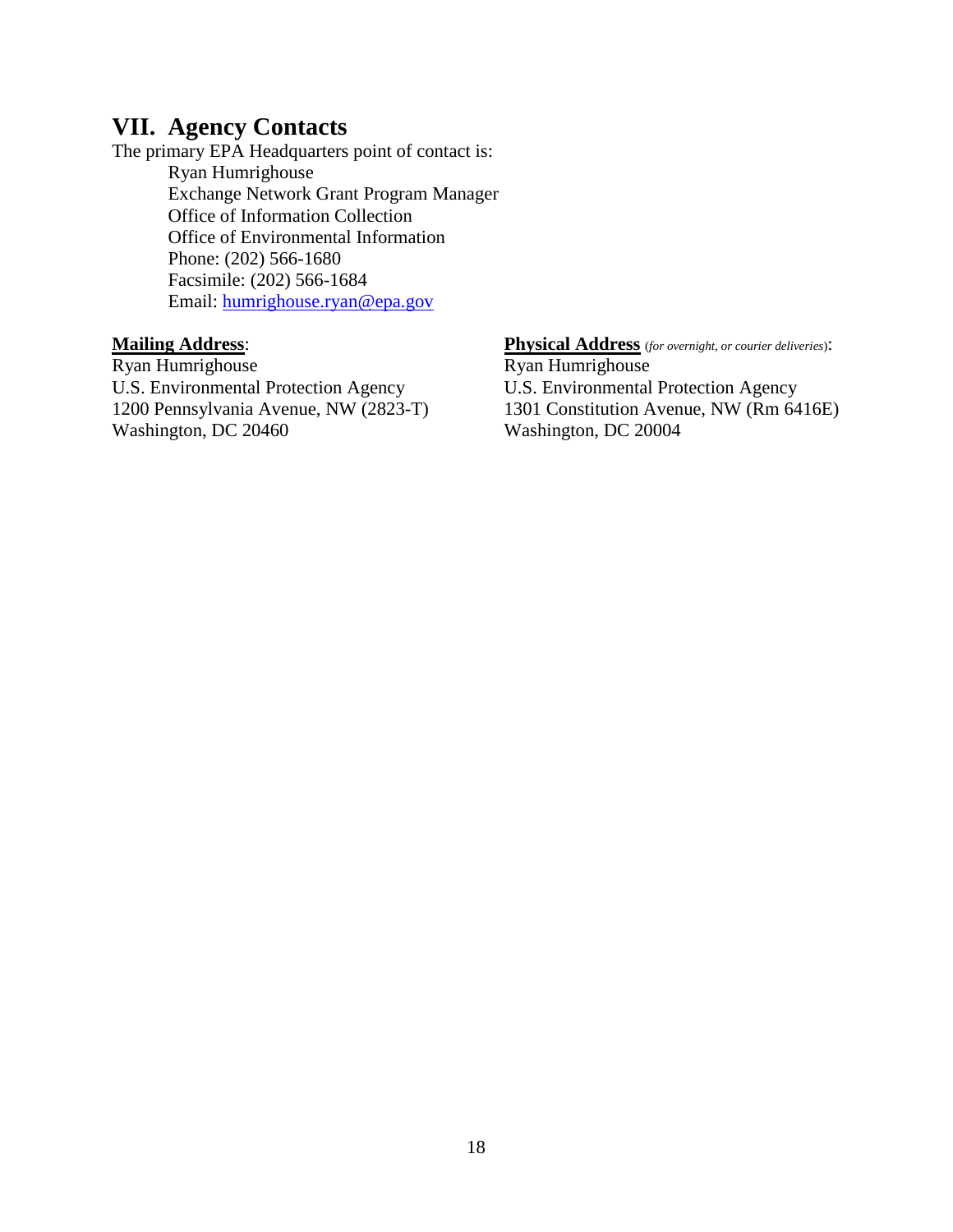## VII. Agency Contacts

The primary EPA Headquarters point of contact is:

Ryan Humrighouse
Exchange Network Grant Program Manager
Office of Information Collection
Office of Environmental Information
Phone: (202) 566-1680
Facsimile: (202) 566-1684
Email: [humrighouse.ryan@epa.gov](mailto:humrighouse.ryan@epa.gov)

**Mailing Address**:
Ryan Humrighouse
U.S. Environmental Protection Agency
1200 Pennsylvania Avenue, NW (2823-T)
Washington, DC 20460

**Physical Address** (*for overnight, or courier deliveries*):
Ryan Humrighouse
U.S. Environmental Protection Agency
1301 Constitution Avenue, NW (Rm 6416E)
Washington, DC 20004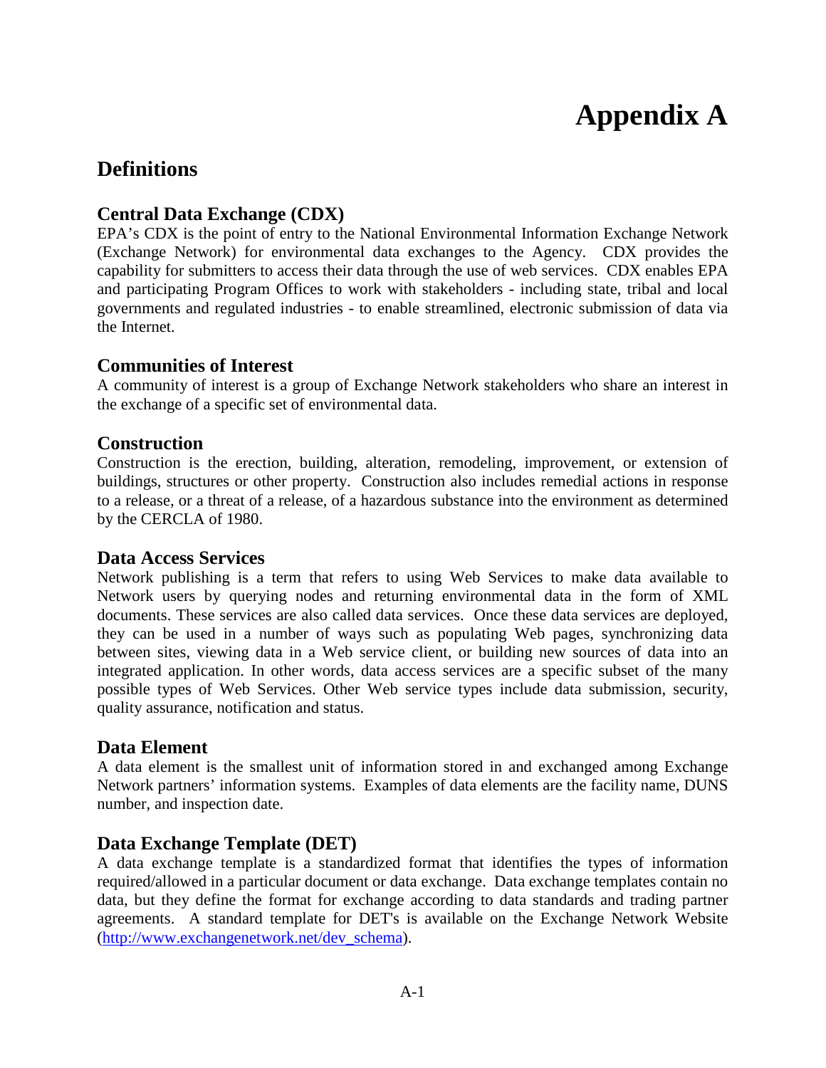# Appendix A

## Definitions

### Central Data Exchange (CDX)

EPA's CDX is the point of entry to the National Environmental Information Exchange Network (Exchange Network) for environmental data exchanges to the Agency. CDX provides the capability for submitters to access their data through the use of web services. CDX enables EPA and participating Program Offices to work with stakeholders - including state, tribal and local governments and regulated industries - to enable streamlined, electronic submission of data via the Internet.

### Communities of Interest

A community of interest is a group of Exchange Network stakeholders who share an interest in the exchange of a specific set of environmental data.

### Construction

Construction is the erection, building, alteration, remodeling, improvement, or extension of buildings, structures or other property. Construction also includes remedial actions in response to a release, or a threat of a release, of a hazardous substance into the environment as determined by the CERCLA of 1980.

### Data Access Services

Network publishing is a term that refers to using Web Services to make data available to Network users by querying nodes and returning environmental data in the form of XML documents. These services are also called data services. Once these data services are deployed, they can be used in a number of ways such as populating Web pages, synchronizing data between sites, viewing data in a Web service client, or building new sources of data into an integrated application. In other words, data access services are a specific subset of the many possible types of Web Services. Other Web service types include data submission, security, quality assurance, notification and status.

### Data Element

A data element is the smallest unit of information stored in and exchanged among Exchange Network partners' information systems. Examples of data elements are the facility name, DUNS number, and inspection date.

### Data Exchange Template (DET)

A data exchange template is a standardized format that identifies the types of information required/allowed in a particular document or data exchange. Data exchange templates contain no data, but they define the format for exchange according to data standards and trading partner agreements. A standard template for DET's is available on the Exchange Network Website (http://www.exchangenetwork.net/dev_schema).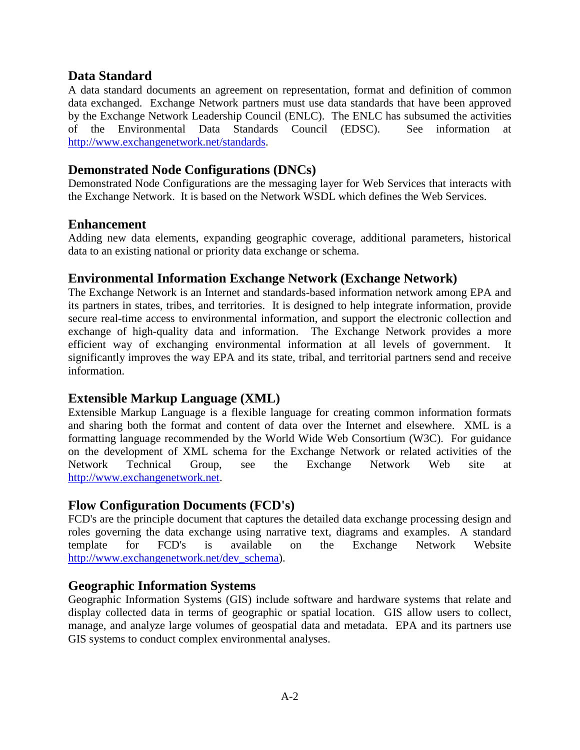### Data Standard

A data standard documents an agreement on representation, format and definition of common data exchanged. Exchange Network partners must use data standards that have been approved by the Exchange Network Leadership Council (ENLC). The ENLC has subsumed the activities of the Environmental Data Standards Council (EDSC). See information at http://www.exchangenetwork.net/standards.

### Demonstrated Node Configurations (DNCs)

Demonstrated Node Configurations are the messaging layer for Web Services that interacts with the Exchange Network. It is based on the Network WSDL which defines the Web Services.

### Enhancement

Adding new data elements, expanding geographic coverage, additional parameters, historical data to an existing national or priority data exchange or schema.

### Environmental Information Exchange Network (Exchange Network)

The Exchange Network is an Internet and standards-based information network among EPA and its partners in states, tribes, and territories. It is designed to help integrate information, provide secure real-time access to environmental information, and support the electronic collection and exchange of high-quality data and information. The Exchange Network provides a more efficient way of exchanging environmental information at all levels of government. It significantly improves the way EPA and its state, tribal, and territorial partners send and receive information.

### Extensible Markup Language (XML)

Extensible Markup Language is a flexible language for creating common information formats and sharing both the format and content of data over the Internet and elsewhere. XML is a formatting language recommended by the World Wide Web Consortium (W3C). For guidance on the development of XML schema for the Exchange Network or related activities of the Network Technical Group, see the Exchange Network Web site at http://www.exchangenetwork.net.

### Flow Configuration Documents (FCD's)

FCD's are the principle document that captures the detailed data exchange processing design and roles governing the data exchange using narrative text, diagrams and examples. A standard template for FCD's is available on the Exchange Network Website http://www.exchangenetwork.net/dev_schema).

### Geographic Information Systems

Geographic Information Systems (GIS) include software and hardware systems that relate and display collected data in terms of geographic or spatial location. GIS allow users to collect, manage, and analyze large volumes of geospatial data and metadata. EPA and its partners use GIS systems to conduct complex environmental analyses.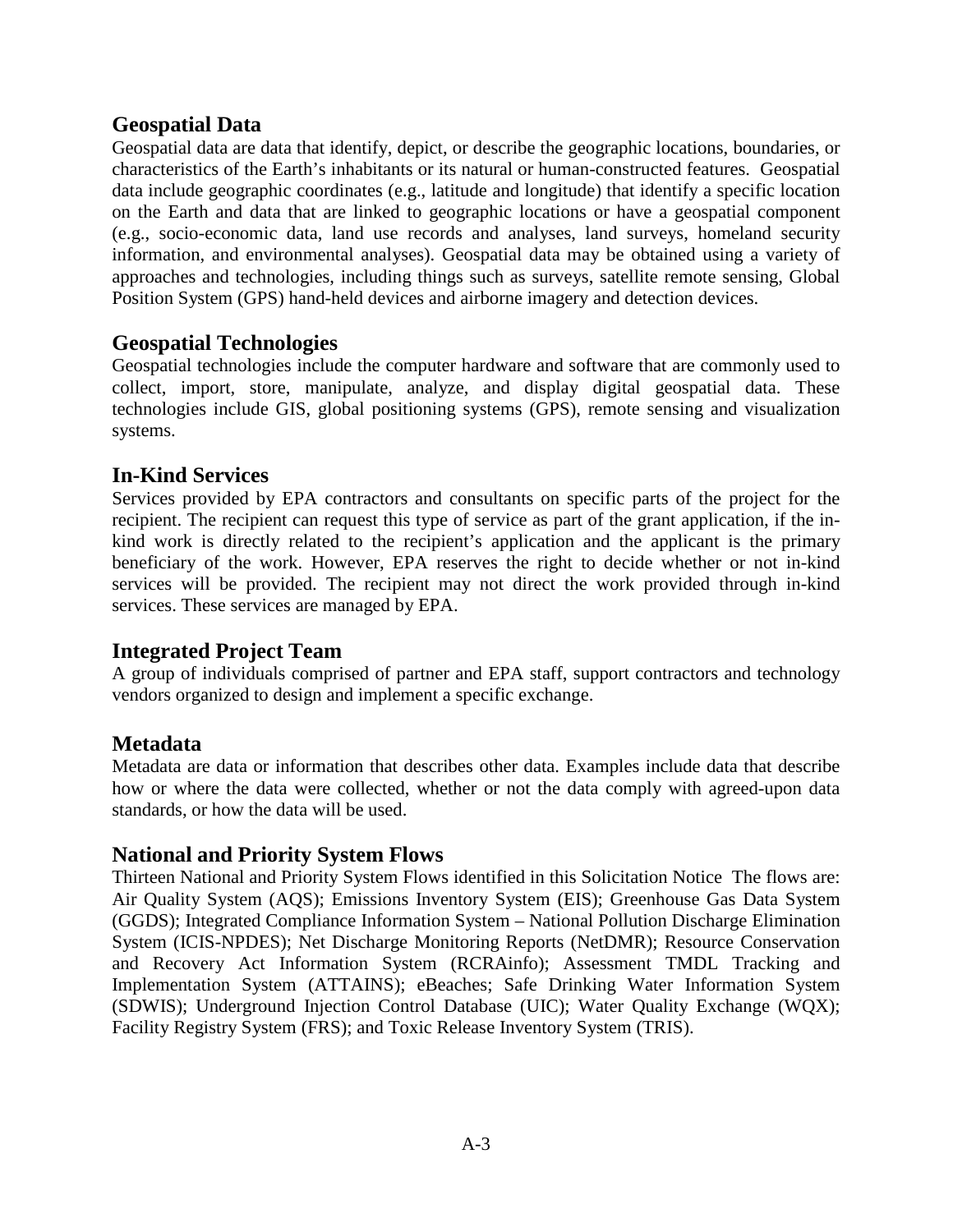## Geospatial Data

Geospatial data are data that identify, depict, or describe the geographic locations, boundaries, or characteristics of the Earth's inhabitants or its natural or human-constructed features. Geospatial data include geographic coordinates (e.g., latitude and longitude) that identify a specific location on the Earth and data that are linked to geographic locations or have a geospatial component (e.g., socio-economic data, land use records and analyses, land surveys, homeland security information, and environmental analyses). Geospatial data may be obtained using a variety of approaches and technologies, including things such as surveys, satellite remote sensing, Global Position System (GPS) hand-held devices and airborne imagery and detection devices.

## Geospatial Technologies

Geospatial technologies include the computer hardware and software that are commonly used to collect, import, store, manipulate, analyze, and display digital geospatial data. These technologies include GIS, global positioning systems (GPS), remote sensing and visualization systems.

## In-Kind Services

Services provided by EPA contractors and consultants on specific parts of the project for the recipient. The recipient can request this type of service as part of the grant application, if the in-kind work is directly related to the recipient's application and the applicant is the primary beneficiary of the work. However, EPA reserves the right to decide whether or not in-kind services will be provided. The recipient may not direct the work provided through in-kind services. These services are managed by EPA.

## Integrated Project Team

A group of individuals comprised of partner and EPA staff, support contractors and technology vendors organized to design and implement a specific exchange.

## Metadata

Metadata are data or information that describes other data. Examples include data that describe how or where the data were collected, whether or not the data comply with agreed-upon data standards, or how the data will be used.

## National and Priority System Flows

Thirteen National and Priority System Flows identified in this Solicitation Notice The flows are: Air Quality System (AQS); Emissions Inventory System (EIS); Greenhouse Gas Data System (GGDS); Integrated Compliance Information System – National Pollution Discharge Elimination System (ICIS-NPDES); Net Discharge Monitoring Reports (NetDMR); Resource Conservation and Recovery Act Information System (RCRAinfo); Assessment TMDL Tracking and Implementation System (ATTAINS); eBeaches; Safe Drinking Water Information System (SDWIS); Underground Injection Control Database (UIC); Water Quality Exchange (WQX); Facility Registry System (FRS); and Toxic Release Inventory System (TRIS).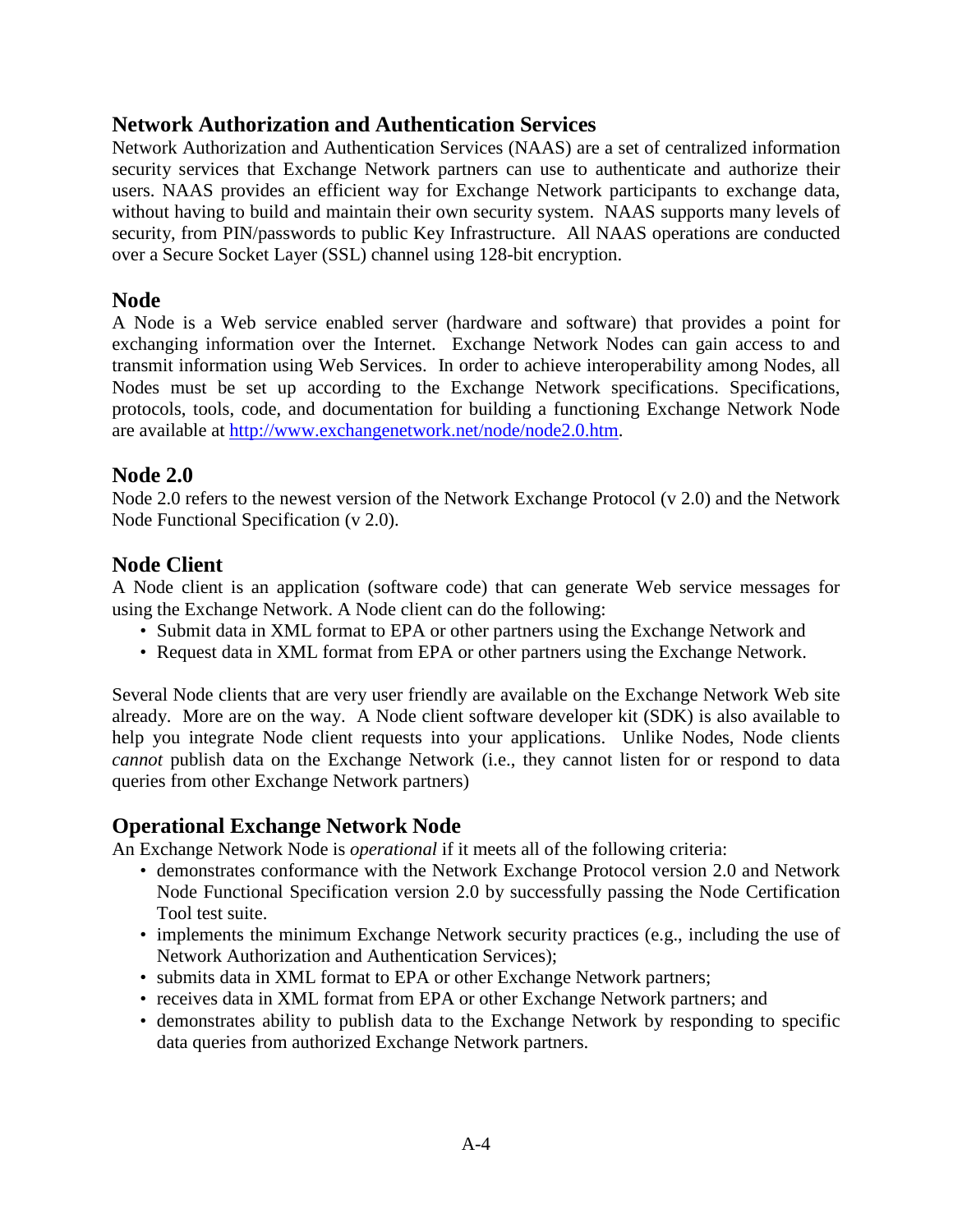### Network Authorization and Authentication Services

Network Authorization and Authentication Services (NAAS) are a set of centralized information security services that Exchange Network partners can use to authenticate and authorize their users. NAAS provides an efficient way for Exchange Network participants to exchange data, without having to build and maintain their own security system. NAAS supports many levels of security, from PIN/passwords to public Key Infrastructure. All NAAS operations are conducted over a Secure Socket Layer (SSL) channel using 128-bit encryption.

### Node

A Node is a Web service enabled server (hardware and software) that provides a point for exchanging information over the Internet. Exchange Network Nodes can gain access to and transmit information using Web Services. In order to achieve interoperability among Nodes, all Nodes must be set up according to the Exchange Network specifications. Specifications, protocols, tools, code, and documentation for building a functioning Exchange Network Node are available at http://www.exchangenetwork.net/node/node2.0.htm.

### Node 2.0

Node 2.0 refers to the newest version of the Network Exchange Protocol (v 2.0) and the Network Node Functional Specification (v 2.0).

### Node Client

A Node client is an application (software code) that can generate Web service messages for using the Exchange Network. A Node client can do the following:

- Submit data in XML format to EPA or other partners using the Exchange Network and
- Request data in XML format from EPA or other partners using the Exchange Network.

Several Node clients that are very user friendly are available on the Exchange Network Web site already. More are on the way. A Node client software developer kit (SDK) is also available to help you integrate Node client requests into your applications. Unlike Nodes, Node clients *cannot* publish data on the Exchange Network (i.e., they cannot listen for or respond to data queries from other Exchange Network partners)

### Operational Exchange Network Node

An Exchange Network Node is *operational* if it meets all of the following criteria:

- demonstrates conformance with the Network Exchange Protocol version 2.0 and Network Node Functional Specification version 2.0 by successfully passing the Node Certification Tool test suite.
- implements the minimum Exchange Network security practices (e.g., including the use of Network Authorization and Authentication Services);
- submits data in XML format to EPA or other Exchange Network partners;
- receives data in XML format from EPA or other Exchange Network partners; and
- demonstrates ability to publish data to the Exchange Network by responding to specific data queries from authorized Exchange Network partners.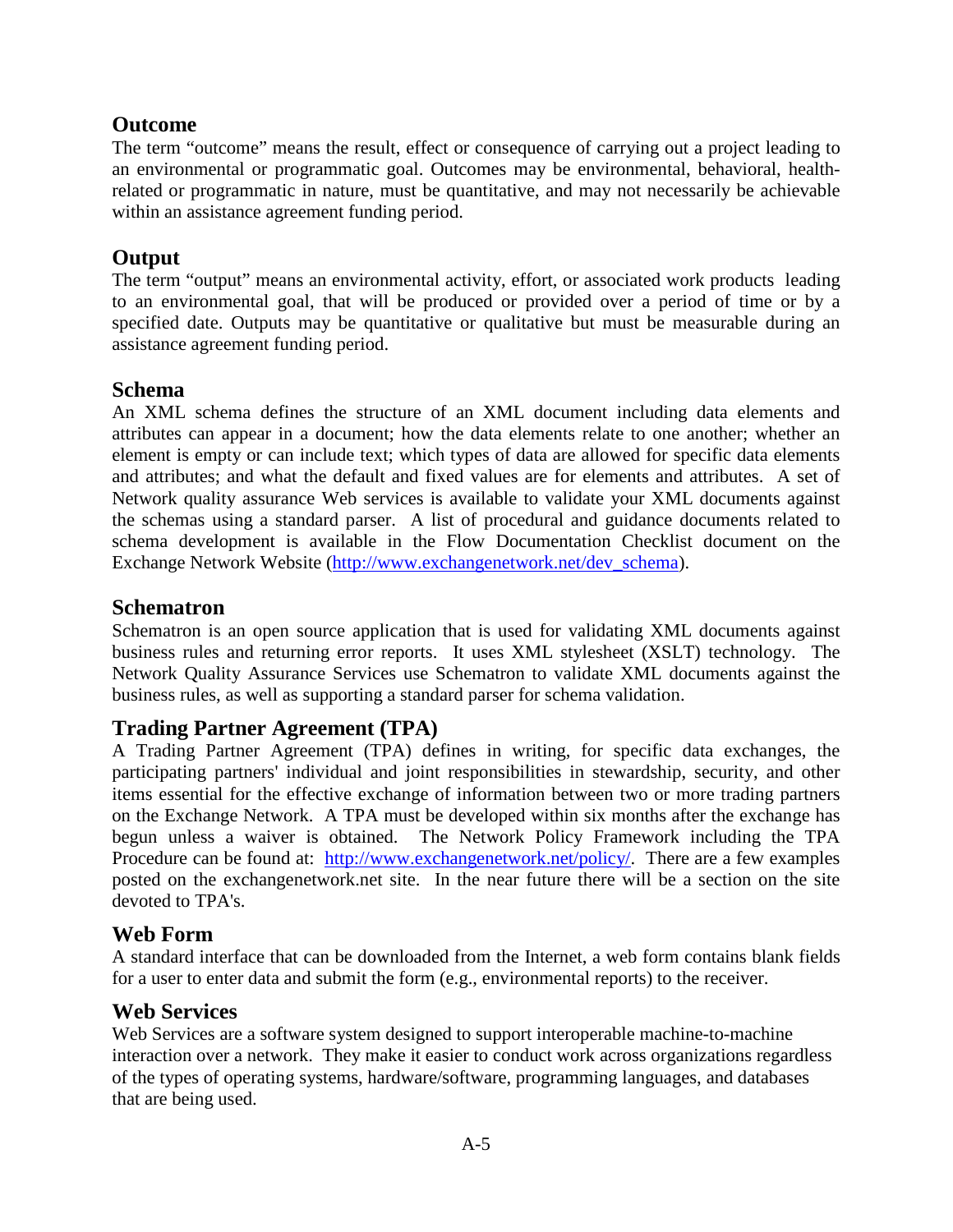## Outcome

The term "outcome" means the result, effect or consequence of carrying out a project leading to an environmental or programmatic goal. Outcomes may be environmental, behavioral, health-related or programmatic in nature, must be quantitative, and may not necessarily be achievable within an assistance agreement funding period.

## Output

The term "output" means an environmental activity, effort, or associated work products leading to an environmental goal, that will be produced or provided over a period of time or by a specified date. Outputs may be quantitative or qualitative but must be measurable during an assistance agreement funding period.

## Schema

An XML schema defines the structure of an XML document including data elements and attributes can appear in a document; how the data elements relate to one another; whether an element is empty or can include text; which types of data are allowed for specific data elements and attributes; and what the default and fixed values are for elements and attributes. A set of Network quality assurance Web services is available to validate your XML documents against the schemas using a standard parser. A list of procedural and guidance documents related to schema development is available in the Flow Documentation Checklist document on the Exchange Network Website (http://www.exchangenetwork.net/dev_schema).

## Schematron

Schematron is an open source application that is used for validating XML documents against business rules and returning error reports. It uses XML stylesheet (XSLT) technology. The Network Quality Assurance Services use Schematron to validate XML documents against the business rules, as well as supporting a standard parser for schema validation.

## Trading Partner Agreement (TPA)

A Trading Partner Agreement (TPA) defines in writing, for specific data exchanges, the participating partners' individual and joint responsibilities in stewardship, security, and other items essential for the effective exchange of information between two or more trading partners on the Exchange Network. A TPA must be developed within six months after the exchange has begun unless a waiver is obtained. The Network Policy Framework including the TPA Procedure can be found at: http://www.exchangenetwork.net/policy/. There are a few examples posted on the exchangenetwork.net site. In the near future there will be a section on the site devoted to TPA's.

## Web Form

A standard interface that can be downloaded from the Internet, a web form contains blank fields for a user to enter data and submit the form (e.g., environmental reports) to the receiver.

## Web Services

Web Services are a software system designed to support interoperable machine-to-machine interaction over a network. They make it easier to conduct work across organizations regardless of the types of operating systems, hardware/software, programming languages, and databases that are being used.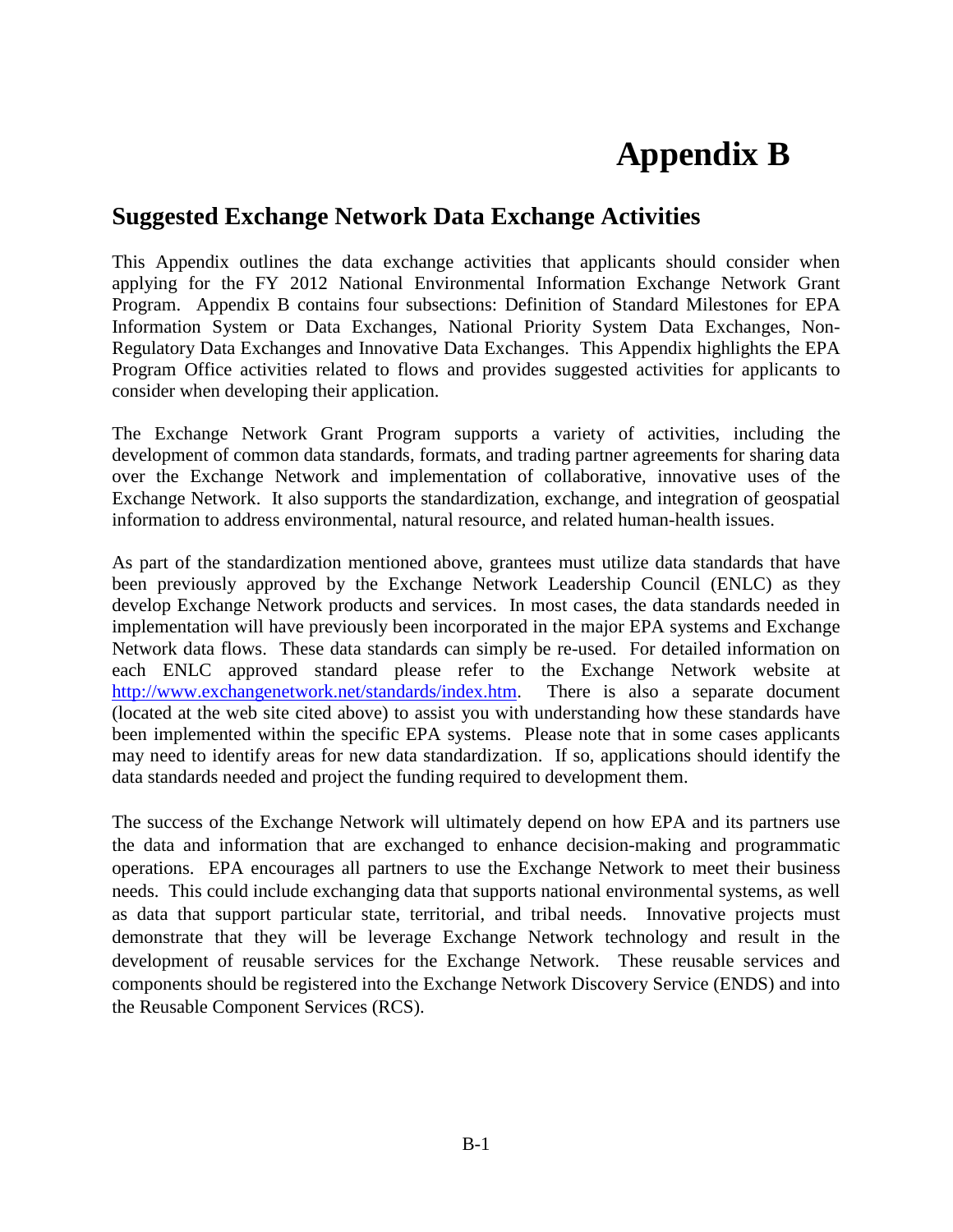# Appendix B

## Suggested Exchange Network Data Exchange Activities

This Appendix outlines the data exchange activities that applicants should consider when applying for the FY 2012 National Environmental Information Exchange Network Grant Program. Appendix B contains four subsections: Definition of Standard Milestones for EPA Information System or Data Exchanges, National Priority System Data Exchanges, Non-Regulatory Data Exchanges and Innovative Data Exchanges. This Appendix highlights the EPA Program Office activities related to flows and provides suggested activities for applicants to consider when developing their application.

The Exchange Network Grant Program supports a variety of activities, including the development of common data standards, formats, and trading partner agreements for sharing data over the Exchange Network and implementation of collaborative, innovative uses of the Exchange Network. It also supports the standardization, exchange, and integration of geospatial information to address environmental, natural resource, and related human-health issues.

As part of the standardization mentioned above, grantees must utilize data standards that have been previously approved by the Exchange Network Leadership Council (ENLC) as they develop Exchange Network products and services. In most cases, the data standards needed in implementation will have previously been incorporated in the major EPA systems and Exchange Network data flows. These data standards can simply be re-used. For detailed information on each ENLC approved standard please refer to the Exchange Network website at http://www.exchangenetwork.net/standards/index.htm. There is also a separate document (located at the web site cited above) to assist you with understanding how these standards have been implemented within the specific EPA systems. Please note that in some cases applicants may need to identify areas for new data standardization. If so, applications should identify the data standards needed and project the funding required to development them.

The success of the Exchange Network will ultimately depend on how EPA and its partners use the data and information that are exchanged to enhance decision-making and programmatic operations. EPA encourages all partners to use the Exchange Network to meet their business needs. This could include exchanging data that supports national environmental systems, as well as data that support particular state, territorial, and tribal needs. Innovative projects must demonstrate that they will be leverage Exchange Network technology and result in the development of reusable services for the Exchange Network. These reusable services and components should be registered into the Exchange Network Discovery Service (ENDS) and into the Reusable Component Services (RCS).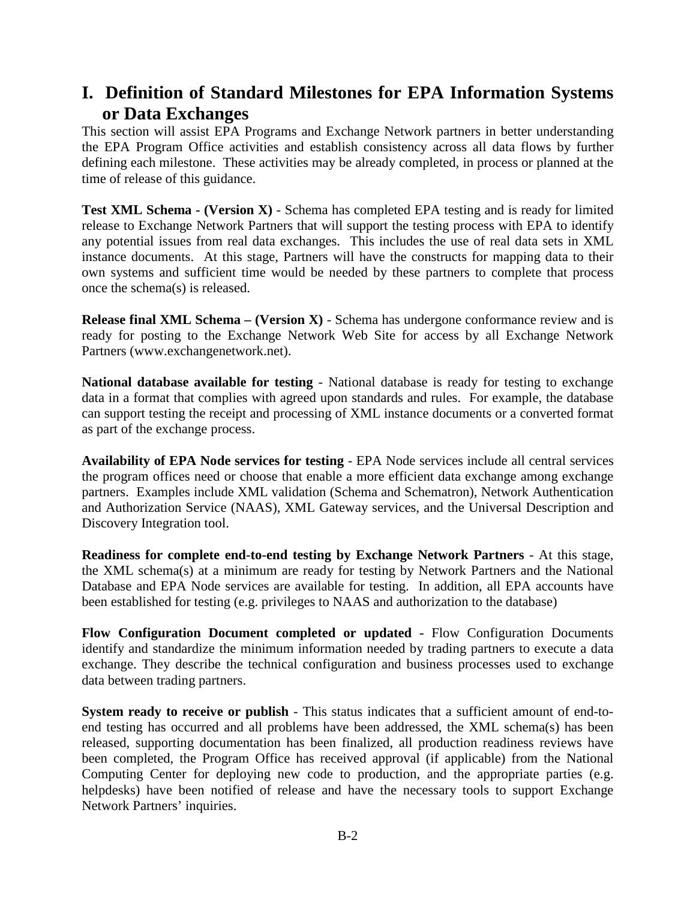# I. Definition of Standard Milestones for EPA Information Systems or Data Exchanges

This section will assist EPA Programs and Exchange Network partners in better understanding the EPA Program Office activities and establish consistency across all data flows by further defining each milestone. These activities may be already completed, in process or planned at the time of release of this guidance.

**Test XML Schema - (Version X)** - Schema has completed EPA testing and is ready for limited release to Exchange Network Partners that will support the testing process with EPA to identify any potential issues from real data exchanges. This includes the use of real data sets in XML instance documents. At this stage, Partners will have the constructs for mapping data to their own systems and sufficient time would be needed by these partners to complete that process once the schema(s) is released.

**Release final XML Schema – (Version X)** - Schema has undergone conformance review and is ready for posting to the Exchange Network Web Site for access by all Exchange Network Partners (www.exchangenetwork.net).

**National database available for testing** - National database is ready for testing to exchange data in a format that complies with agreed upon standards and rules. For example, the database can support testing the receipt and processing of XML instance documents or a converted format as part of the exchange process.

**Availability of EPA Node services for testing** - EPA Node services include all central services the program offices need or choose that enable a more efficient data exchange among exchange partners. Examples include XML validation (Schema and Schematron), Network Authentication and Authorization Service (NAAS), XML Gateway services, and the Universal Description and Discovery Integration tool.

**Readiness for complete end-to-end testing by Exchange Network Partners** - At this stage, the XML schema(s) at a minimum are ready for testing by Network Partners and the National Database and EPA Node services are available for testing. In addition, all EPA accounts have been established for testing (e.g. privileges to NAAS and authorization to the database)

**Flow Configuration Document completed or updated -** Flow Configuration Documents identify and standardize the minimum information needed by trading partners to execute a data exchange. They describe the technical configuration and business processes used to exchange data between trading partners.

**System ready to receive or publish** - This status indicates that a sufficient amount of end-to-end testing has occurred and all problems have been addressed, the XML schema(s) has been released, supporting documentation has been finalized, all production readiness reviews have been completed, the Program Office has received approval (if applicable) from the National Computing Center for deploying new code to production, and the appropriate parties (e.g. helpdesks) have been notified of release and have the necessary tools to support Exchange Network Partners' inquiries.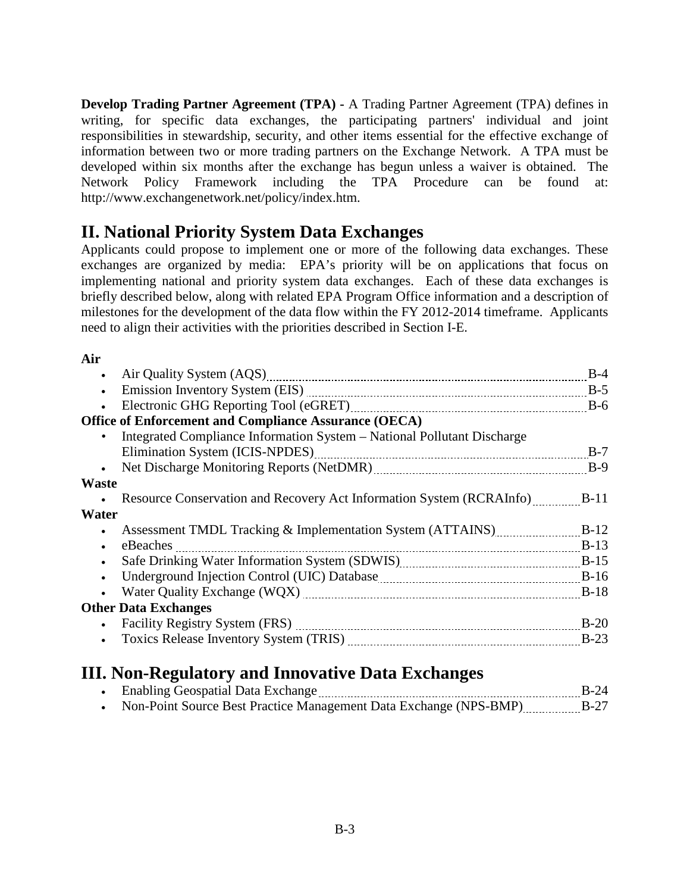**Develop Trading Partner Agreement (TPA) -** A Trading Partner Agreement (TPA) defines in writing, for specific data exchanges, the participating partners' individual and joint responsibilities in stewardship, security, and other items essential for the effective exchange of information between two or more trading partners on the Exchange Network. A TPA must be developed within six months after the exchange has begun unless a waiver is obtained. The Network Policy Framework including the TPA Procedure can be found at: http://www.exchangenetwork.net/policy/index.htm.

## II. National Priority System Data Exchanges

Applicants could propose to implement one or more of the following data exchanges. These exchanges are organized by media: EPA's priority will be on applications that focus on implementing national and priority system data exchanges. Each of these data exchanges is briefly described below, along with related EPA Program Office information and a description of milestones for the development of the data flow within the FY 2012-2014 timeframe. Applicants need to align their activities with the priorities described in Section I-E.

**Air**

- Air Quality System (AQS) ........ B-4
- Emission Inventory System (EIS) ........ B-5
- Electronic GHG Reporting Tool (eGRET) ........ B-6

**Office of Enforcement and Compliance Assurance (OECA)**

- Integrated Compliance Information System – National Pollutant Discharge Elimination System (ICIS-NPDES) ........ B-7
- Net Discharge Monitoring Reports (NetDMR) ........ B-9

**Waste**

- Resource Conservation and Recovery Act Information System (RCRAInfo) ........ B-11

**Water**

- Assessment TMDL Tracking & Implementation System (ATTAINS) ........ B-12
- eBeaches ........ B-13
- Safe Drinking Water Information System (SDWIS) ........ B-15
- Underground Injection Control (UIC) Database ........ B-16
- Water Quality Exchange (WQX) ........ B-18

**Other Data Exchanges**

- Facility Registry System (FRS) ........ B-20
- Toxics Release Inventory System (TRIS) ........ B-23

## III. Non-Regulatory and Innovative Data Exchanges

- Enabling Geospatial Data Exchange ........ B-24
- Non-Point Source Best Practice Management Data Exchange (NPS-BMP) ........ B-27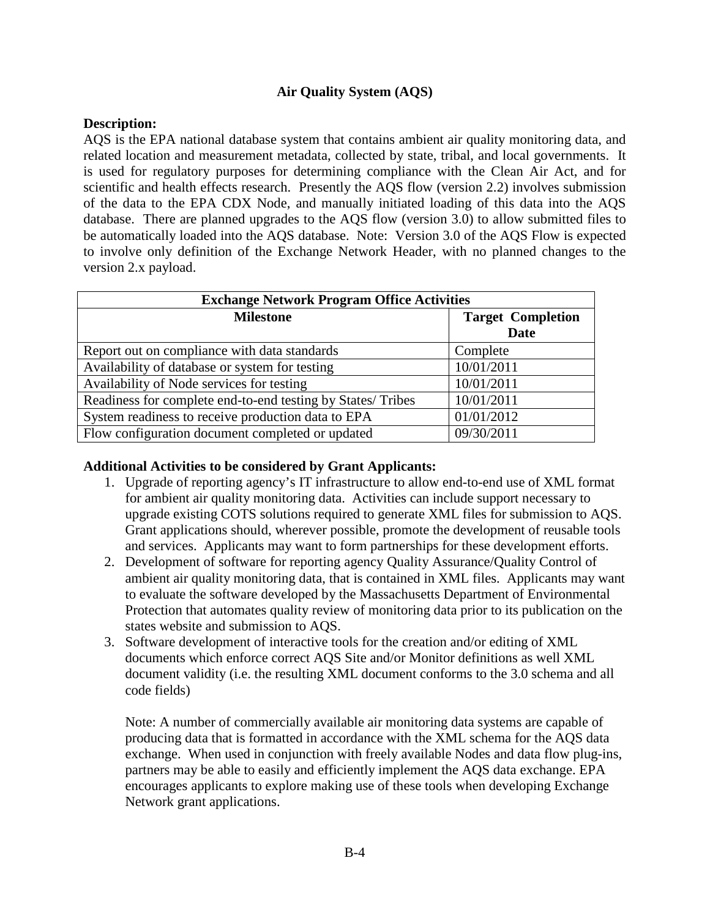## Air Quality System (AQS)

**Description:**

AQS is the EPA national database system that contains ambient air quality monitoring data, and related location and measurement metadata, collected by state, tribal, and local governments. It is used for regulatory purposes for determining compliance with the Clean Air Act, and for scientific and health effects research. Presently the AQS flow (version 2.2) involves submission of the data to the EPA CDX Node, and manually initiated loading of this data into the AQS database. There are planned upgrades to the AQS flow (version 3.0) to allow submitted files to be automatically loaded into the AQS database. Note: Version 3.0 of the AQS Flow is expected to involve only definition of the Exchange Network Header, with no planned changes to the version 2.x payload.

| **Exchange Network Program Office Activities** | |
|---|---|
| **Milestone** | **Target Completion Date** |
| Report out on compliance with data standards | Complete |
| Availability of database or system for testing | 10/01/2011 |
| Availability of Node services for testing | 10/01/2011 |
| Readiness for complete end-to-end testing by States/ Tribes | 10/01/2011 |
| System readiness to receive production data to EPA | 01/01/2012 |
| Flow configuration document completed or updated | 09/30/2011 |

**Additional Activities to be considered by Grant Applicants:**

1. Upgrade of reporting agency's IT infrastructure to allow end-to-end use of XML format for ambient air quality monitoring data. Activities can include support necessary to upgrade existing COTS solutions required to generate XML files for submission to AQS. Grant applications should, wherever possible, promote the development of reusable tools and services. Applicants may want to form partnerships for these development efforts.
2. Development of software for reporting agency Quality Assurance/Quality Control of ambient air quality monitoring data, that is contained in XML files. Applicants may want to evaluate the software developed by the Massachusetts Department of Environmental Protection that automates quality review of monitoring data prior to its publication on the states website and submission to AQS.
3. Software development of interactive tools for the creation and/or editing of XML documents which enforce correct AQS Site and/or Monitor definitions as well XML document validity (i.e. the resulting XML document conforms to the 3.0 schema and all code fields)

   Note: A number of commercially available air monitoring data systems are capable of producing data that is formatted in accordance with the XML schema for the AQS data exchange. When used in conjunction with freely available Nodes and data flow plug-ins, partners may be able to easily and efficiently implement the AQS data exchange. EPA encourages applicants to explore making use of these tools when developing Exchange Network grant applications.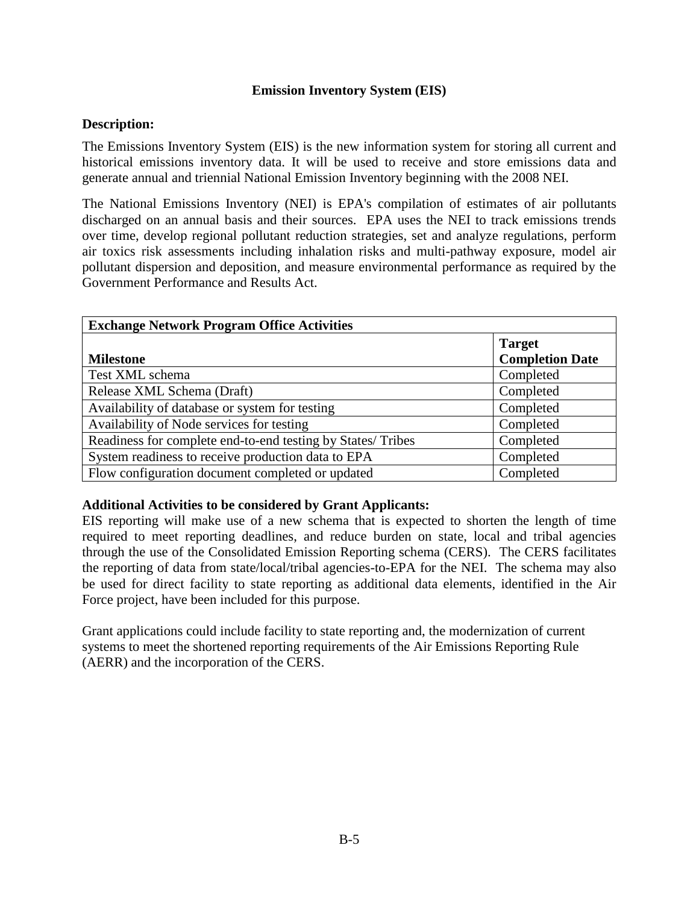## Emission Inventory System (EIS)

**Description:**

The Emissions Inventory System (EIS) is the new information system for storing all current and historical emissions inventory data. It will be used to receive and store emissions data and generate annual and triennial National Emission Inventory beginning with the 2008 NEI.

The National Emissions Inventory (NEI) is EPA's compilation of estimates of air pollutants discharged on an annual basis and their sources. EPA uses the NEI to track emissions trends over time, develop regional pollutant reduction strategies, set and analyze regulations, perform air toxics risk assessments including inhalation risks and multi-pathway exposure, model air pollutant dispersion and deposition, and measure environmental performance as required by the Government Performance and Results Act.

| **Exchange Network Program Office Activities** | |
|---|---|
| **Milestone** | **Target Completion Date** |
| Test XML schema | Completed |
| Release XML Schema (Draft) | Completed |
| Availability of database or system for testing | Completed |
| Availability of Node services for testing | Completed |
| Readiness for complete end-to-end testing by States/ Tribes | Completed |
| System readiness to receive production data to EPA | Completed |
| Flow configuration document completed or updated | Completed |

**Additional Activities to be considered by Grant Applicants:**

EIS reporting will make use of a new schema that is expected to shorten the length of time required to meet reporting deadlines, and reduce burden on state, local and tribal agencies through the use of the Consolidated Emission Reporting schema (CERS). The CERS facilitates the reporting of data from state/local/tribal agencies-to-EPA for the NEI. The schema may also be used for direct facility to state reporting as additional data elements, identified in the Air Force project, have been included for this purpose.

Grant applications could include facility to state reporting and, the modernization of current systems to meet the shortened reporting requirements of the Air Emissions Reporting Rule (AERR) and the incorporation of the CERS.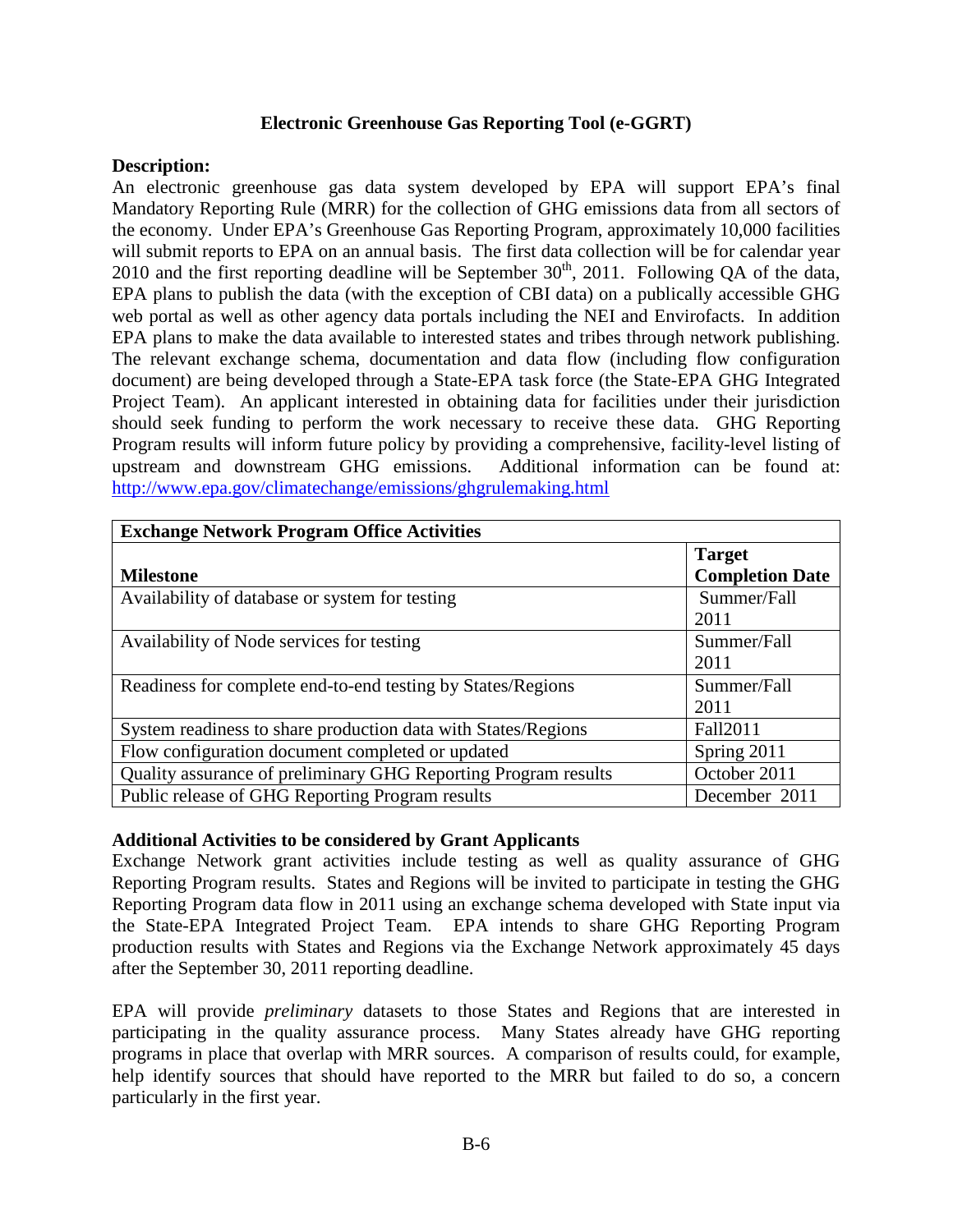## Electronic Greenhouse Gas Reporting Tool (e-GGRT)

**Description:**

An electronic greenhouse gas data system developed by EPA will support EPA's final Mandatory Reporting Rule (MRR) for the collection of GHG emissions data from all sectors of the economy. Under EPA's Greenhouse Gas Reporting Program, approximately 10,000 facilities will submit reports to EPA on an annual basis. The first data collection will be for calendar year 2010 and the first reporting deadline will be September 30th, 2011. Following QA of the data, EPA plans to publish the data (with the exception of CBI data) on a publically accessible GHG web portal as well as other agency data portals including the NEI and Envirofacts. In addition EPA plans to make the data available to interested states and tribes through network publishing. The relevant exchange schema, documentation and data flow (including flow configuration document) are being developed through a State-EPA task force (the State-EPA GHG Integrated Project Team). An applicant interested in obtaining data for facilities under their jurisdiction should seek funding to perform the work necessary to receive these data. GHG Reporting Program results will inform future policy by providing a comprehensive, facility-level listing of upstream and downstream GHG emissions. Additional information can be found at: http://www.epa.gov/climatechange/emissions/ghgrulemaking.html

| **Exchange Network Program Office Activities** | |
|---|---|
| **Milestone** | **Target Completion Date** |
| Availability of database or system for testing | Summer/Fall 2011 |
| Availability of Node services for testing | Summer/Fall 2011 |
| Readiness for complete end-to-end testing by States/Regions | Summer/Fall 2011 |
| System readiness to share production data with States/Regions | Fall2011 |
| Flow configuration document completed or updated | Spring 2011 |
| Quality assurance of preliminary GHG Reporting Program results | October 2011 |
| Public release of GHG Reporting Program results | December 2011 |

**Additional Activities to be considered by Grant Applicants**

Exchange Network grant activities include testing as well as quality assurance of GHG Reporting Program results. States and Regions will be invited to participate in testing the GHG Reporting Program data flow in 2011 using an exchange schema developed with State input via the State-EPA Integrated Project Team. EPA intends to share GHG Reporting Program production results with States and Regions via the Exchange Network approximately 45 days after the September 30, 2011 reporting deadline.

EPA will provide *preliminary* datasets to those States and Regions that are interested in participating in the quality assurance process. Many States already have GHG reporting programs in place that overlap with MRR sources. A comparison of results could, for example, help identify sources that should have reported to the MRR but failed to do so, a concern particularly in the first year.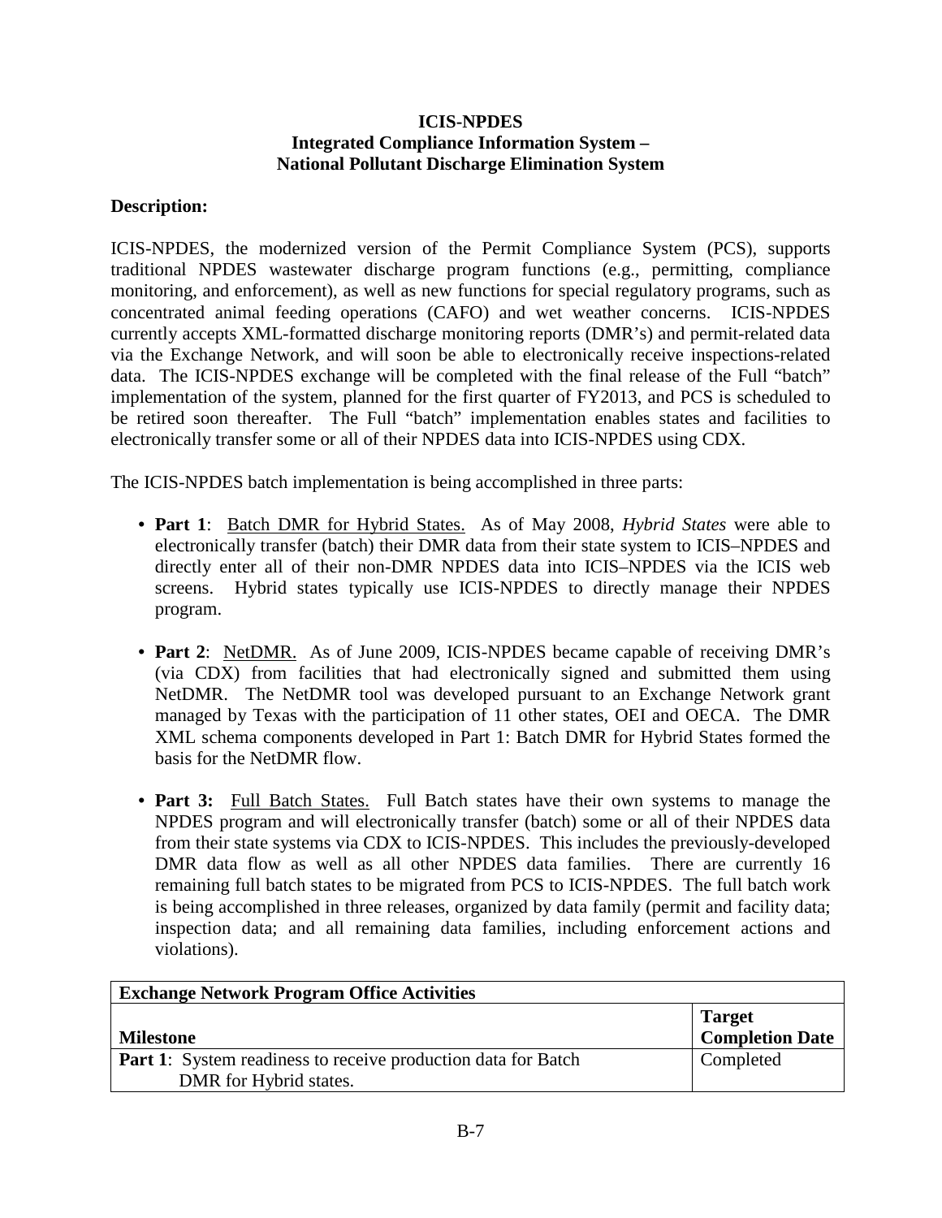**ICIS-NPDES**
**Integrated Compliance Information System –**
**National Pollutant Discharge Elimination System**

**Description:**

ICIS-NPDES, the modernized version of the Permit Compliance System (PCS), supports traditional NPDES wastewater discharge program functions (e.g., permitting, compliance monitoring, and enforcement), as well as new functions for special regulatory programs, such as concentrated animal feeding operations (CAFO) and wet weather concerns. ICIS-NPDES currently accepts XML-formatted discharge monitoring reports (DMR's) and permit-related data via the Exchange Network, and will soon be able to electronically receive inspections-related data. The ICIS-NPDES exchange will be completed with the final release of the Full "batch" implementation of the system, planned for the first quarter of FY2013, and PCS is scheduled to be retired soon thereafter. The Full "batch" implementation enables states and facilities to electronically transfer some or all of their NPDES data into ICIS-NPDES using CDX.

The ICIS-NPDES batch implementation is being accomplished in three parts:

- **Part 1**: Batch DMR for Hybrid States. As of May 2008, *Hybrid States* were able to electronically transfer (batch) their DMR data from their state system to ICIS–NPDES and directly enter all of their non-DMR NPDES data into ICIS–NPDES via the ICIS web screens. Hybrid states typically use ICIS-NPDES to directly manage their NPDES program.

- **Part 2**: NetDMR. As of June 2009, ICIS-NPDES became capable of receiving DMR's (via CDX) from facilities that had electronically signed and submitted them using NetDMR. The NetDMR tool was developed pursuant to an Exchange Network grant managed by Texas with the participation of 11 other states, OEI and OECA. The DMR XML schema components developed in Part 1: Batch DMR for Hybrid States formed the basis for the NetDMR flow.

- **Part 3:** Full Batch States. Full Batch states have their own systems to manage the NPDES program and will electronically transfer (batch) some or all of their NPDES data from their state systems via CDX to ICIS-NPDES. This includes the previously-developed DMR data flow as well as all other NPDES data families. There are currently 16 remaining full batch states to be migrated from PCS to ICIS-NPDES. The full batch work is being accomplished in three releases, organized by data family (permit and facility data; inspection data; and all remaining data families, including enforcement actions and violations).

| **Exchange Network Program Office Activities** | |
|---|---|
| **Milestone** | **Target Completion Date** |
| **Part 1**: System readiness to receive production data for Batch DMR for Hybrid states. | Completed |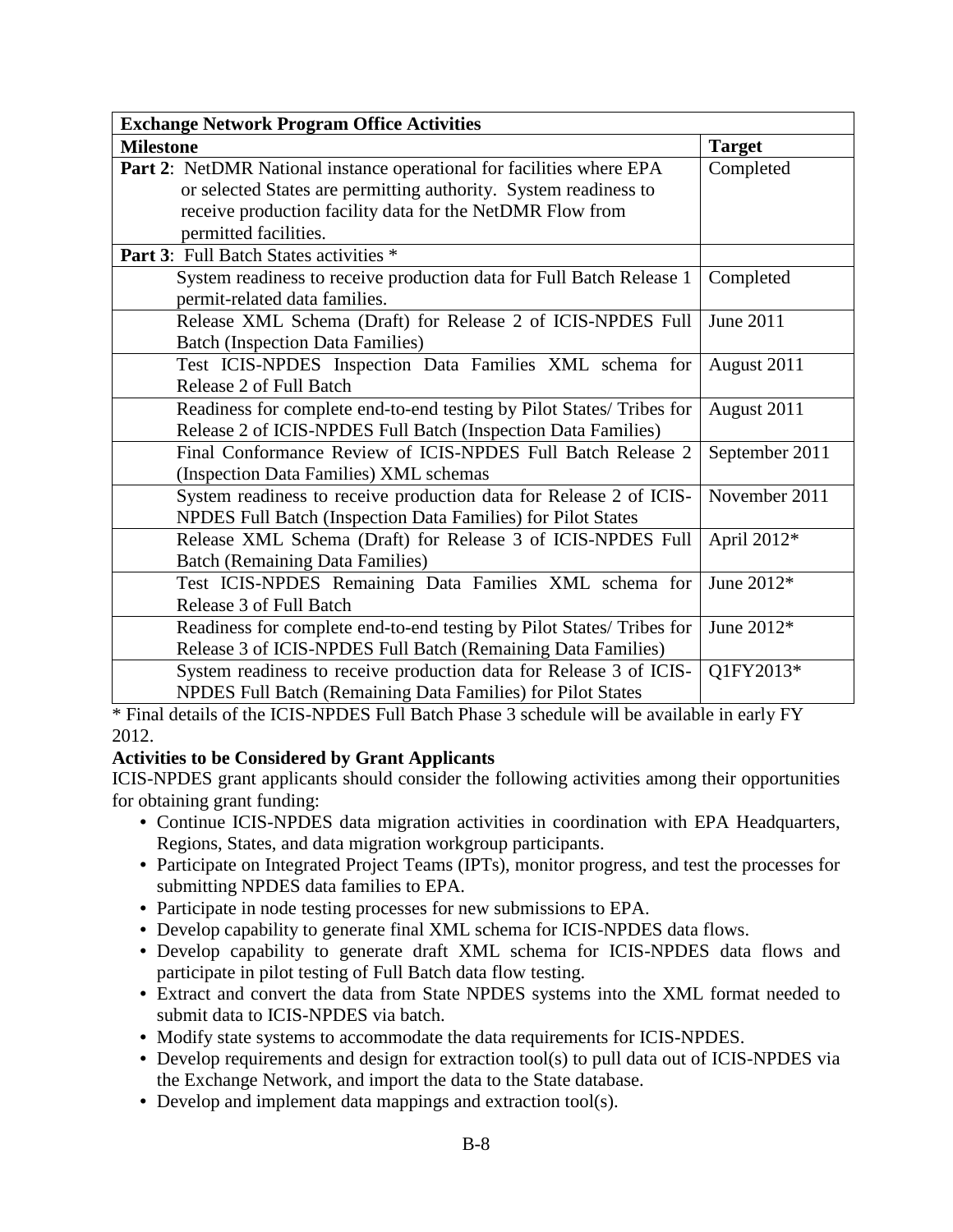| Exchange Network Program Office Activities | |
|---|---|
| **Milestone** | **Target** |
| **Part 2**: NetDMR National instance operational for facilities where EPA or selected States are permitting authority. System readiness to receive production facility data for the NetDMR Flow from permitted facilities. | Completed |
| **Part 3**: Full Batch States activities * | |
| System readiness to receive production data for Full Batch Release 1 permit-related data families. | Completed |
| Release XML Schema (Draft) for Release 2 of ICIS-NPDES Full Batch (Inspection Data Families) | June 2011 |
| Test ICIS-NPDES Inspection Data Families XML schema for Release 2 of Full Batch | August 2011 |
| Readiness for complete end-to-end testing by Pilot States/ Tribes for Release 2 of ICIS-NPDES Full Batch (Inspection Data Families) | August 2011 |
| Final Conformance Review of ICIS-NPDES Full Batch Release 2 (Inspection Data Families) XML schemas | September 2011 |
| System readiness to receive production data for Release 2 of ICIS-NPDES Full Batch (Inspection Data Families) for Pilot States | November 2011 |
| Release XML Schema (Draft) for Release 3 of ICIS-NPDES Full Batch (Remaining Data Families) | April 2012* |
| Test ICIS-NPDES Remaining Data Families XML schema for Release 3 of Full Batch | June 2012* |
| Readiness for complete end-to-end testing by Pilot States/ Tribes for Release 3 of ICIS-NPDES Full Batch (Remaining Data Families) | June 2012* |
| System readiness to receive production data for Release 3 of ICIS-NPDES Full Batch (Remaining Data Families) for Pilot States | Q1FY2013* |

* Final details of the ICIS-NPDES Full Batch Phase 3 schedule will be available in early FY 2012.

**Activities to be Considered by Grant Applicants**

ICIS-NPDES grant applicants should consider the following activities among their opportunities for obtaining grant funding:

- Continue ICIS-NPDES data migration activities in coordination with EPA Headquarters, Regions, States, and data migration workgroup participants.
- Participate on Integrated Project Teams (IPTs), monitor progress, and test the processes for submitting NPDES data families to EPA.
- Participate in node testing processes for new submissions to EPA.
- Develop capability to generate final XML schema for ICIS-NPDES data flows.
- Develop capability to generate draft XML schema for ICIS-NPDES data flows and participate in pilot testing of Full Batch data flow testing.
- Extract and convert the data from State NPDES systems into the XML format needed to submit data to ICIS-NPDES via batch.
- Modify state systems to accommodate the data requirements for ICIS-NPDES.
- Develop requirements and design for extraction tool(s) to pull data out of ICIS-NPDES via the Exchange Network, and import the data to the State database.
- Develop and implement data mappings and extraction tool(s).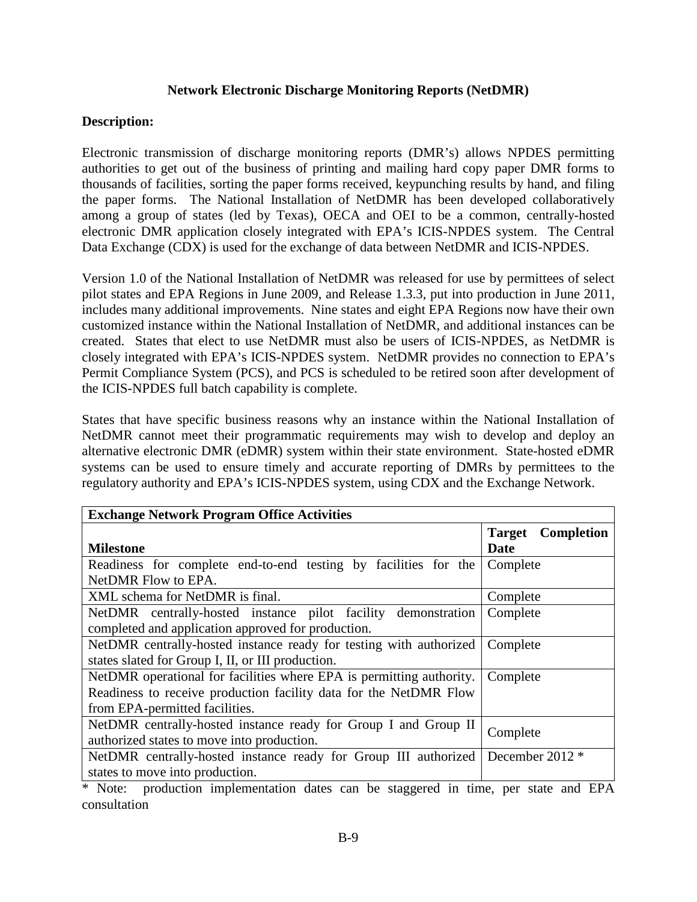## Network Electronic Discharge Monitoring Reports (NetDMR)

**Description:**

Electronic transmission of discharge monitoring reports (DMR's) allows NPDES permitting authorities to get out of the business of printing and mailing hard copy paper DMR forms to thousands of facilities, sorting the paper forms received, keypunching results by hand, and filing the paper forms. The National Installation of NetDMR has been developed collaboratively among a group of states (led by Texas), OECA and OEI to be a common, centrally-hosted electronic DMR application closely integrated with EPA's ICIS-NPDES system. The Central Data Exchange (CDX) is used for the exchange of data between NetDMR and ICIS-NPDES.

Version 1.0 of the National Installation of NetDMR was released for use by permittees of select pilot states and EPA Regions in June 2009, and Release 1.3.3, put into production in June 2011, includes many additional improvements. Nine states and eight EPA Regions now have their own customized instance within the National Installation of NetDMR, and additional instances can be created. States that elect to use NetDMR must also be users of ICIS-NPDES, as NetDMR is closely integrated with EPA's ICIS-NPDES system. NetDMR provides no connection to EPA's Permit Compliance System (PCS), and PCS is scheduled to be retired soon after development of the ICIS-NPDES full batch capability is complete.

States that have specific business reasons why an instance within the National Installation of NetDMR cannot meet their programmatic requirements may wish to develop and deploy an alternative electronic DMR (eDMR) system within their state environment. State-hosted eDMR systems can be used to ensure timely and accurate reporting of DMRs by permittees to the regulatory authority and EPA's ICIS-NPDES system, using CDX and the Exchange Network.

| **Exchange Network Program Office Activities** | |
|---|---|
| **Milestone** | **Target Completion Date** |
| Readiness for complete end-to-end testing by facilities for the NetDMR Flow to EPA. | Complete |
| XML schema for NetDMR is final. | Complete |
| NetDMR centrally-hosted instance pilot facility demonstration completed and application approved for production. | Complete |
| NetDMR centrally-hosted instance ready for testing with authorized states slated for Group I, II, or III production. | Complete |
| NetDMR operational for facilities where EPA is permitting authority. Readiness to receive production facility data for the NetDMR Flow from EPA-permitted facilities. | Complete |
| NetDMR centrally-hosted instance ready for Group I and Group II authorized states to move into production. | Complete |
| NetDMR centrally-hosted instance ready for Group III authorized states to move into production. | December 2012 * |

* Note: production implementation dates can be staggered in time, per state and EPA consultation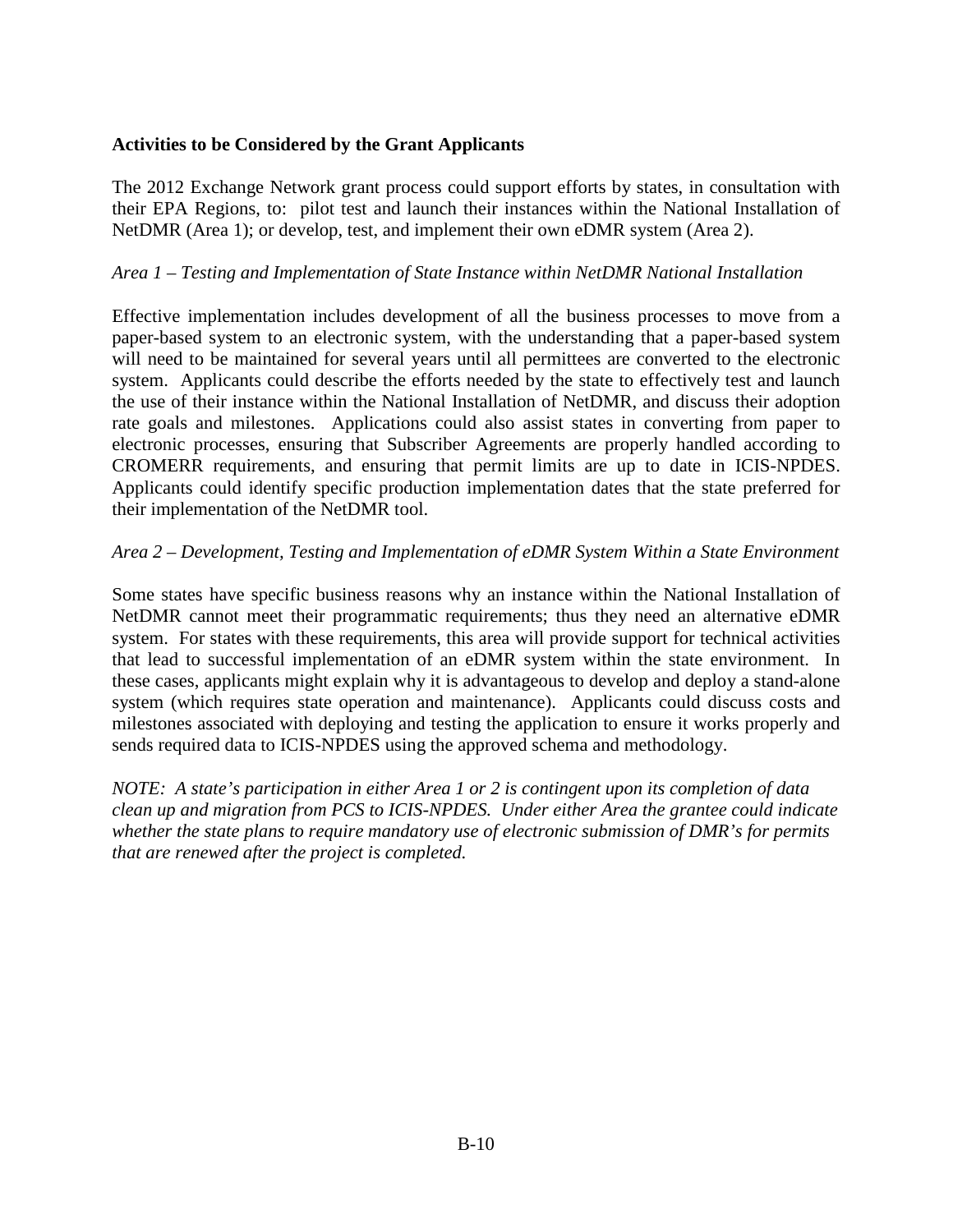**Activities to be Considered by the Grant Applicants**

The 2012 Exchange Network grant process could support efforts by states, in consultation with their EPA Regions, to: pilot test and launch their instances within the National Installation of NetDMR (Area 1); or develop, test, and implement their own eDMR system (Area 2).

*Area 1 – Testing and Implementation of State Instance within NetDMR National Installation*

Effective implementation includes development of all the business processes to move from a paper-based system to an electronic system, with the understanding that a paper-based system will need to be maintained for several years until all permittees are converted to the electronic system. Applicants could describe the efforts needed by the state to effectively test and launch the use of their instance within the National Installation of NetDMR, and discuss their adoption rate goals and milestones. Applications could also assist states in converting from paper to electronic processes, ensuring that Subscriber Agreements are properly handled according to CROMERR requirements, and ensuring that permit limits are up to date in ICIS-NPDES. Applicants could identify specific production implementation dates that the state preferred for their implementation of the NetDMR tool.

*Area 2 – Development, Testing and Implementation of eDMR System Within a State Environment*

Some states have specific business reasons why an instance within the National Installation of NetDMR cannot meet their programmatic requirements; thus they need an alternative eDMR system. For states with these requirements, this area will provide support for technical activities that lead to successful implementation of an eDMR system within the state environment. In these cases, applicants might explain why it is advantageous to develop and deploy a stand-alone system (which requires state operation and maintenance). Applicants could discuss costs and milestones associated with deploying and testing the application to ensure it works properly and sends required data to ICIS-NPDES using the approved schema and methodology.

*NOTE: A state's participation in either Area 1 or 2 is contingent upon its completion of data clean up and migration from PCS to ICIS-NPDES. Under either Area the grantee could indicate whether the state plans to require mandatory use of electronic submission of DMR's for permits that are renewed after the project is completed.*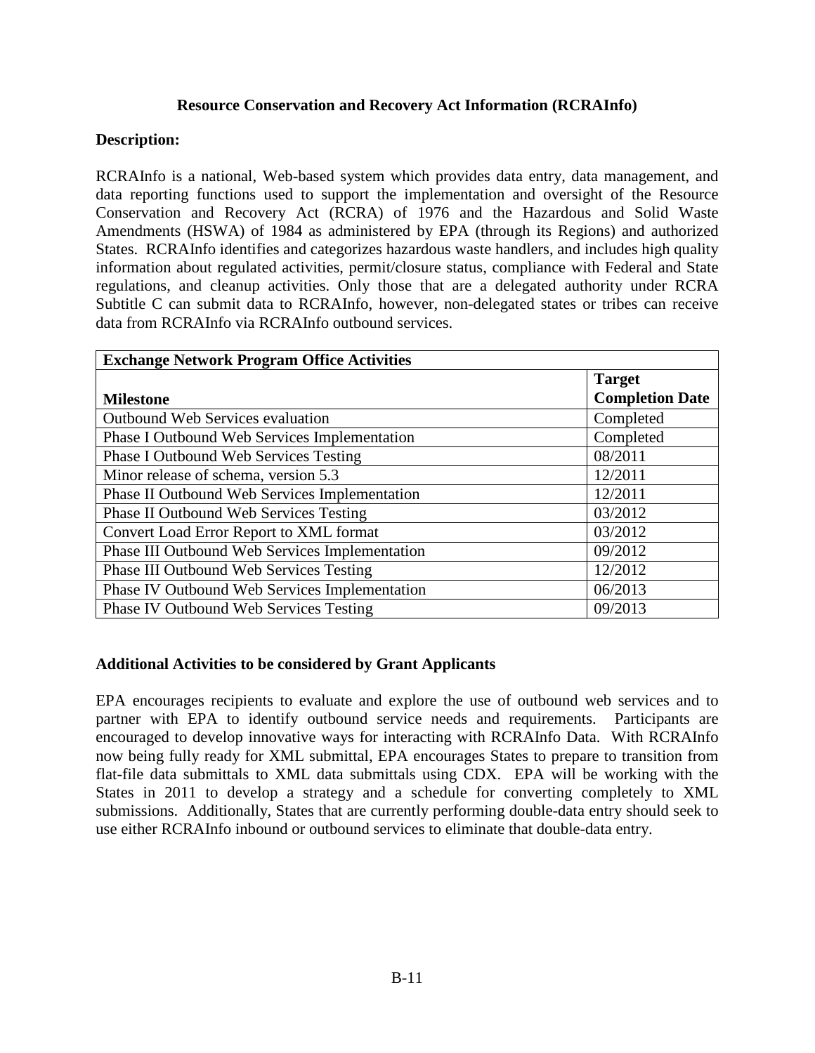## Resource Conservation and Recovery Act Information (RCRAInfo)

**Description:**

RCRAInfo is a national, Web-based system which provides data entry, data management, and data reporting functions used to support the implementation and oversight of the Resource Conservation and Recovery Act (RCRA) of 1976 and the Hazardous and Solid Waste Amendments (HSWA) of 1984 as administered by EPA (through its Regions) and authorized States. RCRAInfo identifies and categorizes hazardous waste handlers, and includes high quality information about regulated activities, permit/closure status, compliance with Federal and State regulations, and cleanup activities. Only those that are a delegated authority under RCRA Subtitle C can submit data to RCRAInfo, however, non-delegated states or tribes can receive data from RCRAInfo via RCRAInfo outbound services.

| **Exchange Network Program Office Activities** | |
|---|---|
| **Milestone** | **Target Completion Date** |
| Outbound Web Services evaluation | Completed |
| Phase I Outbound Web Services Implementation | Completed |
| Phase I Outbound Web Services Testing | 08/2011 |
| Minor release of schema, version 5.3 | 12/2011 |
| Phase II Outbound Web Services Implementation | 12/2011 |
| Phase II Outbound Web Services Testing | 03/2012 |
| Convert Load Error Report to XML format | 03/2012 |
| Phase III Outbound Web Services Implementation | 09/2012 |
| Phase III Outbound Web Services Testing | 12/2012 |
| Phase IV Outbound Web Services Implementation | 06/2013 |
| Phase IV Outbound Web Services Testing | 09/2013 |

**Additional Activities to be considered by Grant Applicants**

EPA encourages recipients to evaluate and explore the use of outbound web services and to partner with EPA to identify outbound service needs and requirements. Participants are encouraged to develop innovative ways for interacting with RCRAInfo Data. With RCRAInfo now being fully ready for XML submittal, EPA encourages States to prepare to transition from flat-file data submittals to XML data submittals using CDX. EPA will be working with the States in 2011 to develop a strategy and a schedule for converting completely to XML submissions. Additionally, States that are currently performing double-data entry should seek to use either RCRAInfo inbound or outbound services to eliminate that double-data entry.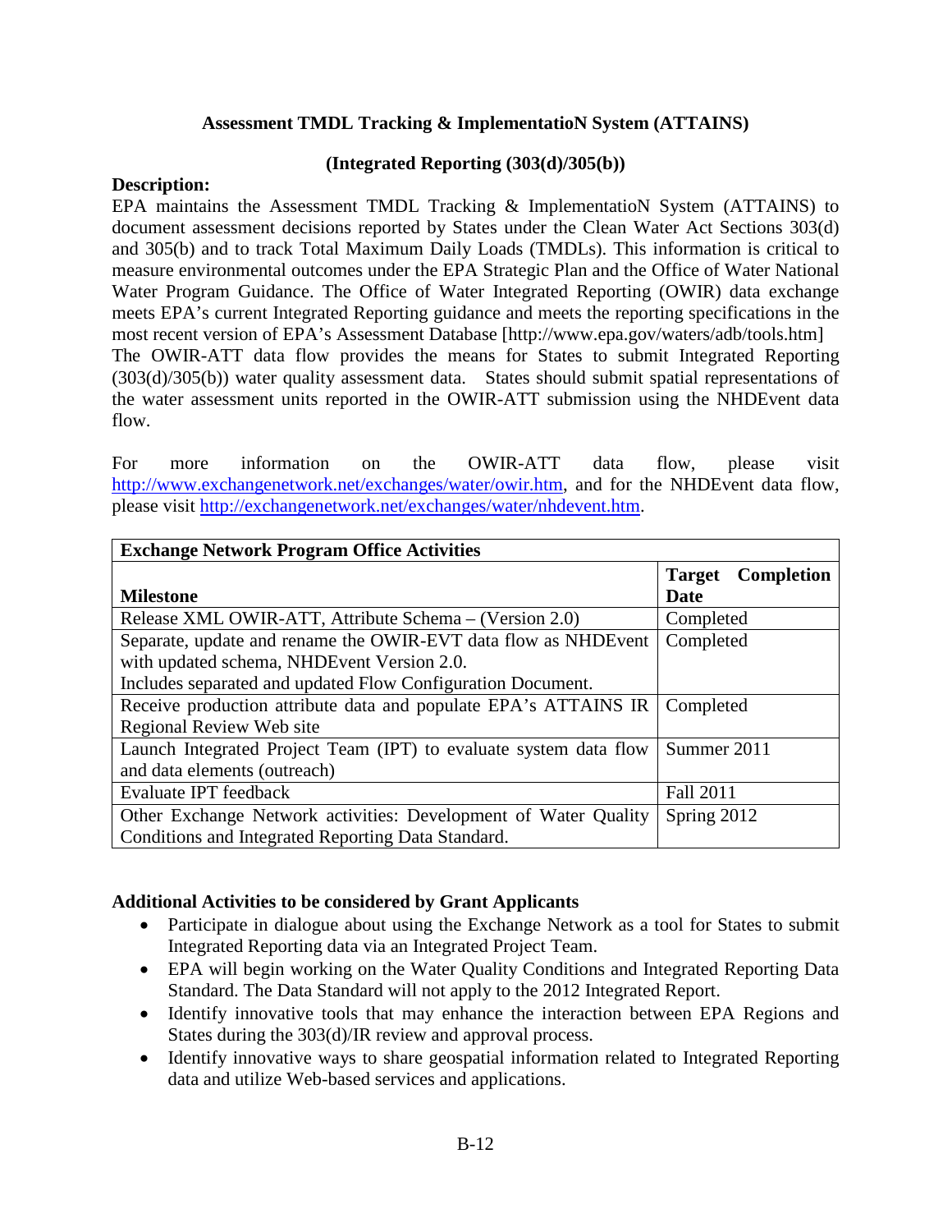## Assessment TMDL Tracking & ImplementatioN System (ATTAINS)

### (Integrated Reporting (303(d)/305(b))

**Description:**

EPA maintains the Assessment TMDL Tracking & ImplementatioN System (ATTAINS) to document assessment decisions reported by States under the Clean Water Act Sections 303(d) and 305(b) and to track Total Maximum Daily Loads (TMDLs). This information is critical to measure environmental outcomes under the EPA Strategic Plan and the Office of Water National Water Program Guidance. The Office of Water Integrated Reporting (OWIR) data exchange meets EPA's current Integrated Reporting guidance and meets the reporting specifications in the most recent version of EPA's Assessment Database [http://www.epa.gov/waters/adb/tools.htm]
The OWIR-ATT data flow provides the means for States to submit Integrated Reporting (303(d)/305(b)) water quality assessment data. States should submit spatial representations of the water assessment units reported in the OWIR-ATT submission using the NHDEvent data flow.

For more information on the OWIR-ATT data flow, please visit http://www.exchangenetwork.net/exchanges/water/owir.htm, and for the NHDEvent data flow, please visit http://exchangenetwork.net/exchanges/water/nhdevent.htm.

| **Exchange Network Program Office Activities** | |
|---|---|
| **Milestone** | **Target Completion Date** |
| Release XML OWIR-ATT, Attribute Schema – (Version 2.0) | Completed |
| Separate, update and rename the OWIR-EVT data flow as NHDEvent with updated schema, NHDEvent Version 2.0.<br>Includes separated and updated Flow Configuration Document. | Completed |
| Receive production attribute data and populate EPA's ATTAINS IR Regional Review Web site | Completed |
| Launch Integrated Project Team (IPT) to evaluate system data flow and data elements (outreach) | Summer 2011 |
| Evaluate IPT feedback | Fall 2011 |
| Other Exchange Network activities: Development of Water Quality Conditions and Integrated Reporting Data Standard. | Spring 2012 |

**Additional Activities to be considered by Grant Applicants**

- Participate in dialogue about using the Exchange Network as a tool for States to submit Integrated Reporting data via an Integrated Project Team.
- EPA will begin working on the Water Quality Conditions and Integrated Reporting Data Standard. The Data Standard will not apply to the 2012 Integrated Report.
- Identify innovative tools that may enhance the interaction between EPA Regions and States during the 303(d)/IR review and approval process.
- Identify innovative ways to share geospatial information related to Integrated Reporting data and utilize Web-based services and applications.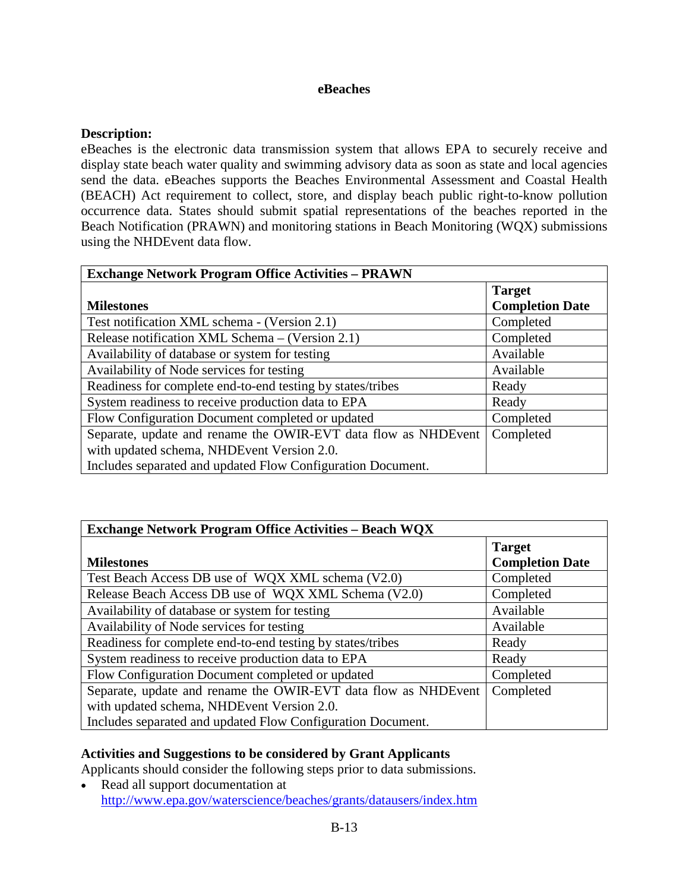## eBeaches

**Description:**
eBeaches is the electronic data transmission system that allows EPA to securely receive and display state beach water quality and swimming advisory data as soon as state and local agencies send the data. eBeaches supports the Beaches Environmental Assessment and Coastal Health (BEACH) Act requirement to collect, store, and display beach public right-to-know pollution occurrence data. States should submit spatial representations of the beaches reported in the Beach Notification (PRAWN) and monitoring stations in Beach Monitoring (WQX) submissions using the NHDEvent data flow.

| **Exchange Network Program Office Activities – PRAWN** | |
|---|---|
| **Milestones** | **Target Completion Date** |
| Test notification XML schema - (Version 2.1) | Completed |
| Release notification XML Schema – (Version 2.1) | Completed |
| Availability of database or system for testing | Available |
| Availability of Node services for testing | Available |
| Readiness for complete end-to-end testing by states/tribes | Ready |
| System readiness to receive production data to EPA | Ready |
| Flow Configuration Document completed or updated | Completed |
| Separate, update and rename the OWIR-EVT data flow as NHDEvent with updated schema, NHDEvent Version 2.0. Includes separated and updated Flow Configuration Document. | Completed |

| **Exchange Network Program Office Activities – Beach WQX** | |
|---|---|
| **Milestones** | **Target Completion Date** |
| Test Beach Access DB use of WQX XML schema (V2.0) | Completed |
| Release Beach Access DB use of WQX XML Schema (V2.0) | Completed |
| Availability of database or system for testing | Available |
| Availability of Node services for testing | Available |
| Readiness for complete end-to-end testing by states/tribes | Ready |
| System readiness to receive production data to EPA | Ready |
| Flow Configuration Document completed or updated | Completed |
| Separate, update and rename the OWIR-EVT data flow as NHDEvent with updated schema, NHDEvent Version 2.0. Includes separated and updated Flow Configuration Document. | Completed |

**Activities and Suggestions to be considered by Grant Applicants**
Applicants should consider the following steps prior to data submissions.

- Read all support documentation at http://www.epa.gov/waterscience/beaches/grants/datausers/index.htm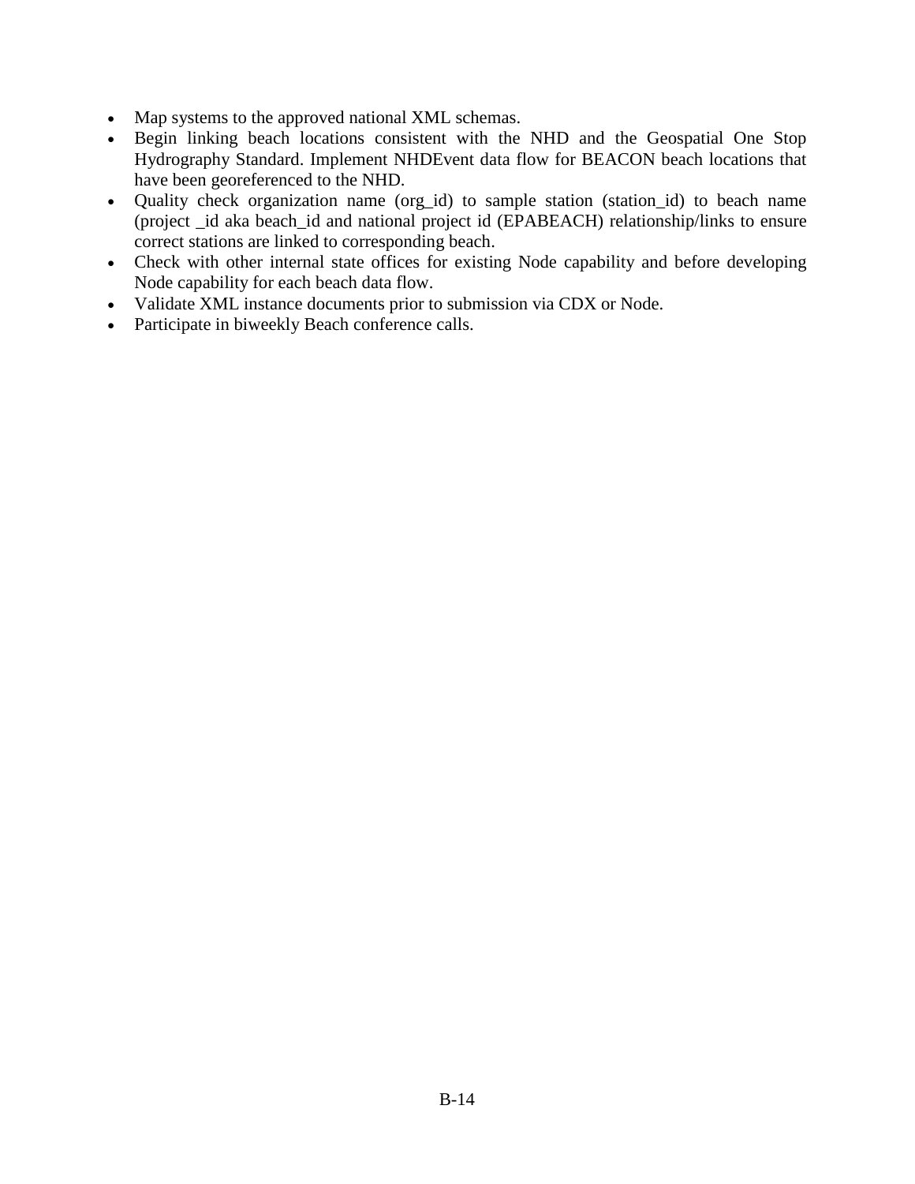- Map systems to the approved national XML schemas.
- Begin linking beach locations consistent with the NHD and the Geospatial One Stop Hydrography Standard. Implement NHDEvent data flow for BEACON beach locations that have been georeferenced to the NHD.
- Quality check organization name (org_id) to sample station (station_id) to beach name (project _id aka beach_id and national project id (EPABEACH) relationship/links to ensure correct stations are linked to corresponding beach.
- Check with other internal state offices for existing Node capability and before developing Node capability for each beach data flow.
- Validate XML instance documents prior to submission via CDX or Node.
- Participate in biweekly Beach conference calls.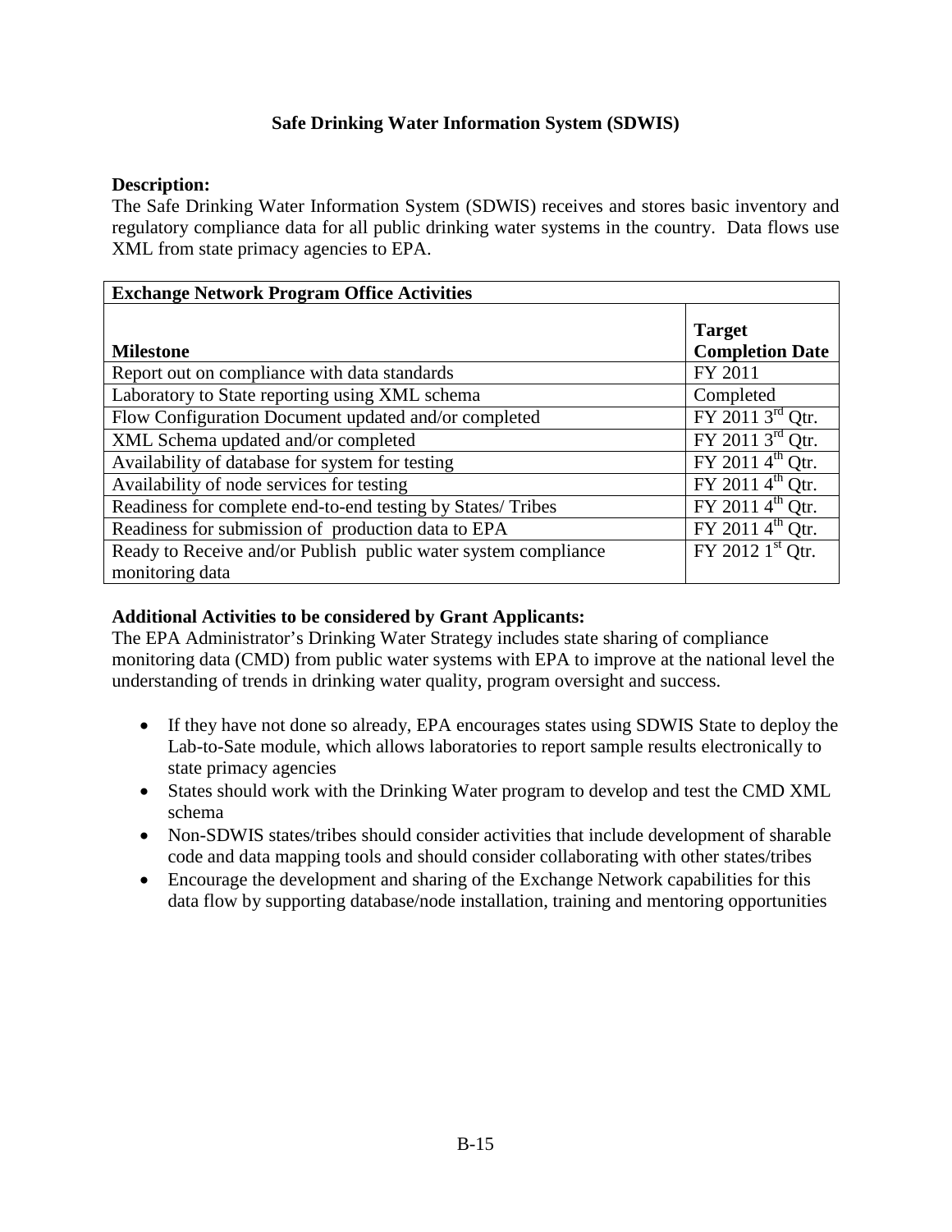## Safe Drinking Water Information System (SDWIS)

**Description:**
The Safe Drinking Water Information System (SDWIS) receives and stores basic inventory and regulatory compliance data for all public drinking water systems in the country. Data flows use XML from state primacy agencies to EPA.

| **Exchange Network Program Office Activities** | |
|---|---|
| **Milestone** | **Target Completion Date** |
| Report out on compliance with data standards | FY 2011 |
| Laboratory to State reporting using XML schema | Completed |
| Flow Configuration Document updated and/or completed | FY 2011 3rd Qtr. |
| XML Schema updated and/or completed | FY 2011 3rd Qtr. |
| Availability of database for system for testing | FY 2011 4th Qtr. |
| Availability of node services for testing | FY 2011 4th Qtr. |
| Readiness for complete end-to-end testing by States/ Tribes | FY 2011 4th Qtr. |
| Readiness for submission of production data to EPA | FY 2011 4th Qtr. |
| Ready to Receive and/or Publish public water system compliance monitoring data | FY 2012 1st Qtr. |

**Additional Activities to be considered by Grant Applicants:**
The EPA Administrator's Drinking Water Strategy includes state sharing of compliance monitoring data (CMD) from public water systems with EPA to improve at the national level the understanding of trends in drinking water quality, program oversight and success.

- If they have not done so already, EPA encourages states using SDWIS State to deploy the Lab-to-Sate module, which allows laboratories to report sample results electronically to state primacy agencies
- States should work with the Drinking Water program to develop and test the CMD XML schema
- Non-SDWIS states/tribes should consider activities that include development of sharable code and data mapping tools and should consider collaborating with other states/tribes
- Encourage the development and sharing of the Exchange Network capabilities for this data flow by supporting database/node installation, training and mentoring opportunities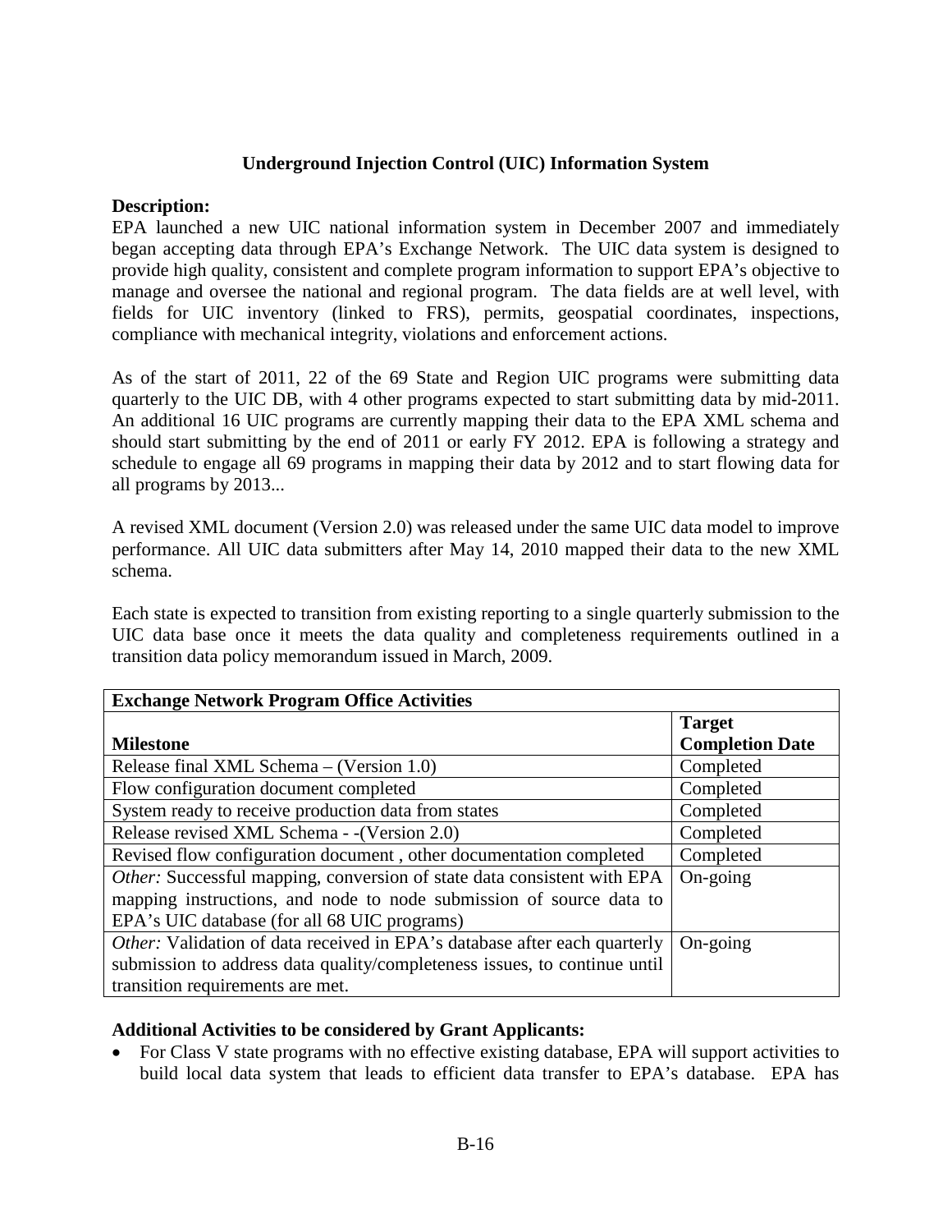## Underground Injection Control (UIC) Information System

**Description:**
EPA launched a new UIC national information system in December 2007 and immediately began accepting data through EPA's Exchange Network. The UIC data system is designed to provide high quality, consistent and complete program information to support EPA's objective to manage and oversee the national and regional program. The data fields are at well level, with fields for UIC inventory (linked to FRS), permits, geospatial coordinates, inspections, compliance with mechanical integrity, violations and enforcement actions.

As of the start of 2011, 22 of the 69 State and Region UIC programs were submitting data quarterly to the UIC DB, with 4 other programs expected to start submitting data by mid-2011. An additional 16 UIC programs are currently mapping their data to the EPA XML schema and should start submitting by the end of 2011 or early FY 2012. EPA is following a strategy and schedule to engage all 69 programs in mapping their data by 2012 and to start flowing data for all programs by 2013...

A revised XML document (Version 2.0) was released under the same UIC data model to improve performance. All UIC data submitters after May 14, 2010 mapped their data to the new XML schema.

Each state is expected to transition from existing reporting to a single quarterly submission to the UIC data base once it meets the data quality and completeness requirements outlined in a transition data policy memorandum issued in March, 2009.

| **Exchange Network Program Office Activities** | |
|---|---|
| **Milestone** | **Target Completion Date** |
| Release final XML Schema – (Version 1.0) | Completed |
| Flow configuration document completed | Completed |
| System ready to receive production data from states | Completed |
| Release revised XML Schema - -(Version 2.0) | Completed |
| Revised flow configuration document , other documentation completed | Completed |
| *Other:* Successful mapping, conversion of state data consistent with EPA mapping instructions, and node to node submission of source data to EPA's UIC database (for all 68 UIC programs) | On-going |
| *Other:* Validation of data received in EPA's database after each quarterly submission to address data quality/completeness issues, to continue until transition requirements are met. | On-going |

**Additional Activities to be considered by Grant Applicants:**

- For Class V state programs with no effective existing database, EPA will support activities to build local data system that leads to efficient data transfer to EPA's database. EPA has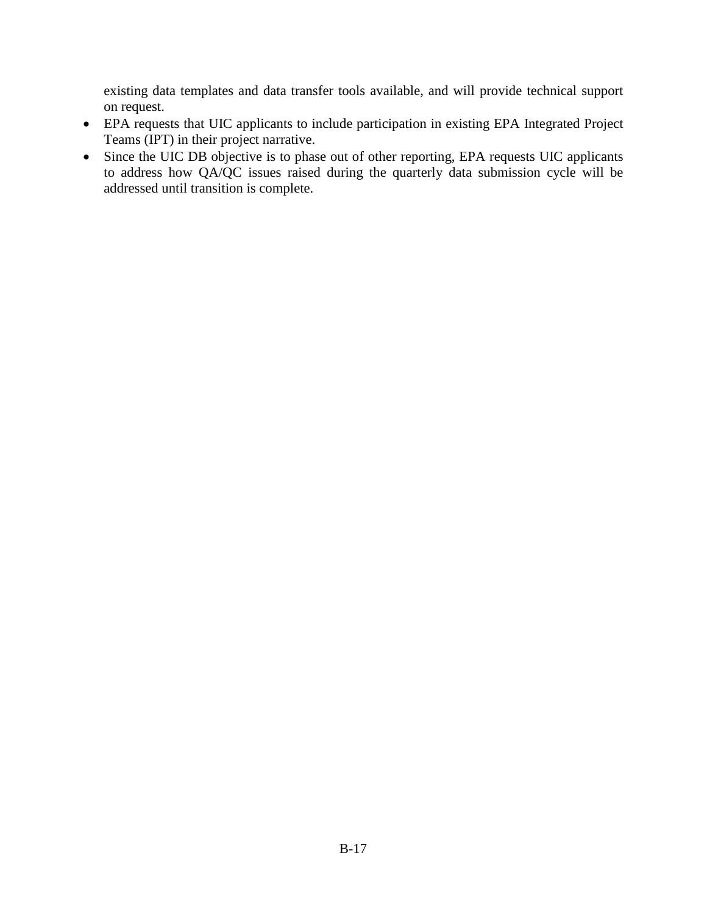existing data templates and data transfer tools available, and will provide technical support on request.

- EPA requests that UIC applicants to include participation in existing EPA Integrated Project Teams (IPT) in their project narrative.
- Since the UIC DB objective is to phase out of other reporting, EPA requests UIC applicants to address how QA/QC issues raised during the quarterly data submission cycle will be addressed until transition is complete.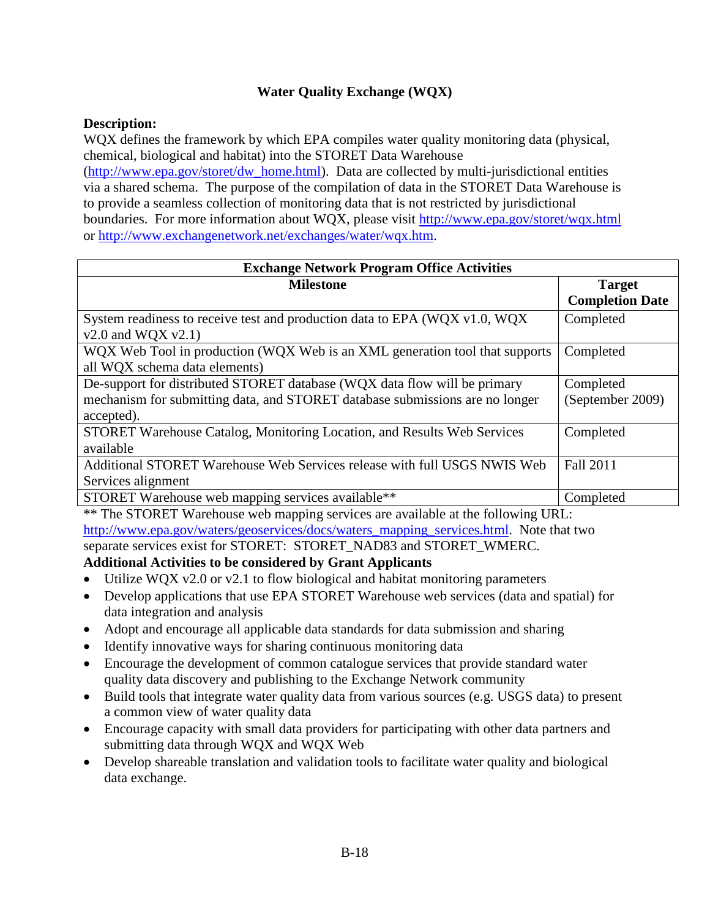## Water Quality Exchange (WQX)

**Description:**
WQX defines the framework by which EPA compiles water quality monitoring data (physical, chemical, biological and habitat) into the STORET Data Warehouse (http://www.epa.gov/storet/dw_home.html). Data are collected by multi-jurisdictional entities via a shared schema. The purpose of the compilation of data in the STORET Data Warehouse is to provide a seamless collection of monitoring data that is not restricted by jurisdictional boundaries. For more information about WQX, please visit http://www.epa.gov/storet/wqx.html or http://www.exchangenetwork.net/exchanges/water/wqx.htm.

| Exchange Network Program Office Activities | |
|---|---|
| **Milestone** | **Target Completion Date** |
| System readiness to receive test and production data to EPA (WQX v1.0, WQX v2.0 and WQX v2.1) | Completed |
| WQX Web Tool in production (WQX Web is an XML generation tool that supports all WQX schema data elements) | Completed |
| De-support for distributed STORET database (WQX data flow will be primary mechanism for submitting data, and STORET database submissions are no longer accepted). | Completed (September 2009) |
| STORET Warehouse Catalog, Monitoring Location, and Results Web Services available | Completed |
| Additional STORET Warehouse Web Services release with full USGS NWIS Web Services alignment | Fall 2011 |
| STORET Warehouse web mapping services available** | Completed |

** The STORET Warehouse web mapping services are available at the following URL: http://www.epa.gov/waters/geoservices/docs/waters_mapping_services.html. Note that two separate services exist for STORET: STORET_NAD83 and STORET_WMERC.

**Additional Activities to be considered by Grant Applicants**

- Utilize WQX v2.0 or v2.1 to flow biological and habitat monitoring parameters
- Develop applications that use EPA STORET Warehouse web services (data and spatial) for data integration and analysis
- Adopt and encourage all applicable data standards for data submission and sharing
- Identify innovative ways for sharing continuous monitoring data
- Encourage the development of common catalogue services that provide standard water quality data discovery and publishing to the Exchange Network community
- Build tools that integrate water quality data from various sources (e.g. USGS data) to present a common view of water quality data
- Encourage capacity with small data providers for participating with other data partners and submitting data through WQX and WQX Web
- Develop shareable translation and validation tools to facilitate water quality and biological data exchange.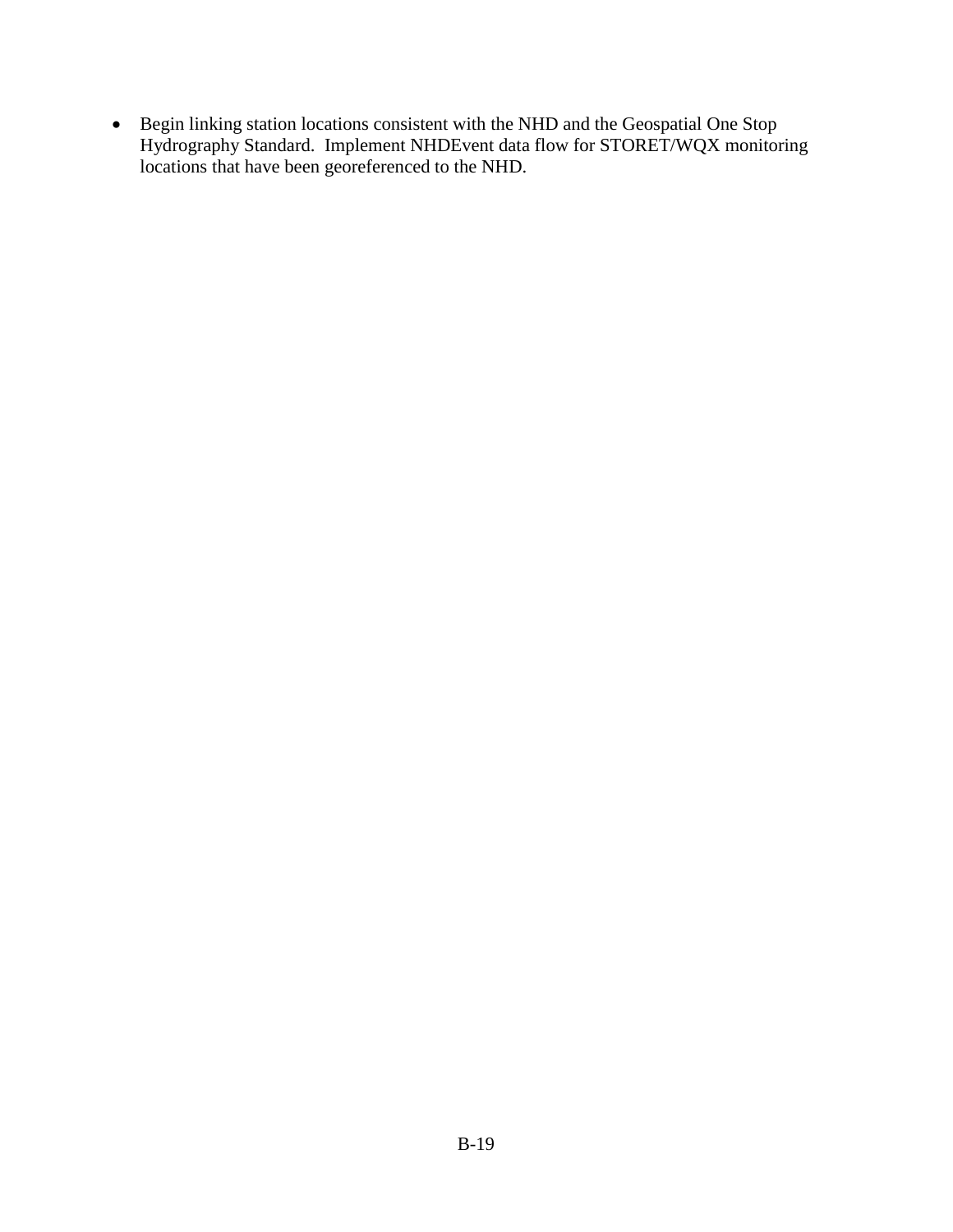- Begin linking station locations consistent with the NHD and the Geospatial One Stop Hydrography Standard. Implement NHDEvent data flow for STORET/WQX monitoring locations that have been georeferenced to the NHD.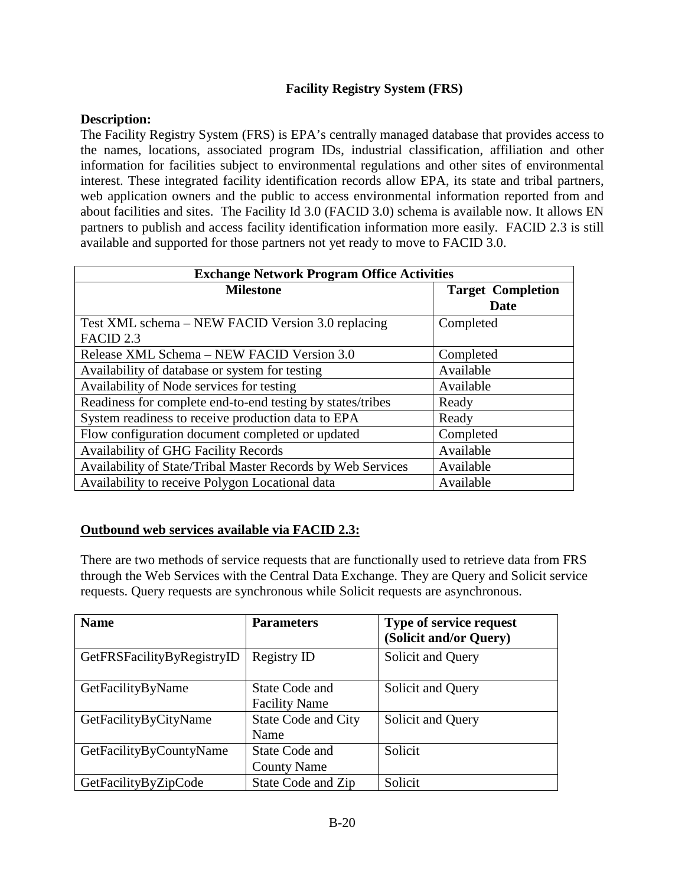## Facility Registry System (FRS)

**Description:**

The Facility Registry System (FRS) is EPA's centrally managed database that provides access to the names, locations, associated program IDs, industrial classification, affiliation and other information for facilities subject to environmental regulations and other sites of environmental interest. These integrated facility identification records allow EPA, its state and tribal partners, web application owners and the public to access environmental information reported from and about facilities and sites. The Facility Id 3.0 (FACID 3.0) schema is available now. It allows EN partners to publish and access facility identification information more easily. FACID 2.3 is still available and supported for those partners not yet ready to move to FACID 3.0.

| Exchange Network Program Office Activities | |
|---|---|
| **Milestone** | **Target Completion Date** |
| Test XML schema – NEW FACID Version 3.0 replacing FACID 2.3 | Completed |
| Release XML Schema – NEW FACID Version 3.0 | Completed |
| Availability of database or system for testing | Available |
| Availability of Node services for testing | Available |
| Readiness for complete end-to-end testing by states/tribes | Ready |
| System readiness to receive production data to EPA | Ready |
| Flow configuration document completed or updated | Completed |
| Availability of GHG Facility Records | Available |
| Availability of State/Tribal Master Records by Web Services | Available |
| Availability to receive Polygon Locational data | Available |

**Outbound web services available via FACID 2.3:**

There are two methods of service requests that are functionally used to retrieve data from FRS through the Web Services with the Central Data Exchange. They are Query and Solicit service requests. Query requests are synchronous while Solicit requests are asynchronous.

| Name | Parameters | Type of service request (Solicit and/or Query) |
|---|---|---|
| GetFRSFacilityByRegistryID | Registry ID | Solicit and Query |
| GetFacilityByName | State Code and Facility Name | Solicit and Query |
| GetFacilityByCityName | State Code and City Name | Solicit and Query |
| GetFacilityByCountyName | State Code and County Name | Solicit |
| GetFacilityByZipCode | State Code and Zip | Solicit |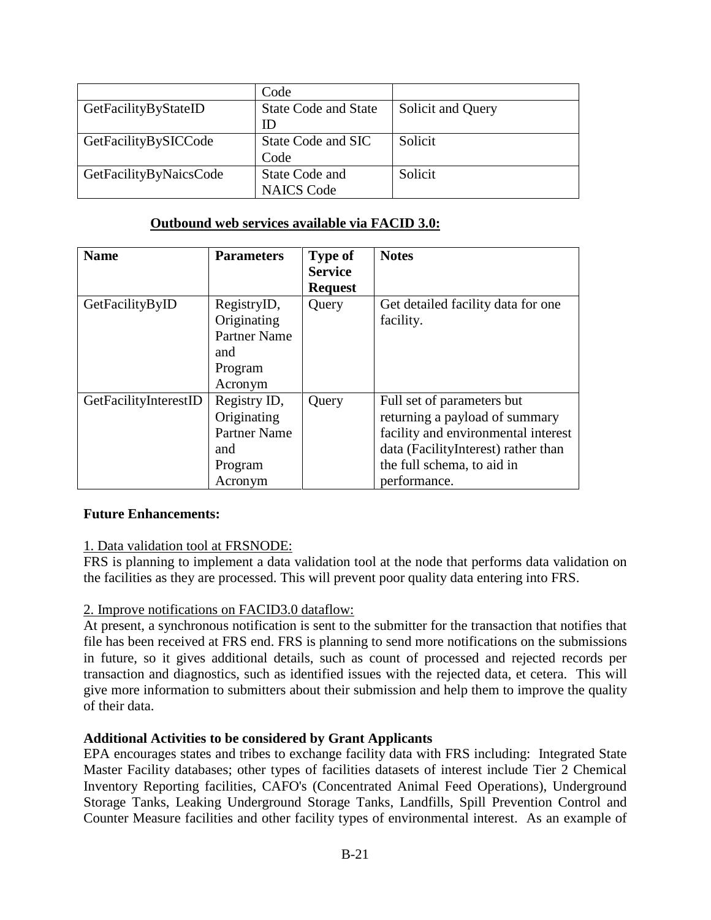| | Code | |
|---|---|---|
| GetFacilityByStateID | State Code and State ID | Solicit and Query |
| GetFacilityBySICCode | State Code and SIC Code | Solicit |
| GetFacilityByNaicsCode | State Code and NAICS Code | Solicit |

**Outbound web services available via FACID 3.0:**

| **Name** | **Parameters** | **Type of Service Request** | **Notes** |
|---|---|---|---|
| GetFacilityByID | RegistryID, Originating Partner Name and Program Acronym | Query | Get detailed facility data for one facility. |
| GetFacilityInterestID | Registry ID, Originating Partner Name and Program Acronym | Query | Full set of parameters but returning a payload of summary facility and environmental interest data (FacilityInterest) rather than the full schema, to aid in performance. |

**Future Enhancements:**

1. Data validation tool at FRSNODE:
FRS is planning to implement a data validation tool at the node that performs data validation on the facilities as they are processed. This will prevent poor quality data entering into FRS.

2. Improve notifications on FACID3.0 dataflow:
At present, a synchronous notification is sent to the submitter for the transaction that notifies that file has been received at FRS end. FRS is planning to send more notifications on the submissions in future, so it gives additional details, such as count of processed and rejected records per transaction and diagnostics, such as identified issues with the rejected data, et cetera. This will give more information to submitters about their submission and help them to improve the quality of their data.

**Additional Activities to be considered by Grant Applicants**

EPA encourages states and tribes to exchange facility data with FRS including: Integrated State Master Facility databases; other types of facilities datasets of interest include Tier 2 Chemical Inventory Reporting facilities, CAFO's (Concentrated Animal Feed Operations), Underground Storage Tanks, Leaking Underground Storage Tanks, Landfills, Spill Prevention Control and Counter Measure facilities and other facility types of environmental interest. As an example of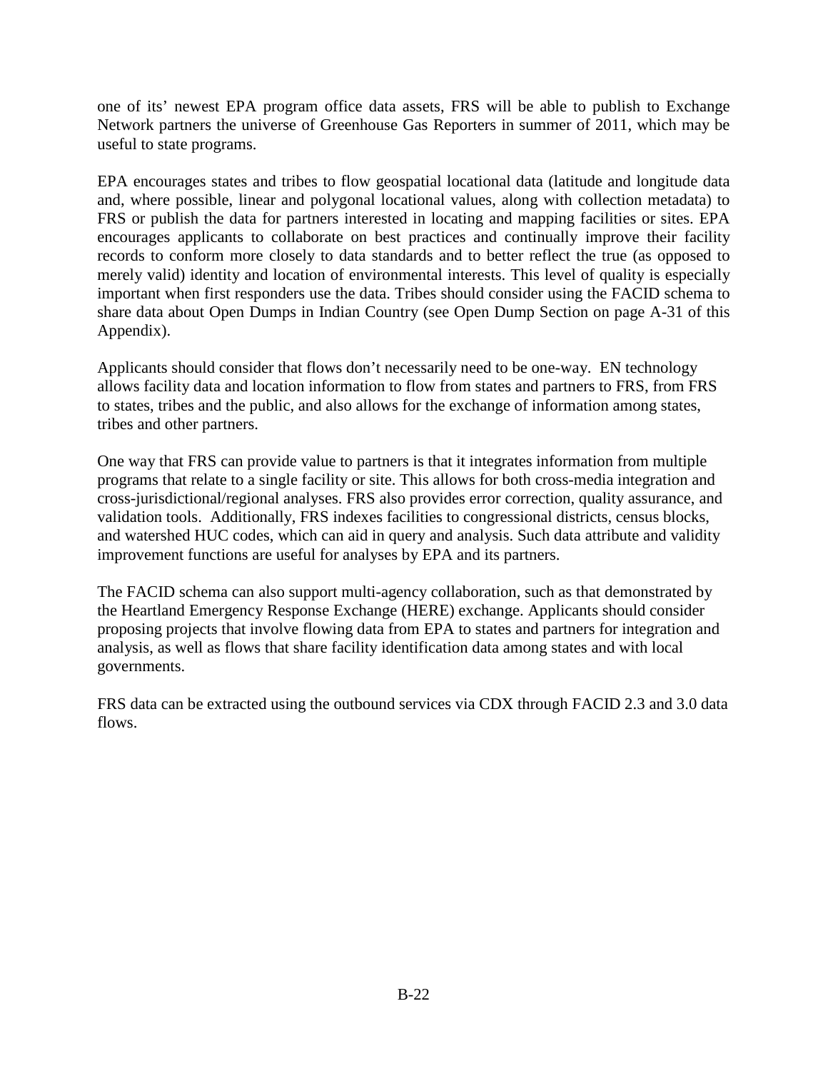one of its' newest EPA program office data assets, FRS will be able to publish to Exchange Network partners the universe of Greenhouse Gas Reporters in summer of 2011, which may be useful to state programs.

EPA encourages states and tribes to flow geospatial locational data (latitude and longitude data and, where possible, linear and polygonal locational values, along with collection metadata) to FRS or publish the data for partners interested in locating and mapping facilities or sites. EPA encourages applicants to collaborate on best practices and continually improve their facility records to conform more closely to data standards and to better reflect the true (as opposed to merely valid) identity and location of environmental interests. This level of quality is especially important when first responders use the data. Tribes should consider using the FACID schema to share data about Open Dumps in Indian Country (see Open Dump Section on page A-31 of this Appendix).

Applicants should consider that flows don't necessarily need to be one-way. EN technology allows facility data and location information to flow from states and partners to FRS, from FRS to states, tribes and the public, and also allows for the exchange of information among states, tribes and other partners.

One way that FRS can provide value to partners is that it integrates information from multiple programs that relate to a single facility or site. This allows for both cross-media integration and cross-jurisdictional/regional analyses. FRS also provides error correction, quality assurance, and validation tools. Additionally, FRS indexes facilities to congressional districts, census blocks, and watershed HUC codes, which can aid in query and analysis. Such data attribute and validity improvement functions are useful for analyses by EPA and its partners.

The FACID schema can also support multi-agency collaboration, such as that demonstrated by the Heartland Emergency Response Exchange (HERE) exchange. Applicants should consider proposing projects that involve flowing data from EPA to states and partners for integration and analysis, as well as flows that share facility identification data among states and with local governments.

FRS data can be extracted using the outbound services via CDX through FACID 2.3 and 3.0 data flows.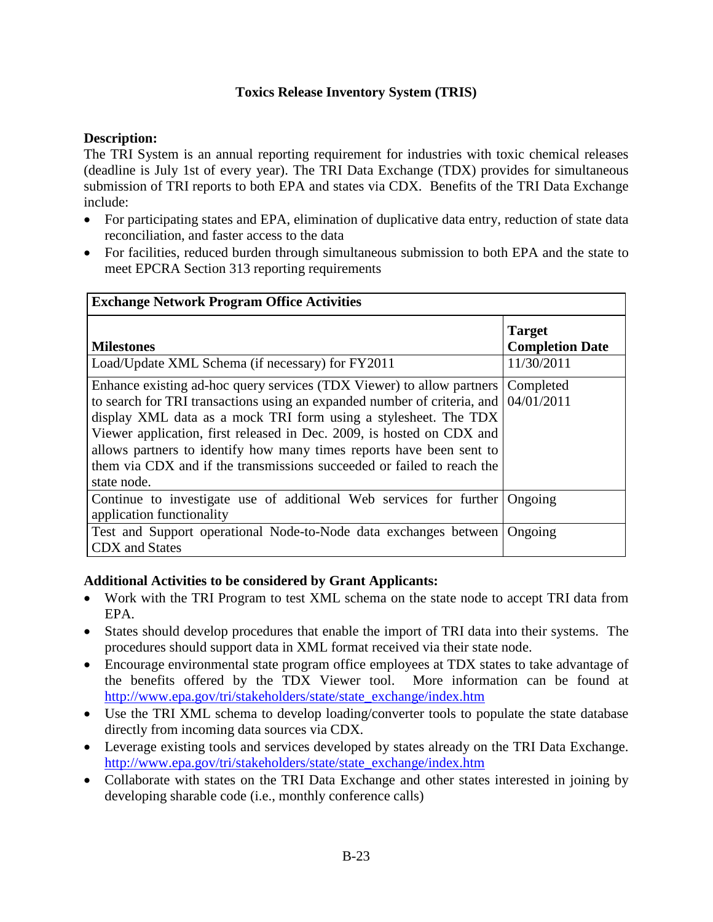## Toxics Release Inventory System (TRIS)

**Description:**
The TRI System is an annual reporting requirement for industries with toxic chemical releases (deadline is July 1st of every year). The TRI Data Exchange (TDX) provides for simultaneous submission of TRI reports to both EPA and states via CDX. Benefits of the TRI Data Exchange include:

- For participating states and EPA, elimination of duplicative data entry, reduction of state data reconciliation, and faster access to the data
- For facilities, reduced burden through simultaneous submission to both EPA and the state to meet EPCRA Section 313 reporting requirements

| **Exchange Network Program Office Activities** | |
|---|---|
| **Milestones** | **Target Completion Date** |
| Load/Update XML Schema (if necessary) for FY2011 | 11/30/2011 |
| Enhance existing ad-hoc query services (TDX Viewer) to allow partners to search for TRI transactions using an expanded number of criteria, and display XML data as a mock TRI form using a stylesheet. The TDX Viewer application, first released in Dec. 2009, is hosted on CDX and allows partners to identify how many times reports have been sent to them via CDX and if the transmissions succeeded or failed to reach the state node. | Completed 04/01/2011 |
| Continue to investigate use of additional Web services for further application functionality | Ongoing |
| Test and Support operational Node-to-Node data exchanges between CDX and States | Ongoing |

**Additional Activities to be considered by Grant Applicants:**

- Work with the TRI Program to test XML schema on the state node to accept TRI data from EPA.
- States should develop procedures that enable the import of TRI data into their systems. The procedures should support data in XML format received via their state node.
- Encourage environmental state program office employees at TDX states to take advantage of the benefits offered by the TDX Viewer tool. More information can be found at http://www.epa.gov/tri/stakeholders/state/state_exchange/index.htm
- Use the TRI XML schema to develop loading/converter tools to populate the state database directly from incoming data sources via CDX.
- Leverage existing tools and services developed by states already on the TRI Data Exchange. http://www.epa.gov/tri/stakeholders/state/state_exchange/index.htm
- Collaborate with states on the TRI Data Exchange and other states interested in joining by developing sharable code (i.e., monthly conference calls)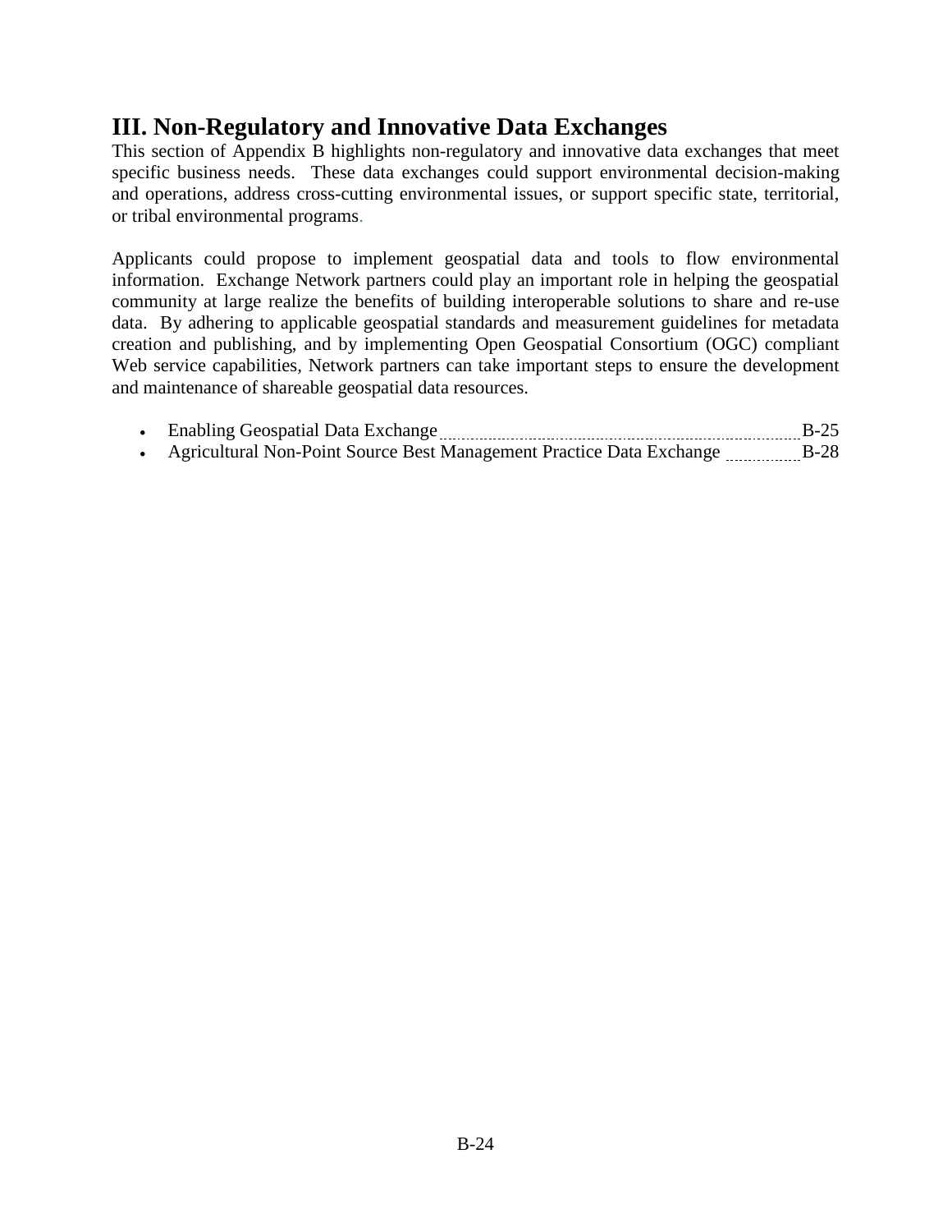## III. Non-Regulatory and Innovative Data Exchanges

This section of Appendix B highlights non-regulatory and innovative data exchanges that meet specific business needs. These data exchanges could support environmental decision-making and operations, address cross-cutting environmental issues, or support specific state, territorial, or tribal environmental programs.

Applicants could propose to implement geospatial data and tools to flow environmental information. Exchange Network partners could play an important role in helping the geospatial community at large realize the benefits of building interoperable solutions to share and re-use data. By adhering to applicable geospatial standards and measurement guidelines for metadata creation and publishing, and by implementing Open Geospatial Consortium (OGC) compliant Web service capabilities, Network partners can take important steps to ensure the development and maintenance of shareable geospatial data resources.

- Enabling Geospatial Data Exchange ........ B-25
- Agricultural Non-Point Source Best Management Practice Data Exchange ........ B-28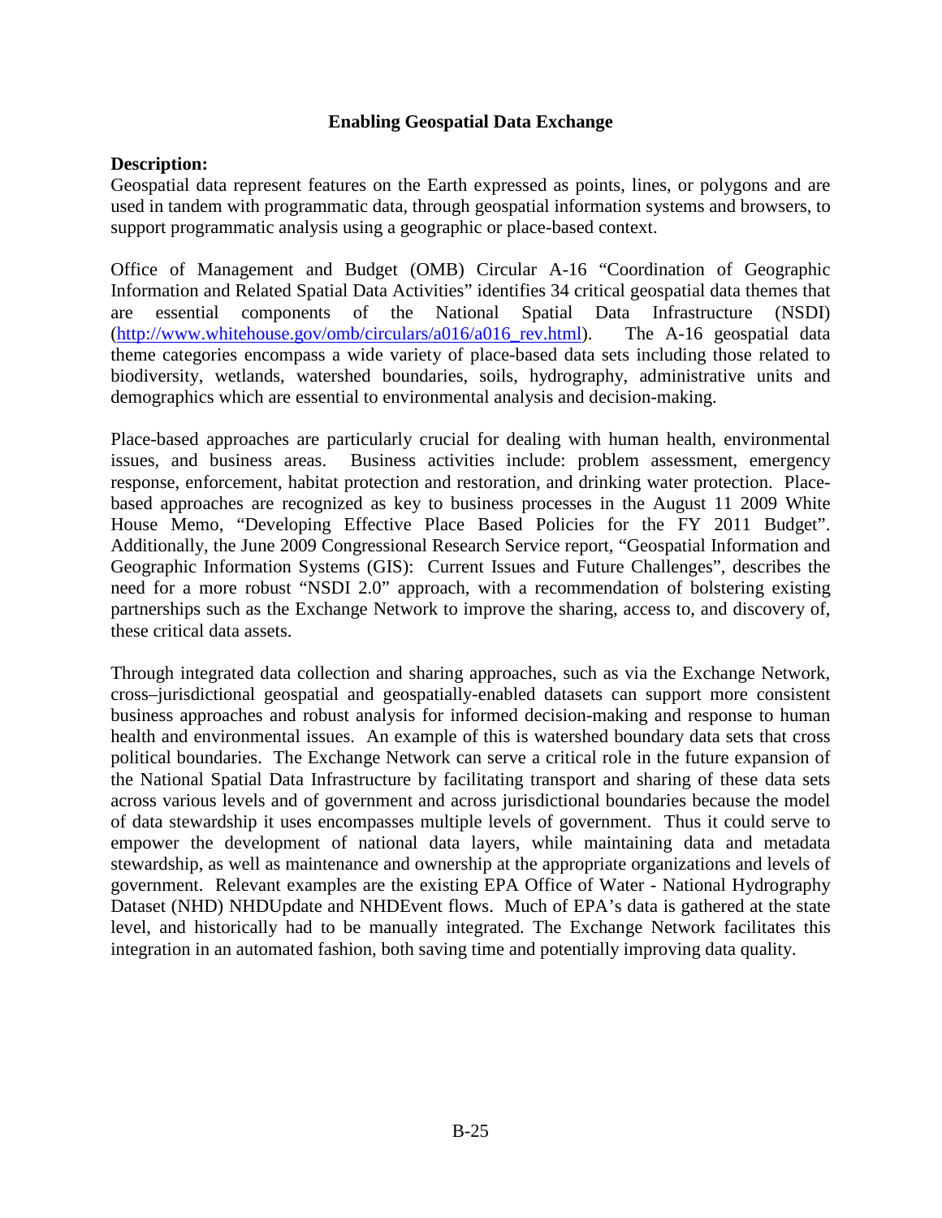## Enabling Geospatial Data Exchange

**Description:**

Geospatial data represent features on the Earth expressed as points, lines, or polygons and are used in tandem with programmatic data, through geospatial information systems and browsers, to support programmatic analysis using a geographic or place-based context.

Office of Management and Budget (OMB) Circular A-16 "Coordination of Geographic Information and Related Spatial Data Activities" identifies 34 critical geospatial data themes that are essential components of the National Spatial Data Infrastructure (NSDI) (http://www.whitehouse.gov/omb/circulars/a016/a016_rev.html). The A-16 geospatial data theme categories encompass a wide variety of place-based data sets including those related to biodiversity, wetlands, watershed boundaries, soils, hydrography, administrative units and demographics which are essential to environmental analysis and decision-making.

Place-based approaches are particularly crucial for dealing with human health, environmental issues, and business areas. Business activities include: problem assessment, emergency response, enforcement, habitat protection and restoration, and drinking water protection. Place-based approaches are recognized as key to business processes in the August 11 2009 White House Memo, "Developing Effective Place Based Policies for the FY 2011 Budget". Additionally, the June 2009 Congressional Research Service report, "Geospatial Information and Geographic Information Systems (GIS): Current Issues and Future Challenges", describes the need for a more robust "NSDI 2.0" approach, with a recommendation of bolstering existing partnerships such as the Exchange Network to improve the sharing, access to, and discovery of, these critical data assets.

Through integrated data collection and sharing approaches, such as via the Exchange Network, cross–jurisdictional geospatial and geospatially-enabled datasets can support more consistent business approaches and robust analysis for informed decision-making and response to human health and environmental issues. An example of this is watershed boundary data sets that cross political boundaries. The Exchange Network can serve a critical role in the future expansion of the National Spatial Data Infrastructure by facilitating transport and sharing of these data sets across various levels and of government and across jurisdictional boundaries because the model of data stewardship it uses encompasses multiple levels of government. Thus it could serve to empower the development of national data layers, while maintaining data and metadata stewardship, as well as maintenance and ownership at the appropriate organizations and levels of government. Relevant examples are the existing EPA Office of Water - National Hydrography Dataset (NHD) NHDUpdate and NHDEvent flows. Much of EPA's data is gathered at the state level, and historically had to be manually integrated. The Exchange Network facilitates this integration in an automated fashion, both saving time and potentially improving data quality.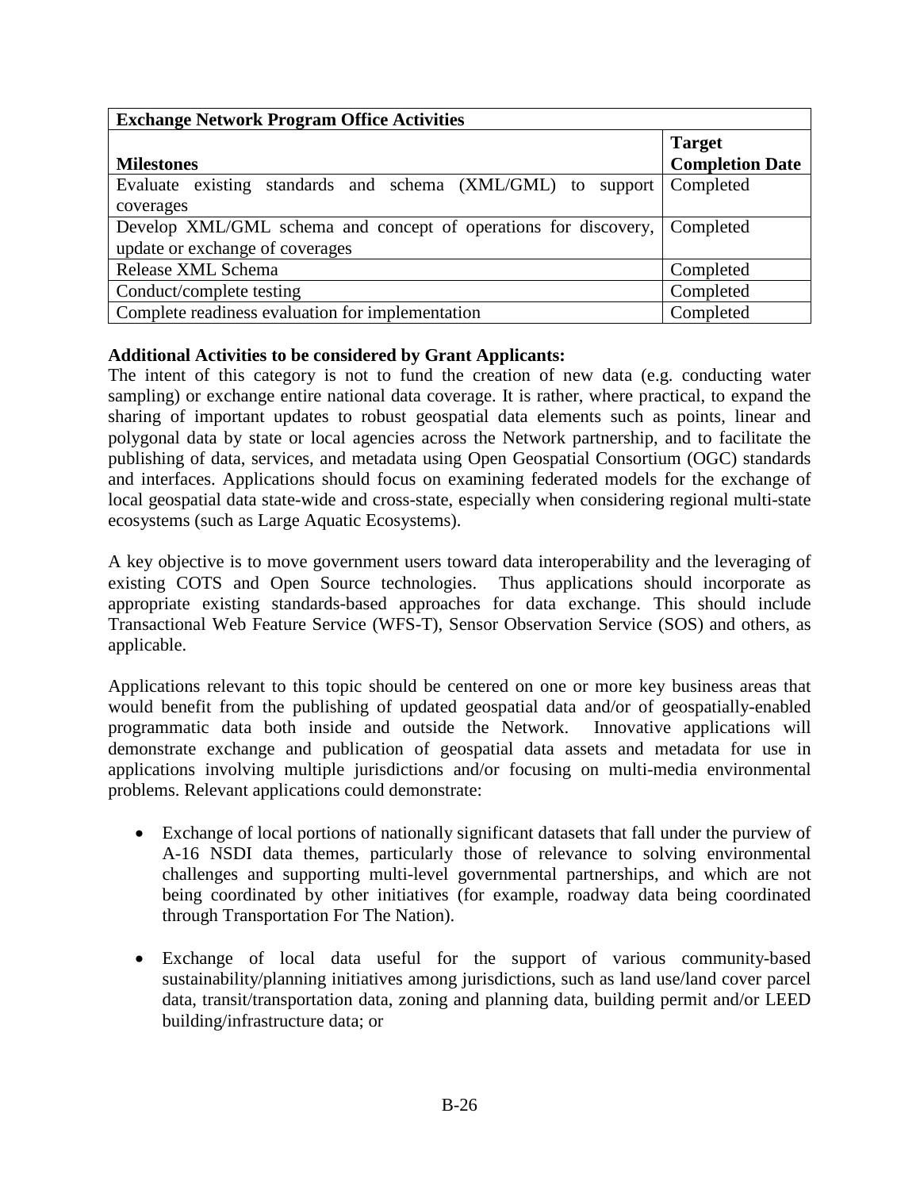| Exchange Network Program Office Activities | |
|---|---|
| **Milestones** | **Target Completion Date** |
| Evaluate existing standards and schema (XML/GML) to support coverages | Completed |
| Develop XML/GML schema and concept of operations for discovery, update or exchange of coverages | Completed |
| Release XML Schema | Completed |
| Conduct/complete testing | Completed |
| Complete readiness evaluation for implementation | Completed |

**Additional Activities to be considered by Grant Applicants:**

The intent of this category is not to fund the creation of new data (e.g. conducting water sampling) or exchange entire national data coverage. It is rather, where practical, to expand the sharing of important updates to robust geospatial data elements such as points, linear and polygonal data by state or local agencies across the Network partnership, and to facilitate the publishing of data, services, and metadata using Open Geospatial Consortium (OGC) standards and interfaces. Applications should focus on examining federated models for the exchange of local geospatial data state-wide and cross-state, especially when considering regional multi-state ecosystems (such as Large Aquatic Ecosystems).

A key objective is to move government users toward data interoperability and the leveraging of existing COTS and Open Source technologies. Thus applications should incorporate as appropriate existing standards-based approaches for data exchange. This should include Transactional Web Feature Service (WFS-T), Sensor Observation Service (SOS) and others, as applicable.

Applications relevant to this topic should be centered on one or more key business areas that would benefit from the publishing of updated geospatial data and/or of geospatially-enabled programmatic data both inside and outside the Network. Innovative applications will demonstrate exchange and publication of geospatial data assets and metadata for use in applications involving multiple jurisdictions and/or focusing on multi-media environmental problems. Relevant applications could demonstrate:

- Exchange of local portions of nationally significant datasets that fall under the purview of A-16 NSDI data themes, particularly those of relevance to solving environmental challenges and supporting multi-level governmental partnerships, and which are not being coordinated by other initiatives (for example, roadway data being coordinated through Transportation For The Nation).

- Exchange of local data useful for the support of various community-based sustainability/planning initiatives among jurisdictions, such as land use/land cover parcel data, transit/transportation data, zoning and planning data, building permit and/or LEED building/infrastructure data; or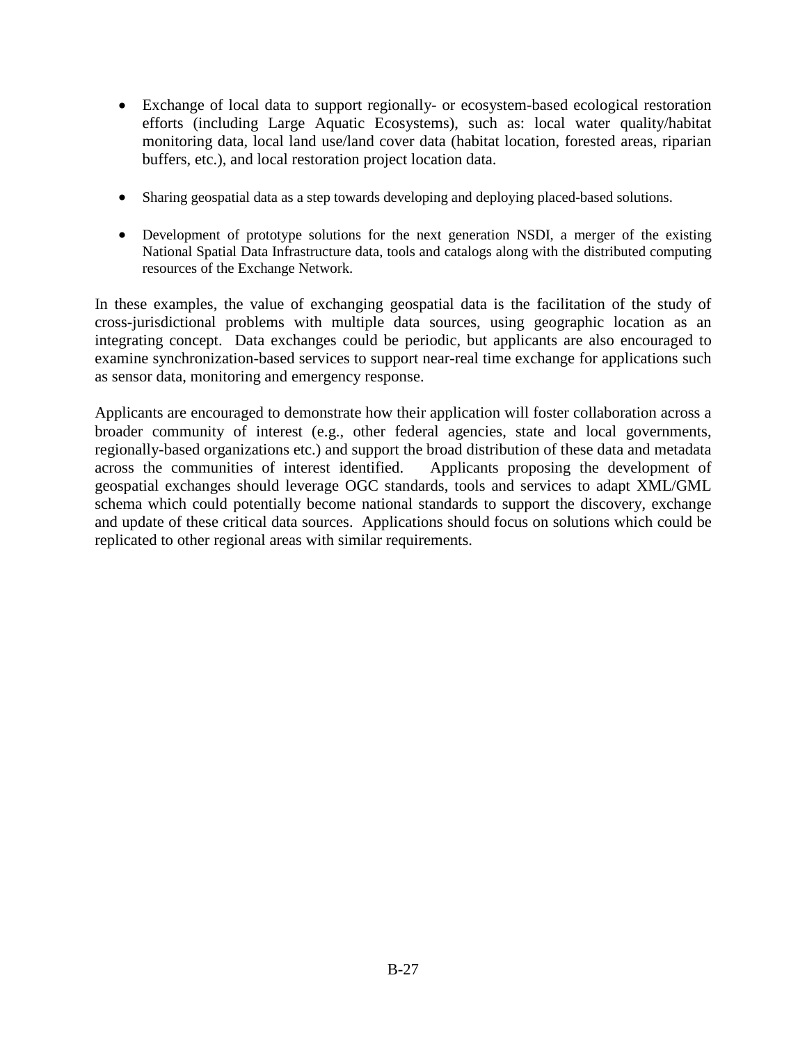- Exchange of local data to support regionally- or ecosystem-based ecological restoration efforts (including Large Aquatic Ecosystems), such as: local water quality/habitat monitoring data, local land use/land cover data (habitat location, forested areas, riparian buffers, etc.), and local restoration project location data.

- Sharing geospatial data as a step towards developing and deploying placed-based solutions.

- Development of prototype solutions for the next generation NSDI, a merger of the existing National Spatial Data Infrastructure data, tools and catalogs along with the distributed computing resources of the Exchange Network.

In these examples, the value of exchanging geospatial data is the facilitation of the study of cross-jurisdictional problems with multiple data sources, using geographic location as an integrating concept. Data exchanges could be periodic, but applicants are also encouraged to examine synchronization-based services to support near-real time exchange for applications such as sensor data, monitoring and emergency response.

Applicants are encouraged to demonstrate how their application will foster collaboration across a broader community of interest (e.g., other federal agencies, state and local governments, regionally-based organizations etc.) and support the broad distribution of these data and metadata across the communities of interest identified. Applicants proposing the development of geospatial exchanges should leverage OGC standards, tools and services to adapt XML/GML schema which could potentially become national standards to support the discovery, exchange and update of these critical data sources. Applications should focus on solutions which could be replicated to other regional areas with similar requirements.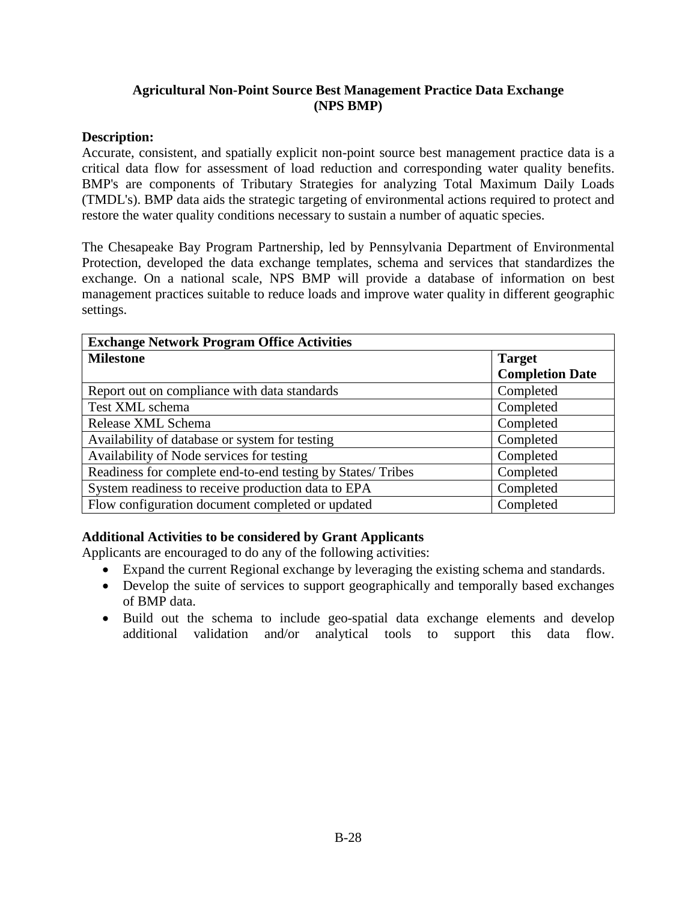## Agricultural Non-Point Source Best Management Practice Data Exchange (NPS BMP)

**Description:**

Accurate, consistent, and spatially explicit non-point source best management practice data is a critical data flow for assessment of load reduction and corresponding water quality benefits. BMP's are components of Tributary Strategies for analyzing Total Maximum Daily Loads (TMDL's). BMP data aids the strategic targeting of environmental actions required to protect and restore the water quality conditions necessary to sustain a number of aquatic species.

The Chesapeake Bay Program Partnership, led by Pennsylvania Department of Environmental Protection, developed the data exchange templates, schema and services that standardizes the exchange. On a national scale, NPS BMP will provide a database of information on best management practices suitable to reduce loads and improve water quality in different geographic settings.

| **Exchange Network Program Office Activities** | |
|---|---|
| **Milestone** | **Target Completion Date** |
| Report out on compliance with data standards | Completed |
| Test XML schema | Completed |
| Release XML Schema | Completed |
| Availability of database or system for testing | Completed |
| Availability of Node services for testing | Completed |
| Readiness for complete end-to-end testing by States/ Tribes | Completed |
| System readiness to receive production data to EPA | Completed |
| Flow configuration document completed or updated | Completed |

**Additional Activities to be considered by Grant Applicants**

Applicants are encouraged to do any of the following activities:

- Expand the current Regional exchange by leveraging the existing schema and standards.
- Develop the suite of services to support geographically and temporally based exchanges of BMP data.
- Build out the schema to include geo-spatial data exchange elements and develop additional validation and/or analytical tools to support this data flow.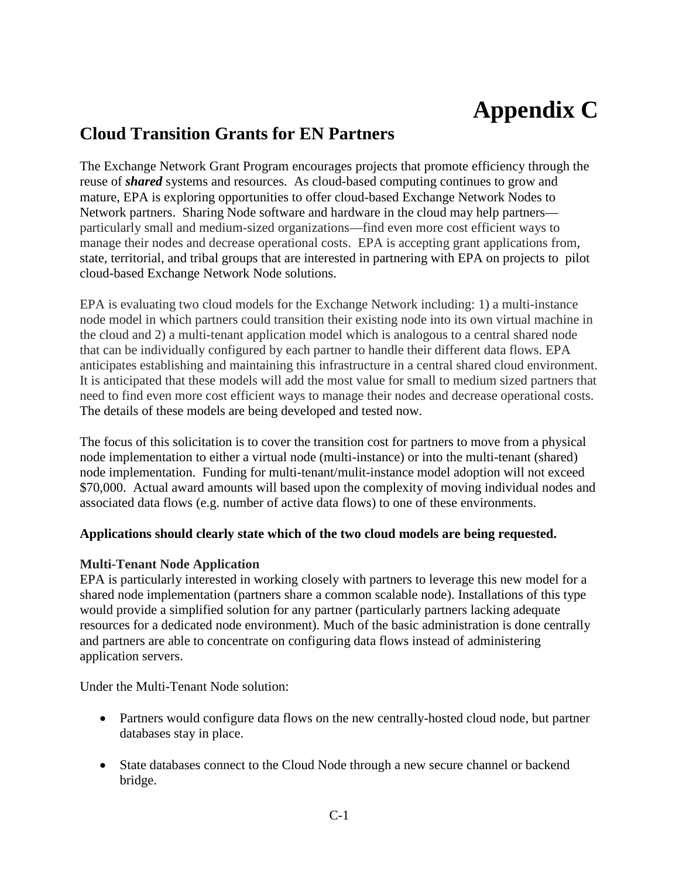# Appendix C

## Cloud Transition Grants for EN Partners

The Exchange Network Grant Program encourages projects that promote efficiency through the reuse of ***shared*** systems and resources. As cloud-based computing continues to grow and mature, EPA is exploring opportunities to offer cloud-based Exchange Network Nodes to Network partners. Sharing Node software and hardware in the cloud may help partners—particularly small and medium-sized organizations—find even more cost efficient ways to manage their nodes and decrease operational costs. EPA is accepting grant applications from, state, territorial, and tribal groups that are interested in partnering with EPA on projects to pilot cloud-based Exchange Network Node solutions.

EPA is evaluating two cloud models for the Exchange Network including: 1) a multi-instance node model in which partners could transition their existing node into its own virtual machine in the cloud and 2) a multi-tenant application model which is analogous to a central shared node that can be individually configured by each partner to handle their different data flows. EPA anticipates establishing and maintaining this infrastructure in a central shared cloud environment. It is anticipated that these models will add the most value for small to medium sized partners that need to find even more cost efficient ways to manage their nodes and decrease operational costs. The details of these models are being developed and tested now.

The focus of this solicitation is to cover the transition cost for partners to move from a physical node implementation to either a virtual node (multi-instance) or into the multi-tenant (shared) node implementation. Funding for multi-tenant/mulit-instance model adoption will not exceed $70,000. Actual award amounts will based upon the complexity of moving individual nodes and associated data flows (e.g. number of active data flows) to one of these environments.

**Applications should clearly state which of the two cloud models are being requested.**

**Multi-Tenant Node Application**

EPA is particularly interested in working closely with partners to leverage this new model for a shared node implementation (partners share a common scalable node). Installations of this type would provide a simplified solution for any partner (particularly partners lacking adequate resources for a dedicated node environment). Much of the basic administration is done centrally and partners are able to concentrate on configuring data flows instead of administering application servers.

Under the Multi-Tenant Node solution:

- Partners would configure data flows on the new centrally-hosted cloud node, but partner databases stay in place.
- State databases connect to the Cloud Node through a new secure channel or backend bridge.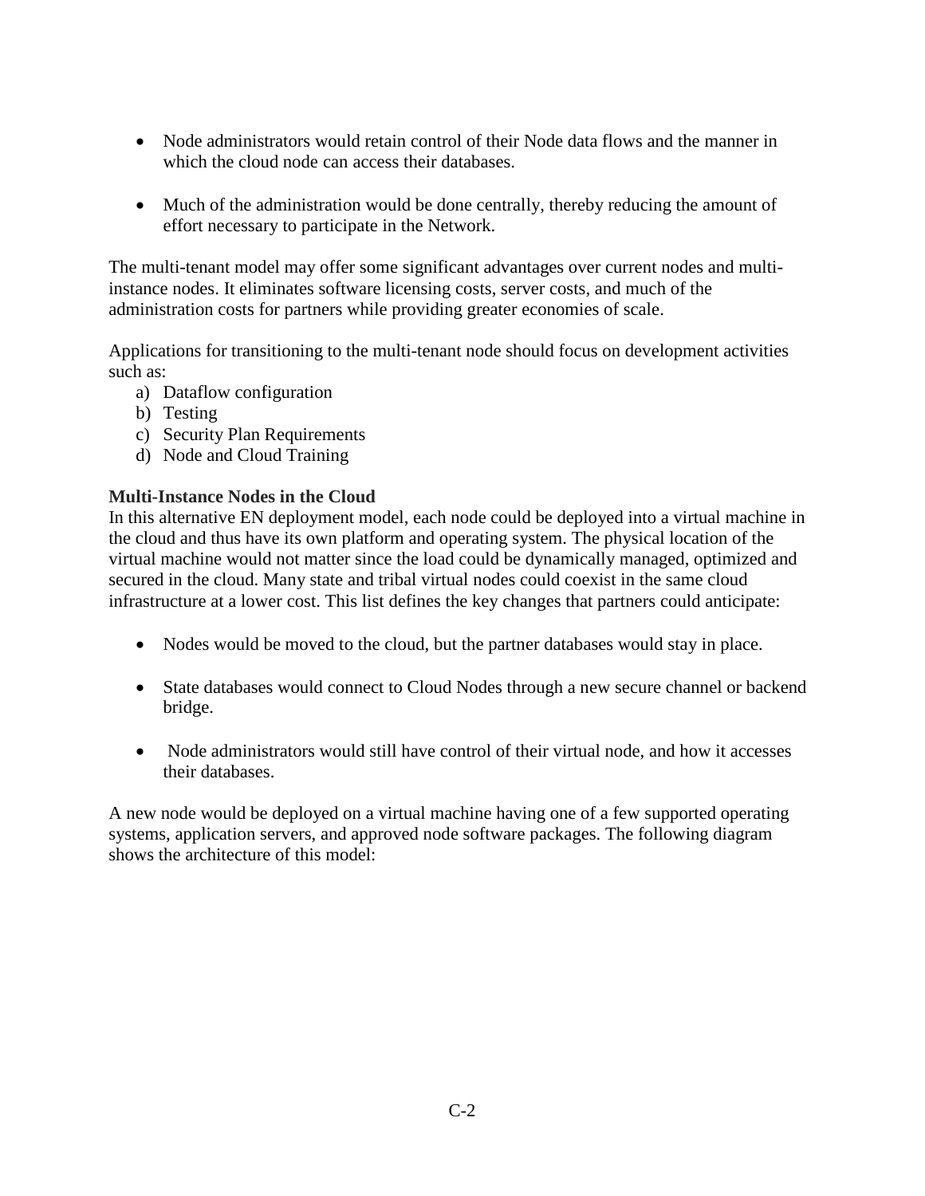- Node administrators would retain control of their Node data flows and the manner in which the cloud node can access their databases.

- Much of the administration would be done centrally, thereby reducing the amount of effort necessary to participate in the Network.

The multi-tenant model may offer some significant advantages over current nodes and multi-instance nodes. It eliminates software licensing costs, server costs, and much of the administration costs for partners while providing greater economies of scale.

Applications for transitioning to the multi-tenant node should focus on development activities such as:

a) Dataflow configuration
b) Testing
c) Security Plan Requirements
d) Node and Cloud Training

**Multi-Instance Nodes in the Cloud**

In this alternative EN deployment model, each node could be deployed into a virtual machine in the cloud and thus have its own platform and operating system. The physical location of the virtual machine would not matter since the load could be dynamically managed, optimized and secured in the cloud. Many state and tribal virtual nodes could coexist in the same cloud infrastructure at a lower cost. This list defines the key changes that partners could anticipate:

- Nodes would be moved to the cloud, but the partner databases would stay in place.

- State databases would connect to Cloud Nodes through a new secure channel or backend bridge.

- Node administrators would still have control of their virtual node, and how it accesses their databases.

A new node would be deployed on a virtual machine having one of a few supported operating systems, application servers, and approved node software packages. The following diagram shows the architecture of this model: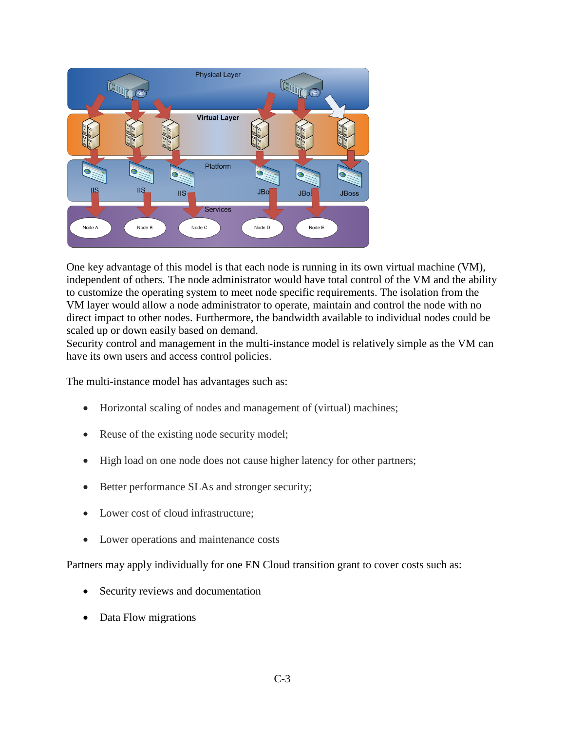One key advantage of this model is that each node is running in its own virtual machine (VM), independent of others. The node administrator would have total control of the VM and the ability to customize the operating system to meet node specific requirements. The isolation from the VM layer would allow a node administrator to operate, maintain and control the node with no direct impact to other nodes. Furthermore, the bandwidth available to individual nodes could be scaled up or down easily based on demand.
Security control and management in the multi-instance model is relatively simple as the VM can have its own users and access control policies.

The multi-instance model has advantages such as:

- Horizontal scaling of nodes and management of (virtual) machines;
- Reuse of the existing node security model;
- High load on one node does not cause higher latency for other partners;
- Better performance SLAs and stronger security;
- Lower cost of cloud infrastructure;
- Lower operations and maintenance costs

Partners may apply individually for one EN Cloud transition grant to cover costs such as:

- Security reviews and documentation
- Data Flow migrations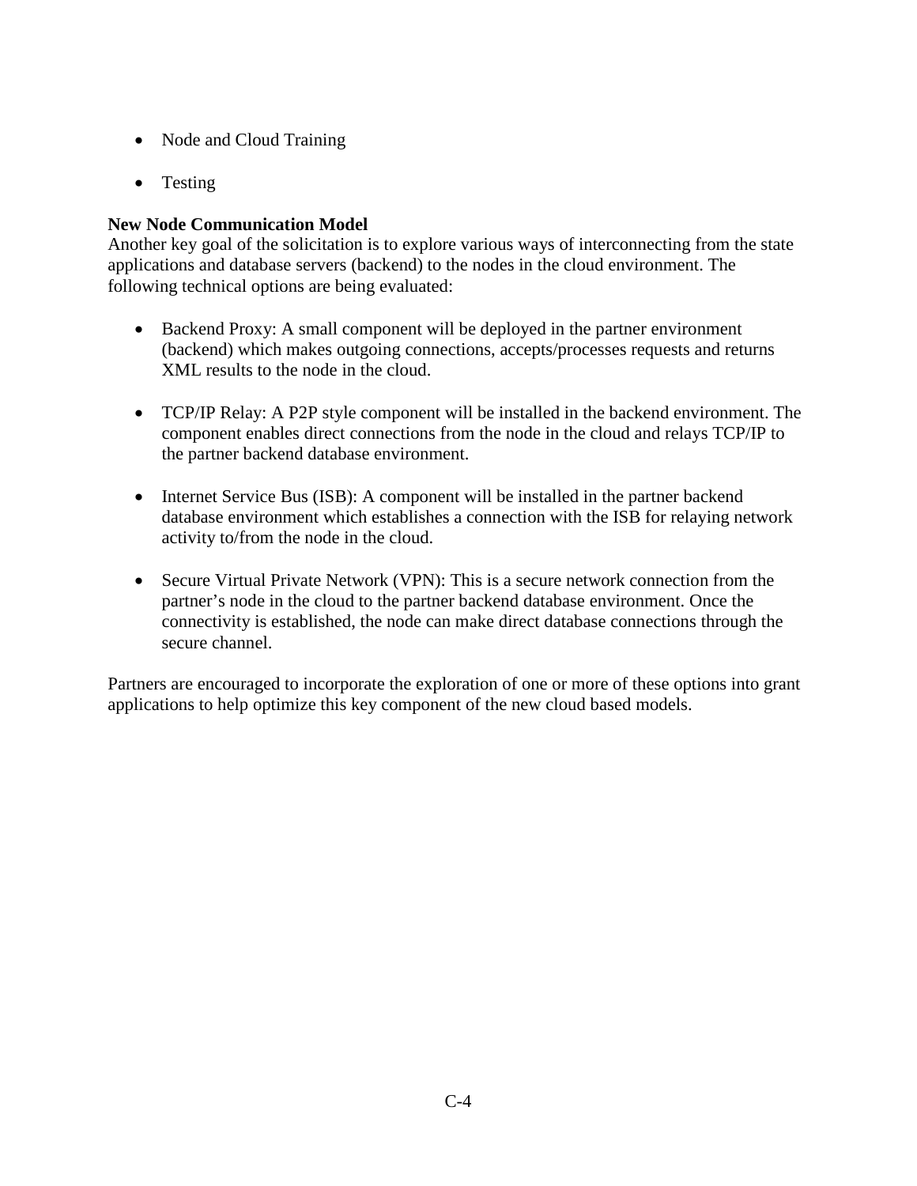- Node and Cloud Training
- Testing

**New Node Communication Model**
Another key goal of the solicitation is to explore various ways of interconnecting from the state applications and database servers (backend) to the nodes in the cloud environment. The following technical options are being evaluated:

- Backend Proxy: A small component will be deployed in the partner environment (backend) which makes outgoing connections, accepts/processes requests and returns XML results to the node in the cloud.

- TCP/IP Relay: A P2P style component will be installed in the backend environment. The component enables direct connections from the node in the cloud and relays TCP/IP to the partner backend database environment.

- Internet Service Bus (ISB): A component will be installed in the partner backend database environment which establishes a connection with the ISB for relaying network activity to/from the node in the cloud.

- Secure Virtual Private Network (VPN): This is a secure network connection from the partner's node in the cloud to the partner backend database environment. Once the connectivity is established, the node can make direct database connections through the secure channel.

Partners are encouraged to incorporate the exploration of one or more of these options into grant applications to help optimize this key component of the new cloud based models.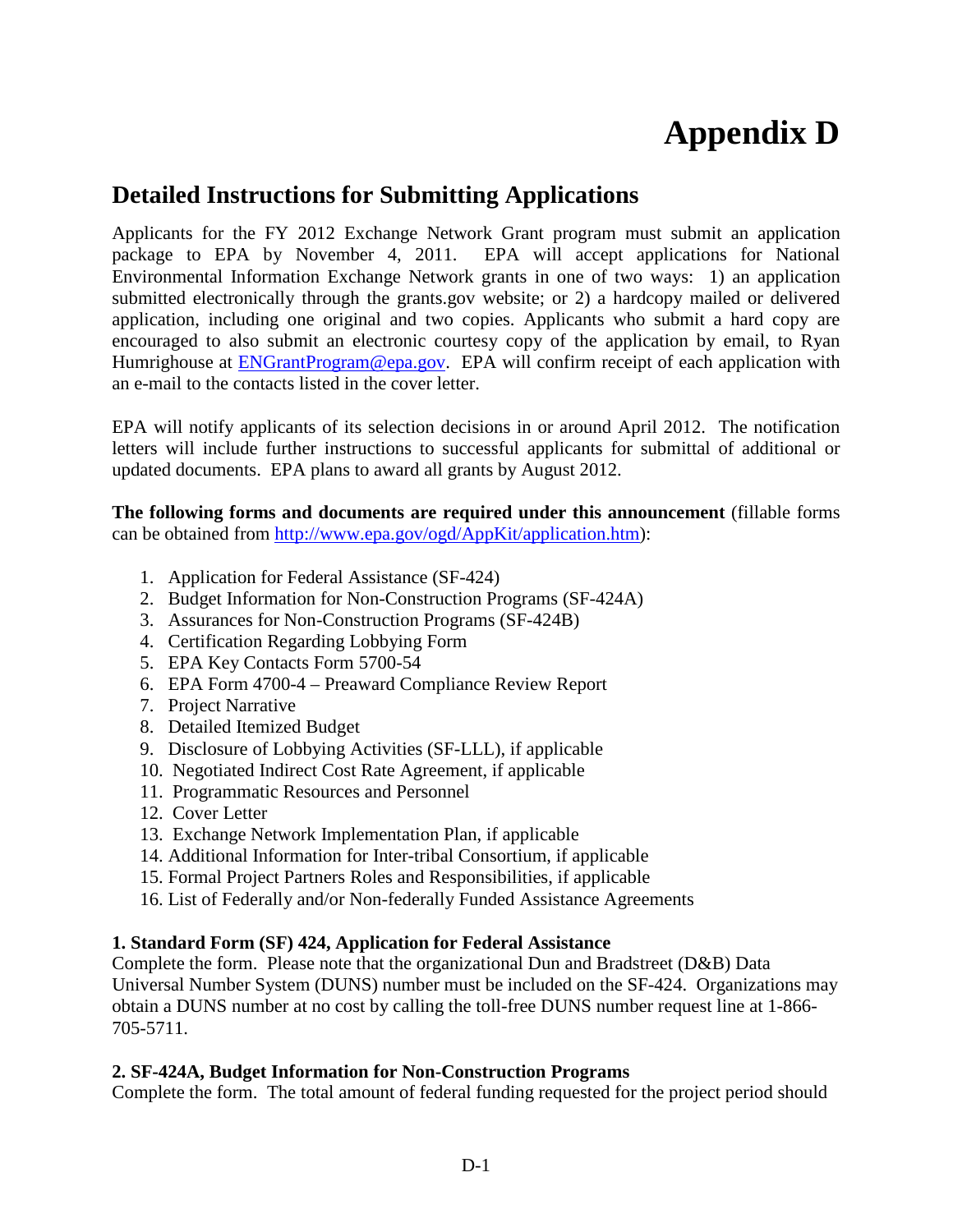# Appendix D

## Detailed Instructions for Submitting Applications

Applicants for the FY 2012 Exchange Network Grant program must submit an application package to EPA by November 4, 2011. EPA will accept applications for National Environmental Information Exchange Network grants in one of two ways: 1) an application submitted electronically through the grants.gov website; or 2) a hardcopy mailed or delivered application, including one original and two copies. Applicants who submit a hard copy are encouraged to also submit an electronic courtesy copy of the application by email, to Ryan Humrighouse at [ENGrantProgram@epa.gov](mailto:ENGrantProgram@epa.gov). EPA will confirm receipt of each application with an e-mail to the contacts listed in the cover letter.

EPA will notify applicants of its selection decisions in or around April 2012. The notification letters will include further instructions to successful applicants for submittal of additional or updated documents. EPA plans to award all grants by August 2012.

**The following forms and documents are required under this announcement** (fillable forms can be obtained from [http://www.epa.gov/ogd/AppKit/application.htm](http://www.epa.gov/ogd/AppKit/application.htm)):

1. Application for Federal Assistance (SF-424)
2. Budget Information for Non-Construction Programs (SF-424A)
3. Assurances for Non-Construction Programs (SF-424B)
4. Certification Regarding Lobbying Form
5. EPA Key Contacts Form 5700-54
6. EPA Form 4700-4 – Preaward Compliance Review Report
7. Project Narrative
8. Detailed Itemized Budget
9. Disclosure of Lobbying Activities (SF-LLL), if applicable
10. Negotiated Indirect Cost Rate Agreement, if applicable
11. Programmatic Resources and Personnel
12. Cover Letter
13. Exchange Network Implementation Plan, if applicable
14. Additional Information for Inter-tribal Consortium, if applicable
15. Formal Project Partners Roles and Responsibilities, if applicable
16. List of Federally and/or Non-federally Funded Assistance Agreements

**1. Standard Form (SF) 424, Application for Federal Assistance**
Complete the form. Please note that the organizational Dun and Bradstreet (D&B) Data Universal Number System (DUNS) number must be included on the SF-424. Organizations may obtain a DUNS number at no cost by calling the toll-free DUNS number request line at 1-866-705-5711.

**2. SF-424A, Budget Information for Non-Construction Programs**
Complete the form. The total amount of federal funding requested for the project period should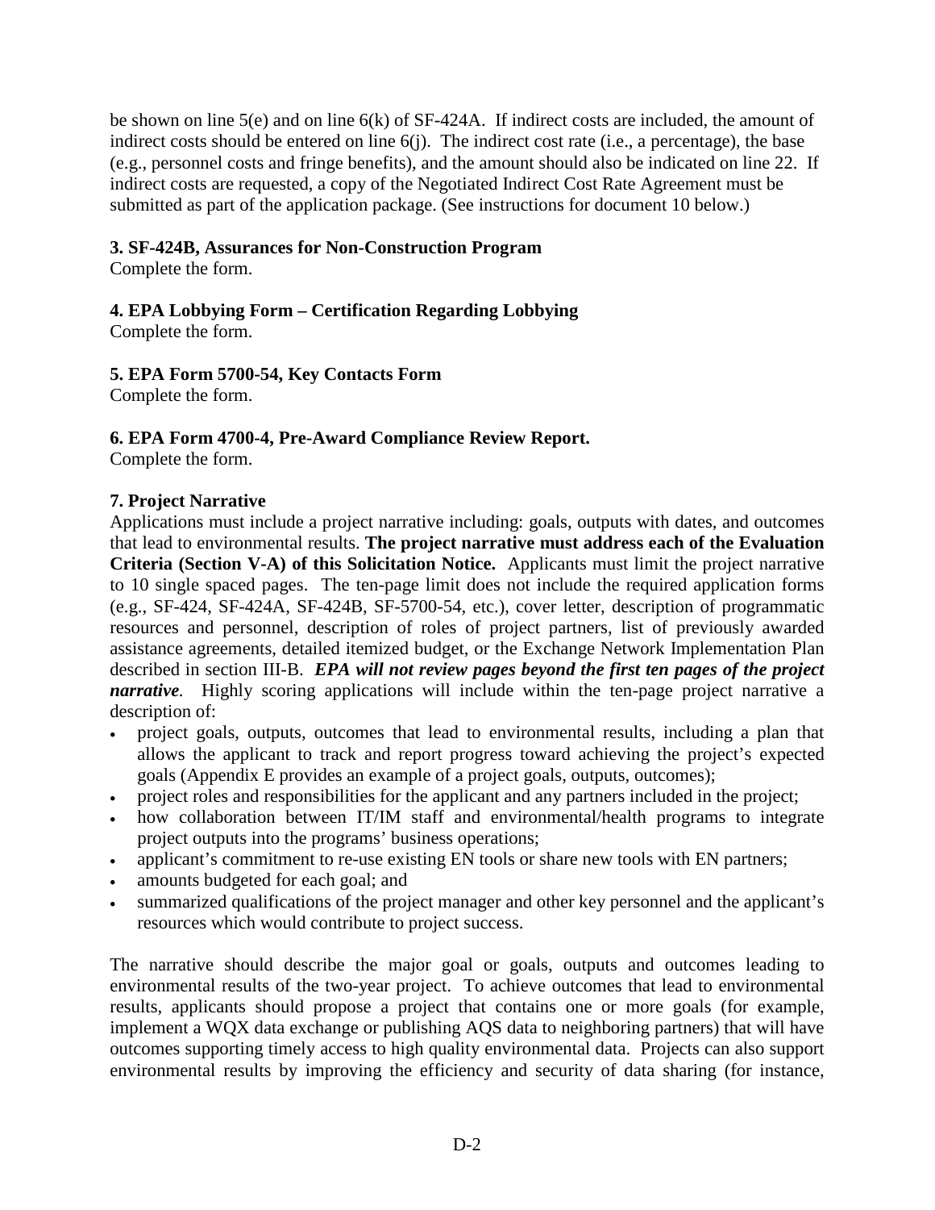be shown on line 5(e) and on line 6(k) of SF-424A. If indirect costs are included, the amount of indirect costs should be entered on line 6(j). The indirect cost rate (i.e., a percentage), the base (e.g., personnel costs and fringe benefits), and the amount should also be indicated on line 22. If indirect costs are requested, a copy of the Negotiated Indirect Cost Rate Agreement must be submitted as part of the application package. (See instructions for document 10 below.)

**3. SF-424B, Assurances for Non-Construction Program**
Complete the form.

**4. EPA Lobbying Form – Certification Regarding Lobbying**
Complete the form.

**5. EPA Form 5700-54, Key Contacts Form**
Complete the form.

**6. EPA Form 4700-4, Pre-Award Compliance Review Report.**
Complete the form.

**7. Project Narrative**
Applications must include a project narrative including: goals, outputs with dates, and outcomes that lead to environmental results. **The project narrative must address each of the Evaluation Criteria (Section V-A) of this Solicitation Notice.** Applicants must limit the project narrative to 10 single spaced pages. The ten-page limit does not include the required application forms (e.g., SF-424, SF-424A, SF-424B, SF-5700-54, etc.), cover letter, description of programmatic resources and personnel, description of roles of project partners, list of previously awarded assistance agreements, detailed itemized budget, or the Exchange Network Implementation Plan described in section III-B. ***EPA will not review pages beyond the first ten pages of the project narrative.*** Highly scoring applications will include within the ten-page project narrative a description of:

- project goals, outputs, outcomes that lead to environmental results, including a plan that allows the applicant to track and report progress toward achieving the project's expected goals (Appendix E provides an example of a project goals, outputs, outcomes);
- project roles and responsibilities for the applicant and any partners included in the project;
- how collaboration between IT/IM staff and environmental/health programs to integrate project outputs into the programs' business operations;
- applicant's commitment to re-use existing EN tools or share new tools with EN partners;
- amounts budgeted for each goal; and
- summarized qualifications of the project manager and other key personnel and the applicant's resources which would contribute to project success.

The narrative should describe the major goal or goals, outputs and outcomes leading to environmental results of the two-year project. To achieve outcomes that lead to environmental results, applicants should propose a project that contains one or more goals (for example, implement a WQX data exchange or publishing AQS data to neighboring partners) that will have outcomes supporting timely access to high quality environmental data. Projects can also support environmental results by improving the efficiency and security of data sharing (for instance,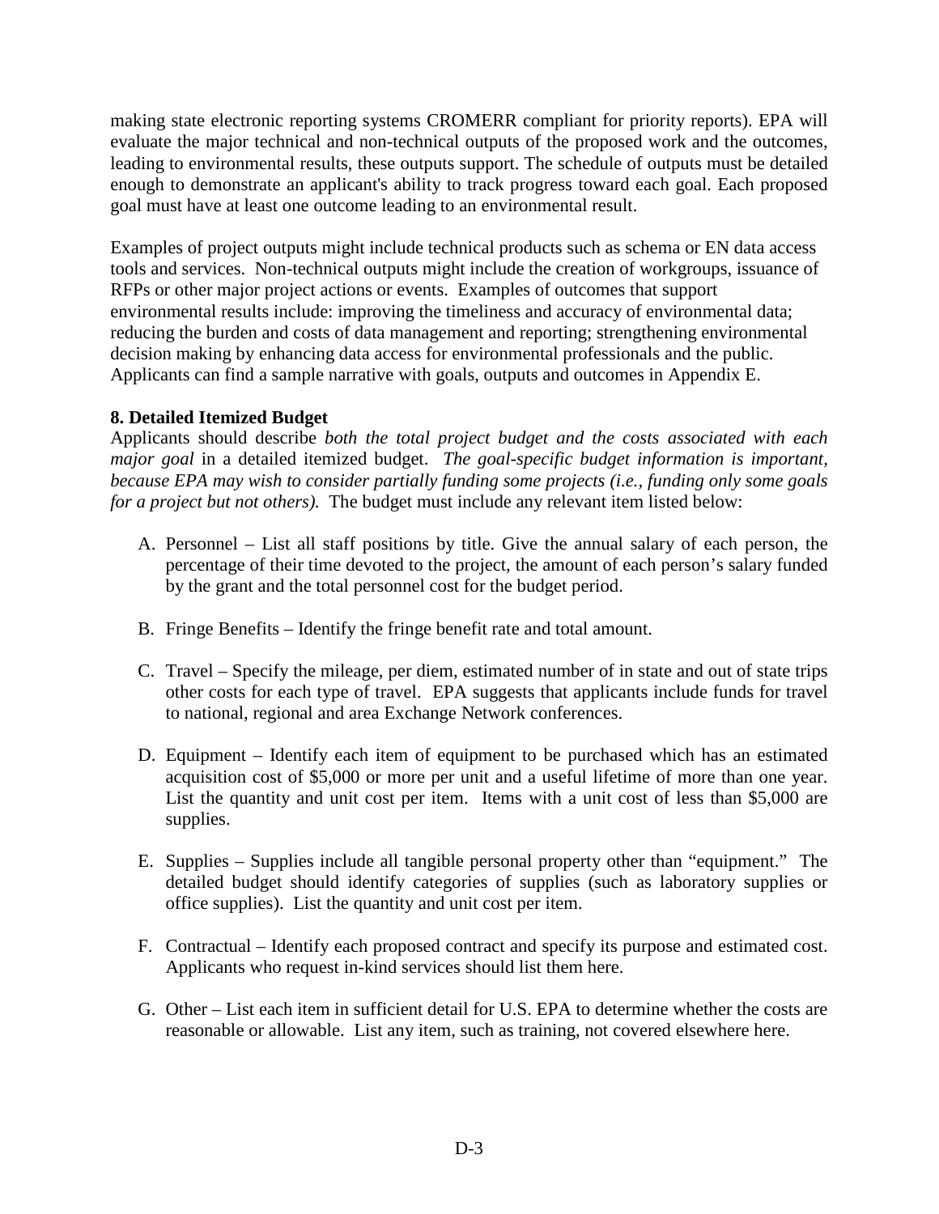making state electronic reporting systems CROMERR compliant for priority reports). EPA will evaluate the major technical and non-technical outputs of the proposed work and the outcomes, leading to environmental results, these outputs support. The schedule of outputs must be detailed enough to demonstrate an applicant's ability to track progress toward each goal. Each proposed goal must have at least one outcome leading to an environmental result.

Examples of project outputs might include technical products such as schema or EN data access tools and services. Non-technical outputs might include the creation of workgroups, issuance of RFPs or other major project actions or events. Examples of outcomes that support environmental results include: improving the timeliness and accuracy of environmental data; reducing the burden and costs of data management and reporting; strengthening environmental decision making by enhancing data access for environmental professionals and the public. Applicants can find a sample narrative with goals, outputs and outcomes in Appendix E.

**8. Detailed Itemized Budget**

Applicants should describe *both the total project budget and the costs associated with each major goal* in a detailed itemized budget. *The goal-specific budget information is important, because EPA may wish to consider partially funding some projects (i.e., funding only some goals for a project but not others).* The budget must include any relevant item listed below:

A. Personnel – List all staff positions by title. Give the annual salary of each person, the percentage of their time devoted to the project, the amount of each person's salary funded by the grant and the total personnel cost for the budget period.

B. Fringe Benefits – Identify the fringe benefit rate and total amount.

C. Travel – Specify the mileage, per diem, estimated number of in state and out of state trips other costs for each type of travel. EPA suggests that applicants include funds for travel to national, regional and area Exchange Network conferences.

D. Equipment – Identify each item of equipment to be purchased which has an estimated acquisition cost of $5,000 or more per unit and a useful lifetime of more than one year. List the quantity and unit cost per item. Items with a unit cost of less than $5,000 are supplies.

E. Supplies – Supplies include all tangible personal property other than "equipment." The detailed budget should identify categories of supplies (such as laboratory supplies or office supplies). List the quantity and unit cost per item.

F. Contractual – Identify each proposed contract and specify its purpose and estimated cost. Applicants who request in-kind services should list them here.

G. Other – List each item in sufficient detail for U.S. EPA to determine whether the costs are reasonable or allowable. List any item, such as training, not covered elsewhere here.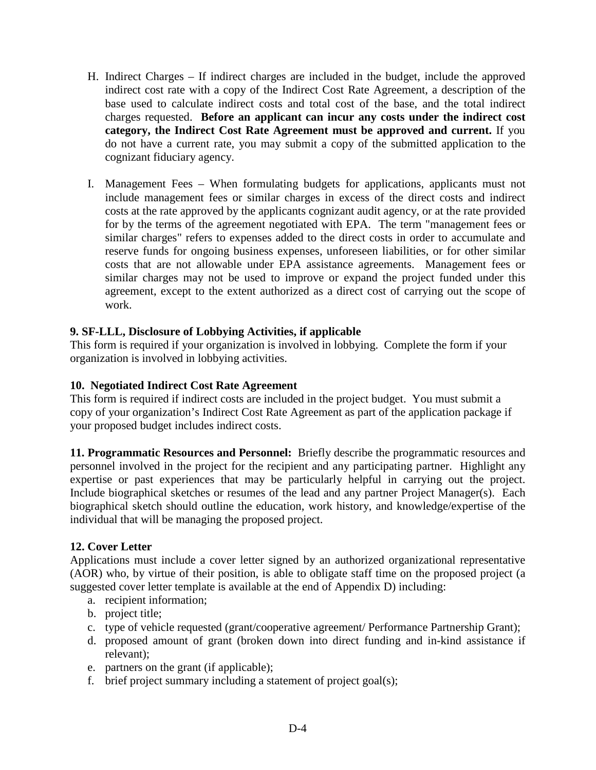H. Indirect Charges – If indirect charges are included in the budget, include the approved indirect cost rate with a copy of the Indirect Cost Rate Agreement, a description of the base used to calculate indirect costs and total cost of the base, and the total indirect charges requested. **Before an applicant can incur any costs under the indirect cost category, the Indirect Cost Rate Agreement must be approved and current.** If you do not have a current rate, you may submit a copy of the submitted application to the cognizant fiduciary agency.

I. Management Fees – When formulating budgets for applications, applicants must not include management fees or similar charges in excess of the direct costs and indirect costs at the rate approved by the applicants cognizant audit agency, or at the rate provided for by the terms of the agreement negotiated with EPA. The term "management fees or similar charges" refers to expenses added to the direct costs in order to accumulate and reserve funds for ongoing business expenses, unforeseen liabilities, or for other similar costs that are not allowable under EPA assistance agreements. Management fees or similar charges may not be used to improve or expand the project funded under this agreement, except to the extent authorized as a direct cost of carrying out the scope of work.

**9. SF-LLL, Disclosure of Lobbying Activities, if applicable**
This form is required if your organization is involved in lobbying. Complete the form if your organization is involved in lobbying activities.

**10. Negotiated Indirect Cost Rate Agreement**
This form is required if indirect costs are included in the project budget. You must submit a copy of your organization's Indirect Cost Rate Agreement as part of the application package if your proposed budget includes indirect costs.

**11. Programmatic Resources and Personnel:** Briefly describe the programmatic resources and personnel involved in the project for the recipient and any participating partner. Highlight any expertise or past experiences that may be particularly helpful in carrying out the project. Include biographical sketches or resumes of the lead and any partner Project Manager(s). Each biographical sketch should outline the education, work history, and knowledge/expertise of the individual that will be managing the proposed project.

**12. Cover Letter**
Applications must include a cover letter signed by an authorized organizational representative (AOR) who, by virtue of their position, is able to obligate staff time on the proposed project (a suggested cover letter template is available at the end of Appendix D) including:

a. recipient information;
b. project title;
c. type of vehicle requested (grant/cooperative agreement/ Performance Partnership Grant);
d. proposed amount of grant (broken down into direct funding and in-kind assistance if relevant);
e. partners on the grant (if applicable);
f. brief project summary including a statement of project goal(s);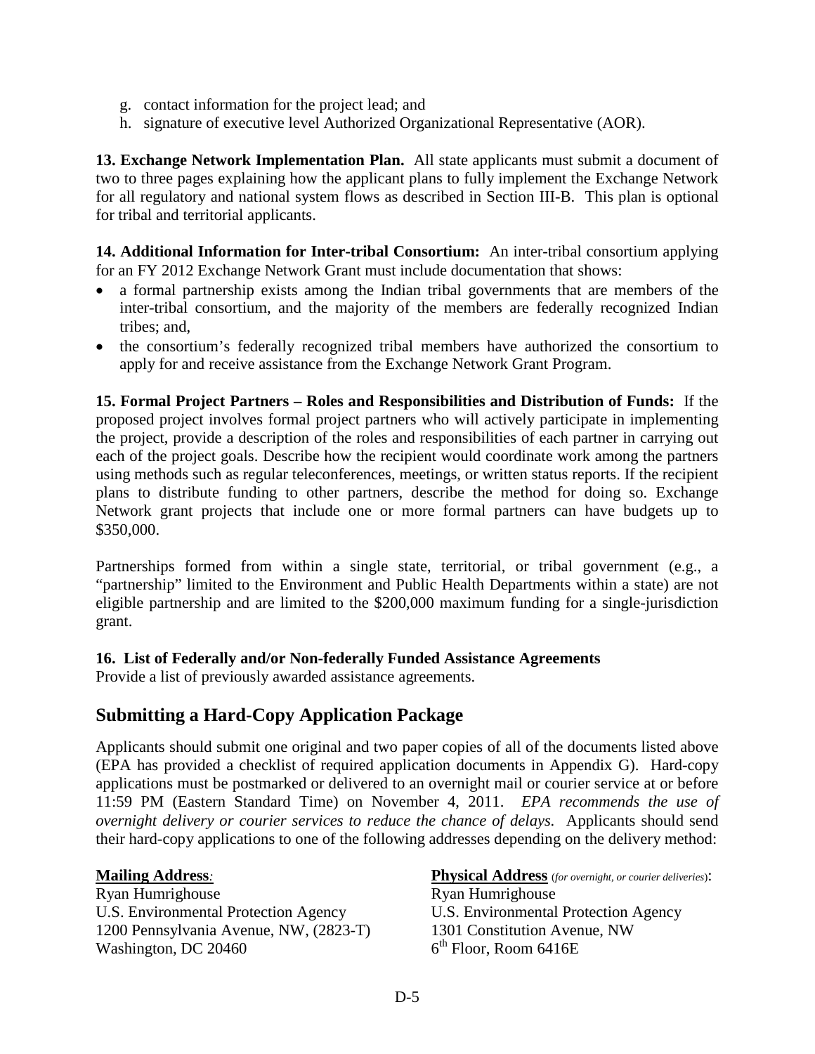g. contact information for the project lead; and
h. signature of executive level Authorized Organizational Representative (AOR).

**13. Exchange Network Implementation Plan.** All state applicants must submit a document of two to three pages explaining how the applicant plans to fully implement the Exchange Network for all regulatory and national system flows as described in Section III-B. This plan is optional for tribal and territorial applicants.

**14. Additional Information for Inter-tribal Consortium:** An inter-tribal consortium applying for an FY 2012 Exchange Network Grant must include documentation that shows:

- a formal partnership exists among the Indian tribal governments that are members of the inter-tribal consortium, and the majority of the members are federally recognized Indian tribes; and,
- the consortium's federally recognized tribal members have authorized the consortium to apply for and receive assistance from the Exchange Network Grant Program.

**15. Formal Project Partners – Roles and Responsibilities and Distribution of Funds:** If the proposed project involves formal project partners who will actively participate in implementing the project, provide a description of the roles and responsibilities of each partner in carrying out each of the project goals. Describe how the recipient would coordinate work among the partners using methods such as regular teleconferences, meetings, or written status reports. If the recipient plans to distribute funding to other partners, describe the method for doing so. Exchange Network grant projects that include one or more formal partners can have budgets up to $350,000.

Partnerships formed from within a single state, territorial, or tribal government (e.g., a "partnership" limited to the Environment and Public Health Departments within a state) are not eligible partnership and are limited to the $200,000 maximum funding for a single-jurisdiction grant.

**16. List of Federally and/or Non-federally Funded Assistance Agreements**
Provide a list of previously awarded assistance agreements.

## Submitting a Hard-Copy Application Package

Applicants should submit one original and two paper copies of all of the documents listed above (EPA has provided a checklist of required application documents in Appendix G). Hard-copy applications must be postmarked or delivered to an overnight mail or courier service at or before 11:59 PM (Eastern Standard Time) on November 4, 2011. *EPA recommends the use of overnight delivery or courier services to reduce the chance of delays.* Applicants should send their hard-copy applications to one of the following addresses depending on the delivery method:

**Mailing Address**:
Ryan Humrighouse
U.S. Environmental Protection Agency
1200 Pennsylvania Avenue, NW, (2823-T)
Washington, DC 20460

**Physical Address** (*for overnight, or courier deliveries*):
Ryan Humrighouse
U.S. Environmental Protection Agency
1301 Constitution Avenue, NW
6th Floor, Room 6416E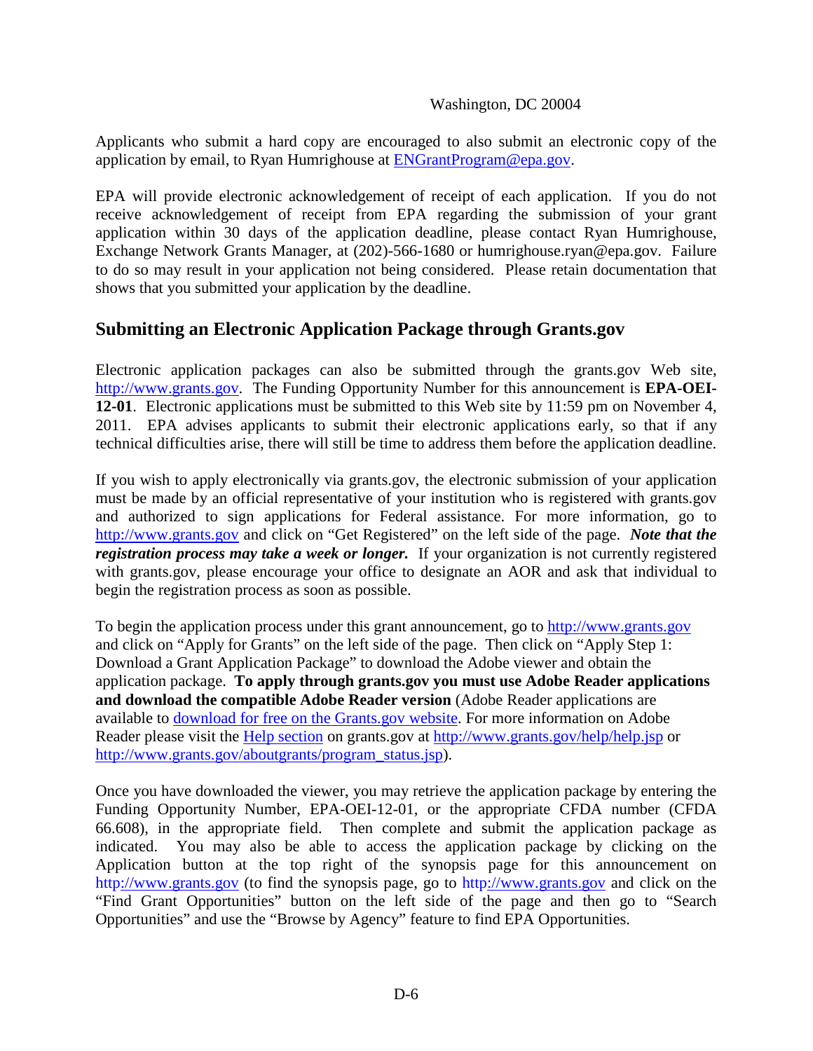Washington, DC 20004

Applicants who submit a hard copy are encouraged to also submit an electronic copy of the application by email, to Ryan Humrighouse at ENGrantProgram@epa.gov.

EPA will provide electronic acknowledgement of receipt of each application. If you do not receive acknowledgement of receipt from EPA regarding the submission of your grant application within 30 days of the application deadline, please contact Ryan Humrighouse, Exchange Network Grants Manager, at (202)-566-1680 or humrighouse.ryan@epa.gov. Failure to do so may result in your application not being considered. Please retain documentation that shows that you submitted your application by the deadline.

## Submitting an Electronic Application Package through Grants.gov

Electronic application packages can also be submitted through the grants.gov Web site, http://www.grants.gov. The Funding Opportunity Number for this announcement is **EPA-OEI-12-01**. Electronic applications must be submitted to this Web site by 11:59 pm on November 4, 2011. EPA advises applicants to submit their electronic applications early, so that if any technical difficulties arise, there will still be time to address them before the application deadline.

If you wish to apply electronically via grants.gov, the electronic submission of your application must be made by an official representative of your institution who is registered with grants.gov and authorized to sign applications for Federal assistance. For more information, go to http://www.grants.gov and click on "Get Registered" on the left side of the page. ***Note that the registration process may take a week or longer.*** If your organization is not currently registered with grants.gov, please encourage your office to designate an AOR and ask that individual to begin the registration process as soon as possible.

To begin the application process under this grant announcement, go to http://www.grants.gov and click on "Apply for Grants" on the left side of the page. Then click on "Apply Step 1: Download a Grant Application Package" to download the Adobe viewer and obtain the application package. **To apply through grants.gov you must use Adobe Reader applications and download the compatible Adobe Reader version** (Adobe Reader applications are available to download for free on the Grants.gov website. For more information on Adobe Reader please visit the Help section on grants.gov at http://www.grants.gov/help/help.jsp or http://www.grants.gov/aboutgrants/program_status.jsp).

Once you have downloaded the viewer, you may retrieve the application package by entering the Funding Opportunity Number, EPA-OEI-12-01, or the appropriate CFDA number (CFDA 66.608), in the appropriate field. Then complete and submit the application package as indicated. You may also be able to access the application package by clicking on the Application button at the top right of the synopsis page for this announcement on http://www.grants.gov (to find the synopsis page, go to http://www.grants.gov and click on the "Find Grant Opportunities" button on the left side of the page and then go to "Search Opportunities" and use the "Browse by Agency" feature to find EPA Opportunities.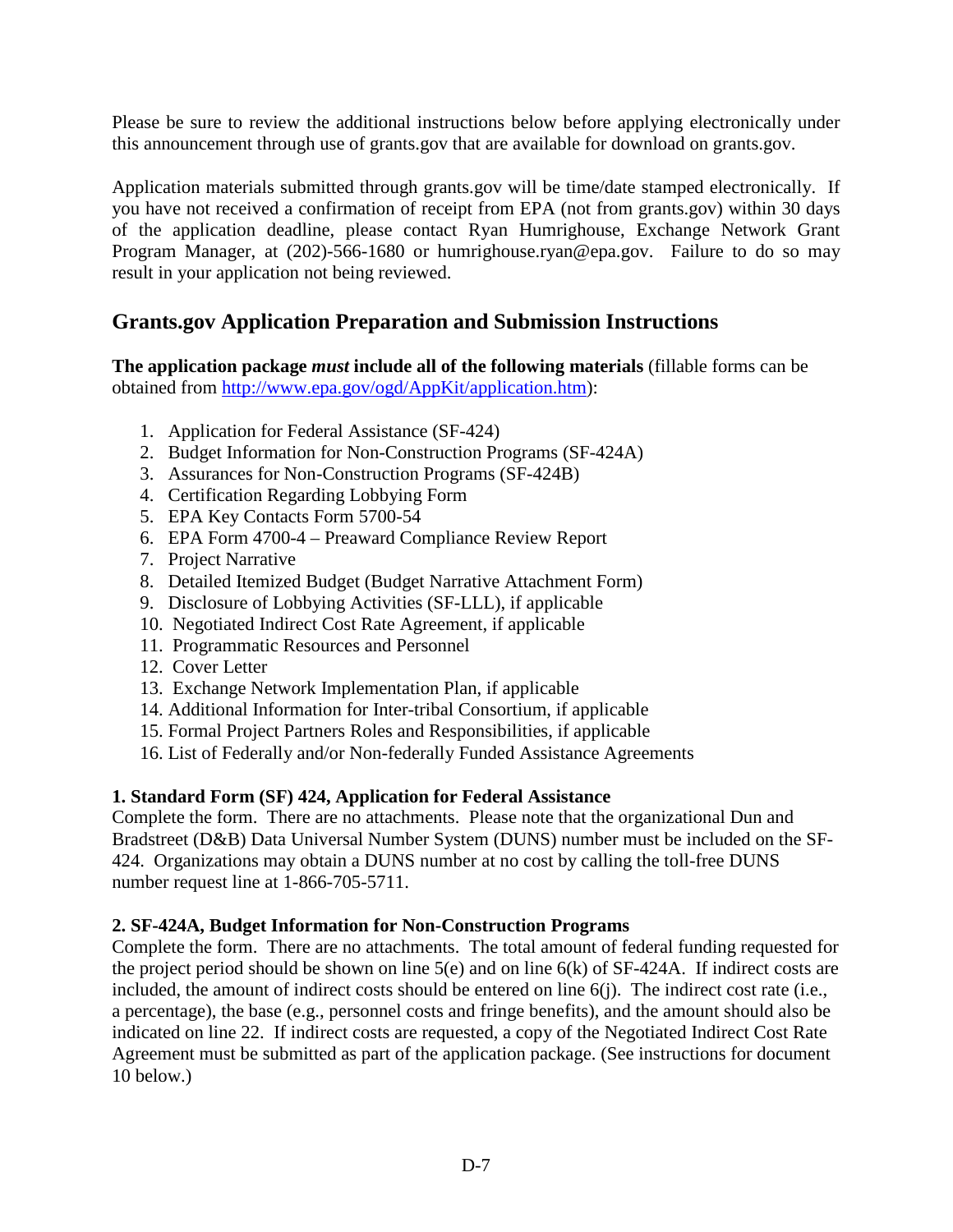Please be sure to review the additional instructions below before applying electronically under this announcement through use of grants.gov that are available for download on grants.gov.

Application materials submitted through grants.gov will be time/date stamped electronically. If you have not received a confirmation of receipt from EPA (not from grants.gov) within 30 days of the application deadline, please contact Ryan Humrighouse, Exchange Network Grant Program Manager, at (202)-566-1680 or humrighouse.ryan@epa.gov. Failure to do so may result in your application not being reviewed.

## Grants.gov Application Preparation and Submission Instructions

**The application package *must* include all of the following materials** (fillable forms can be obtained from [http://www.epa.gov/ogd/AppKit/application.htm](http://www.epa.gov/ogd/AppKit/application.htm)):

1. Application for Federal Assistance (SF-424)
2. Budget Information for Non-Construction Programs (SF-424A)
3. Assurances for Non-Construction Programs (SF-424B)
4. Certification Regarding Lobbying Form
5. EPA Key Contacts Form 5700-54
6. EPA Form 4700-4 – Preaward Compliance Review Report
7. Project Narrative
8. Detailed Itemized Budget (Budget Narrative Attachment Form)
9. Disclosure of Lobbying Activities (SF-LLL), if applicable
10. Negotiated Indirect Cost Rate Agreement, if applicable
11. Programmatic Resources and Personnel
12. Cover Letter
13. Exchange Network Implementation Plan, if applicable
14. Additional Information for Inter-tribal Consortium, if applicable
15. Formal Project Partners Roles and Responsibilities, if applicable
16. List of Federally and/or Non-federally Funded Assistance Agreements

**1. Standard Form (SF) 424, Application for Federal Assistance**
Complete the form. There are no attachments. Please note that the organizational Dun and Bradstreet (D&B) Data Universal Number System (DUNS) number must be included on the SF-424. Organizations may obtain a DUNS number at no cost by calling the toll-free DUNS number request line at 1-866-705-5711.

**2. SF-424A, Budget Information for Non-Construction Programs**
Complete the form. There are no attachments. The total amount of federal funding requested for the project period should be shown on line 5(e) and on line 6(k) of SF-424A. If indirect costs are included, the amount of indirect costs should be entered on line 6(j). The indirect cost rate (i.e., a percentage), the base (e.g., personnel costs and fringe benefits), and the amount should also be indicated on line 22. If indirect costs are requested, a copy of the Negotiated Indirect Cost Rate Agreement must be submitted as part of the application package. (See instructions for document 10 below.)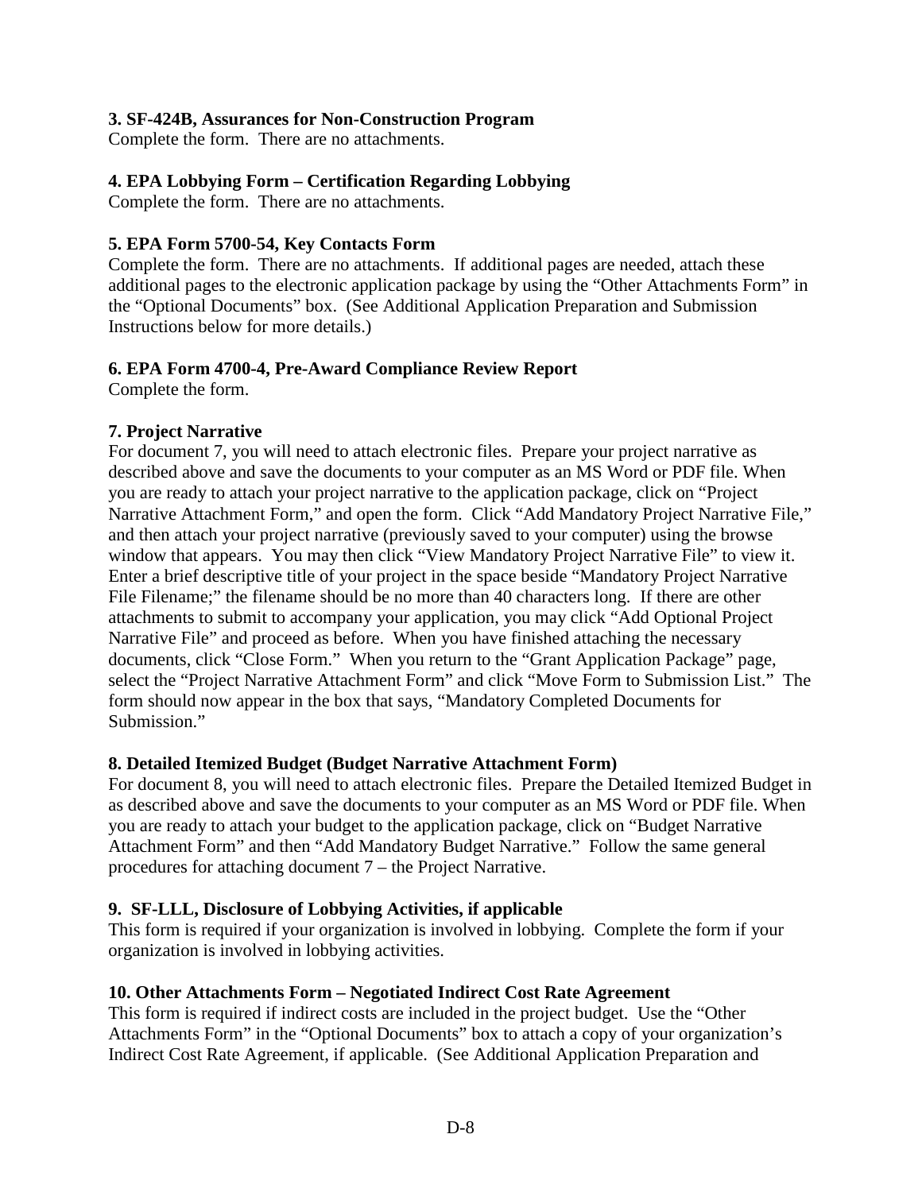**3. SF-424B, Assurances for Non-Construction Program**

Complete the form. There are no attachments.

**4. EPA Lobbying Form – Certification Regarding Lobbying**

Complete the form. There are no attachments.

**5. EPA Form 5700-54, Key Contacts Form**

Complete the form. There are no attachments. If additional pages are needed, attach these additional pages to the electronic application package by using the "Other Attachments Form" in the "Optional Documents" box. (See Additional Application Preparation and Submission Instructions below for more details.)

**6. EPA Form 4700-4, Pre-Award Compliance Review Report**

Complete the form.

**7. Project Narrative**

For document 7, you will need to attach electronic files. Prepare your project narrative as described above and save the documents to your computer as an MS Word or PDF file. When you are ready to attach your project narrative to the application package, click on "Project Narrative Attachment Form," and open the form. Click "Add Mandatory Project Narrative File," and then attach your project narrative (previously saved to your computer) using the browse window that appears. You may then click "View Mandatory Project Narrative File" to view it. Enter a brief descriptive title of your project in the space beside "Mandatory Project Narrative File Filename;" the filename should be no more than 40 characters long. If there are other attachments to submit to accompany your application, you may click "Add Optional Project Narrative File" and proceed as before. When you have finished attaching the necessary documents, click "Close Form." When you return to the "Grant Application Package" page, select the "Project Narrative Attachment Form" and click "Move Form to Submission List." The form should now appear in the box that says, "Mandatory Completed Documents for Submission."

**8. Detailed Itemized Budget (Budget Narrative Attachment Form)**

For document 8, you will need to attach electronic files. Prepare the Detailed Itemized Budget in as described above and save the documents to your computer as an MS Word or PDF file. When you are ready to attach your budget to the application package, click on "Budget Narrative Attachment Form" and then "Add Mandatory Budget Narrative." Follow the same general procedures for attaching document 7 – the Project Narrative.

**9. SF-LLL, Disclosure of Lobbying Activities, if applicable**

This form is required if your organization is involved in lobbying. Complete the form if your organization is involved in lobbying activities.

**10. Other Attachments Form – Negotiated Indirect Cost Rate Agreement**

This form is required if indirect costs are included in the project budget. Use the "Other Attachments Form" in the "Optional Documents" box to attach a copy of your organization's Indirect Cost Rate Agreement, if applicable. (See Additional Application Preparation and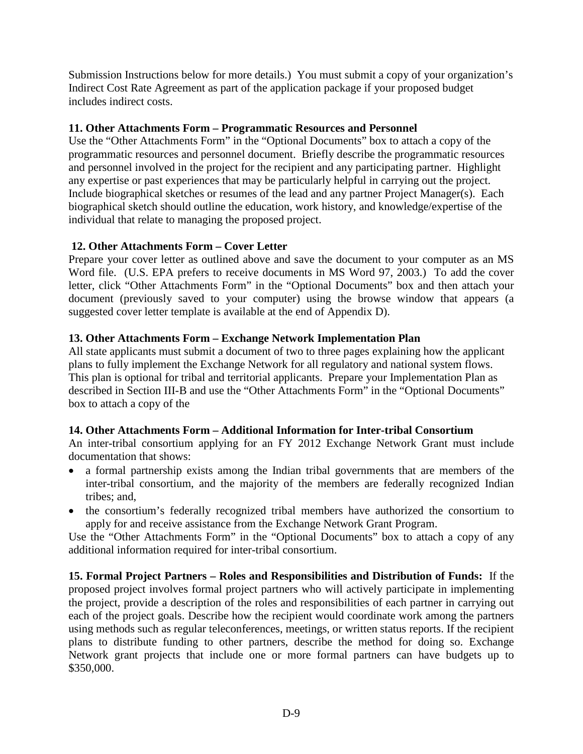Submission Instructions below for more details.) You must submit a copy of your organization's Indirect Cost Rate Agreement as part of the application package if your proposed budget includes indirect costs.

**11. Other Attachments Form – Programmatic Resources and Personnel**

Use the "Other Attachments Form" in the "Optional Documents" box to attach a copy of the programmatic resources and personnel document. Briefly describe the programmatic resources and personnel involved in the project for the recipient and any participating partner. Highlight any expertise or past experiences that may be particularly helpful in carrying out the project. Include biographical sketches or resumes of the lead and any partner Project Manager(s). Each biographical sketch should outline the education, work history, and knowledge/expertise of the individual that relate to managing the proposed project.

**12. Other Attachments Form – Cover Letter**

Prepare your cover letter as outlined above and save the document to your computer as an MS Word file. (U.S. EPA prefers to receive documents in MS Word 97, 2003.) To add the cover letter, click "Other Attachments Form" in the "Optional Documents" box and then attach your document (previously saved to your computer) using the browse window that appears (a suggested cover letter template is available at the end of Appendix D).

**13. Other Attachments Form – Exchange Network Implementation Plan**

All state applicants must submit a document of two to three pages explaining how the applicant plans to fully implement the Exchange Network for all regulatory and national system flows. This plan is optional for tribal and territorial applicants. Prepare your Implementation Plan as described in Section III-B and use the "Other Attachments Form" in the "Optional Documents" box to attach a copy of the

**14. Other Attachments Form – Additional Information for Inter-tribal Consortium**

An inter-tribal consortium applying for an FY 2012 Exchange Network Grant must include documentation that shows:

- a formal partnership exists among the Indian tribal governments that are members of the inter-tribal consortium, and the majority of the members are federally recognized Indian tribes; and,
- the consortium's federally recognized tribal members have authorized the consortium to apply for and receive assistance from the Exchange Network Grant Program.

Use the "Other Attachments Form" in the "Optional Documents" box to attach a copy of any additional information required for inter-tribal consortium.

**15. Formal Project Partners – Roles and Responsibilities and Distribution of Funds:** If the proposed project involves formal project partners who will actively participate in implementing the project, provide a description of the roles and responsibilities of each partner in carrying out each of the project goals. Describe how the recipient would coordinate work among the partners using methods such as regular teleconferences, meetings, or written status reports. If the recipient plans to distribute funding to other partners, describe the method for doing so. Exchange Network grant projects that include one or more formal partners can have budgets up to $350,000.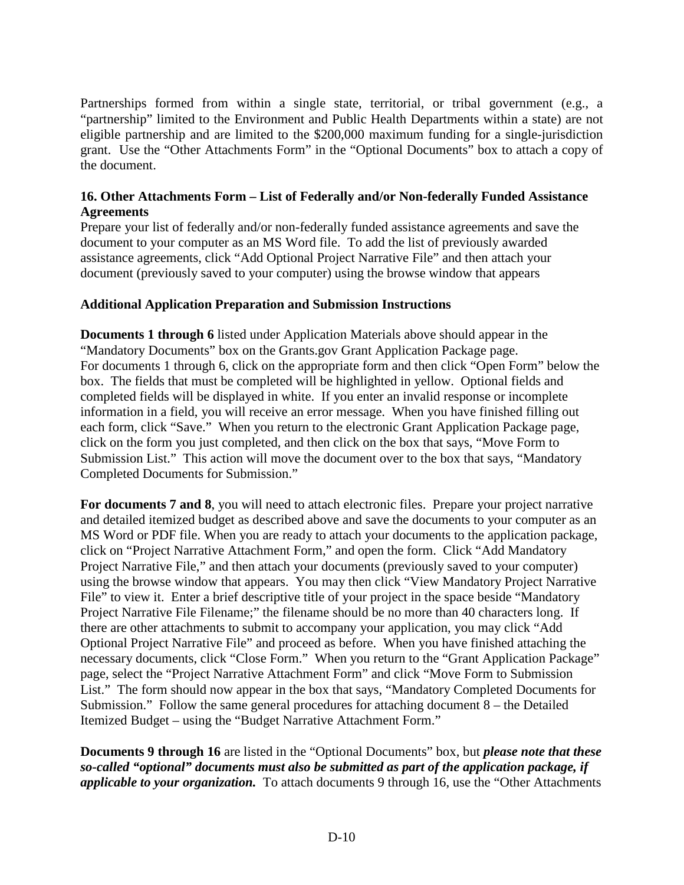Partnerships formed from within a single state, territorial, or tribal government (e.g., a "partnership" limited to the Environment and Public Health Departments within a state) are not eligible partnership and are limited to the $200,000 maximum funding for a single-jurisdiction grant. Use the "Other Attachments Form" in the "Optional Documents" box to attach a copy of the document.

**16. Other Attachments Form – List of Federally and/or Non-federally Funded Assistance Agreements**

Prepare your list of federally and/or non-federally funded assistance agreements and save the document to your computer as an MS Word file. To add the list of previously awarded assistance agreements, click "Add Optional Project Narrative File" and then attach your document (previously saved to your computer) using the browse window that appears

**Additional Application Preparation and Submission Instructions**

**Documents 1 through 6** listed under Application Materials above should appear in the "Mandatory Documents" box on the Grants.gov Grant Application Package page. For documents 1 through 6, click on the appropriate form and then click "Open Form" below the box. The fields that must be completed will be highlighted in yellow. Optional fields and completed fields will be displayed in white. If you enter an invalid response or incomplete information in a field, you will receive an error message. When you have finished filling out each form, click "Save." When you return to the electronic Grant Application Package page, click on the form you just completed, and then click on the box that says, "Move Form to Submission List." This action will move the document over to the box that says, "Mandatory Completed Documents for Submission."

**For documents 7 and 8**, you will need to attach electronic files. Prepare your project narrative and detailed itemized budget as described above and save the documents to your computer as an MS Word or PDF file. When you are ready to attach your documents to the application package, click on "Project Narrative Attachment Form," and open the form. Click "Add Mandatory Project Narrative File," and then attach your documents (previously saved to your computer) using the browse window that appears. You may then click "View Mandatory Project Narrative File" to view it. Enter a brief descriptive title of your project in the space beside "Mandatory Project Narrative File Filename;" the filename should be no more than 40 characters long. If there are other attachments to submit to accompany your application, you may click "Add Optional Project Narrative File" and proceed as before. When you have finished attaching the necessary documents, click "Close Form." When you return to the "Grant Application Package" page, select the "Project Narrative Attachment Form" and click "Move Form to Submission List." The form should now appear in the box that says, "Mandatory Completed Documents for Submission." Follow the same general procedures for attaching document 8 – the Detailed Itemized Budget – using the "Budget Narrative Attachment Form."

**Documents 9 through 16** are listed in the "Optional Documents" box, but ***please note that these so-called "optional" documents must also be submitted as part of the application package, if applicable to your organization.*** To attach documents 9 through 16, use the "Other Attachments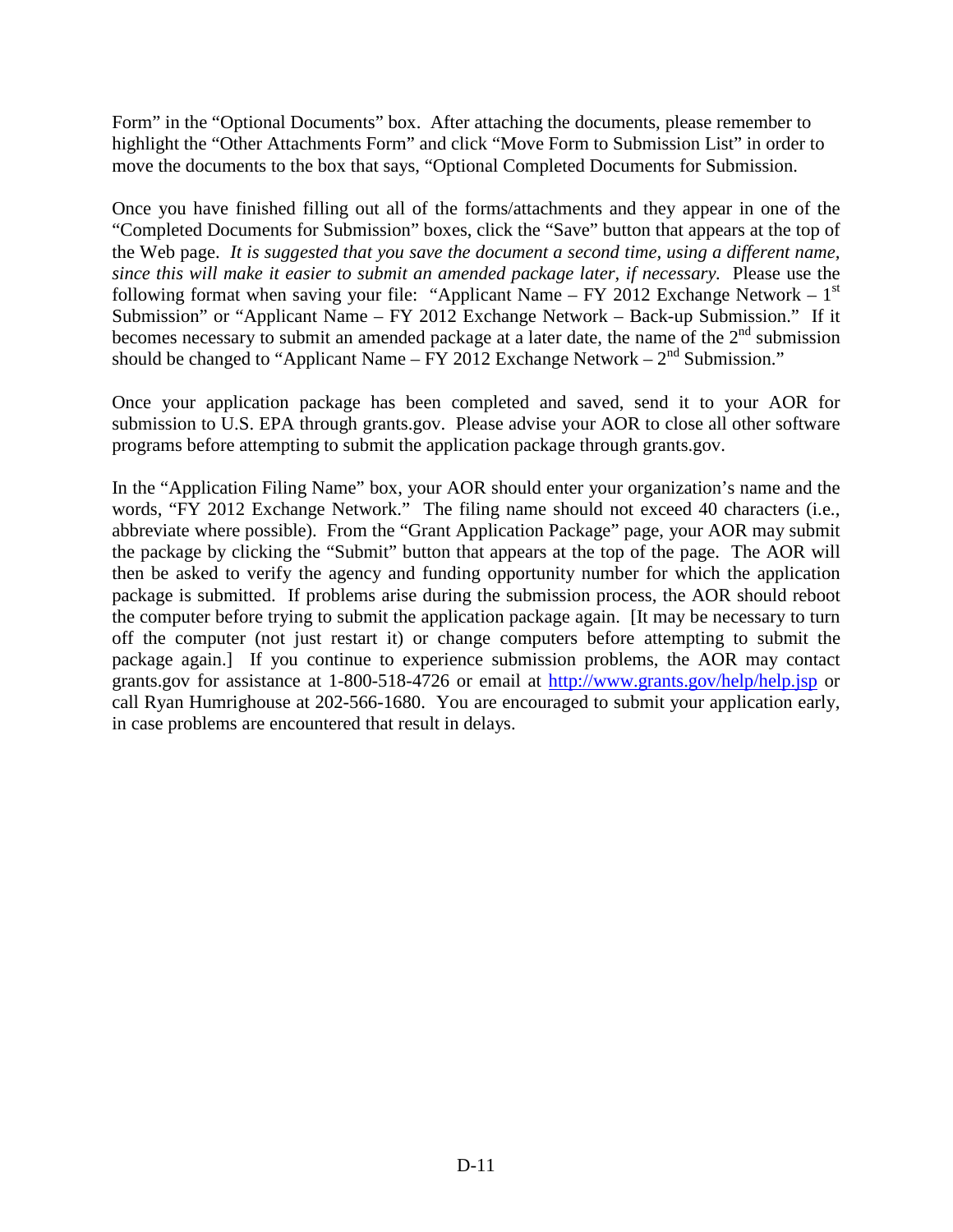Form" in the "Optional Documents" box. After attaching the documents, please remember to highlight the "Other Attachments Form" and click "Move Form to Submission List" in order to move the documents to the box that says, "Optional Completed Documents for Submission.

Once you have finished filling out all of the forms/attachments and they appear in one of the "Completed Documents for Submission" boxes, click the "Save" button that appears at the top of the Web page. *It is suggested that you save the document a second time, using a different name, since this will make it easier to submit an amended package later, if necessary.* Please use the following format when saving your file: "Applicant Name – FY 2012 Exchange Network – 1st Submission" or "Applicant Name – FY 2012 Exchange Network – Back-up Submission." If it becomes necessary to submit an amended package at a later date, the name of the 2nd submission should be changed to "Applicant Name – FY 2012 Exchange Network – 2nd Submission."

Once your application package has been completed and saved, send it to your AOR for submission to U.S. EPA through grants.gov. Please advise your AOR to close all other software programs before attempting to submit the application package through grants.gov.

In the "Application Filing Name" box, your AOR should enter your organization's name and the words, "FY 2012 Exchange Network." The filing name should not exceed 40 characters (i.e., abbreviate where possible). From the "Grant Application Package" page, your AOR may submit the package by clicking the "Submit" button that appears at the top of the page. The AOR will then be asked to verify the agency and funding opportunity number for which the application package is submitted. If problems arise during the submission process, the AOR should reboot the computer before trying to submit the application package again. [It may be necessary to turn off the computer (not just restart it) or change computers before attempting to submit the package again.] If you continue to experience submission problems, the AOR may contact grants.gov for assistance at 1-800-518-4726 or email at http://www.grants.gov/help/help.jsp or call Ryan Humrighouse at 202-566-1680. You are encouraged to submit your application early, in case problems are encountered that result in delays.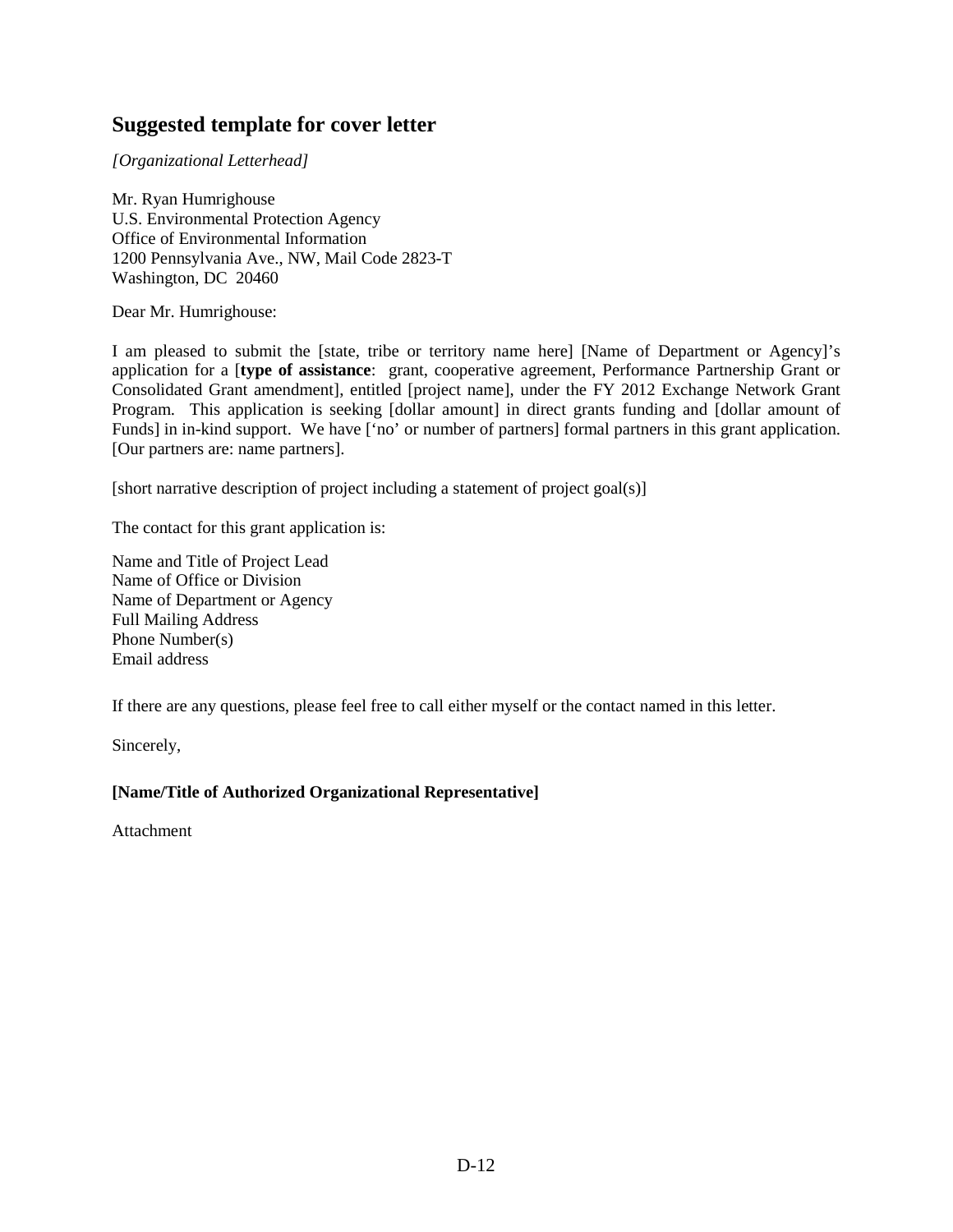## Suggested template for cover letter

*[Organizational Letterhead]*

Mr. Ryan Humrighouse
U.S. Environmental Protection Agency
Office of Environmental Information
1200 Pennsylvania Ave., NW, Mail Code 2823-T
Washington, DC 20460

Dear Mr. Humrighouse:

I am pleased to submit the [state, tribe or territory name here] [Name of Department or Agency]'s application for a [**type of assistance**: grant, cooperative agreement, Performance Partnership Grant or Consolidated Grant amendment], entitled [project name], under the FY 2012 Exchange Network Grant Program. This application is seeking [dollar amount] in direct grants funding and [dollar amount of Funds] in in-kind support. We have ['no' or number of partners] formal partners in this grant application. [Our partners are: name partners].

[short narrative description of project including a statement of project goal(s)]

The contact for this grant application is:

Name and Title of Project Lead
Name of Office or Division
Name of Department or Agency
Full Mailing Address
Phone Number(s)
Email address

If there are any questions, please feel free to call either myself or the contact named in this letter.

Sincerely,

**[Name/Title of Authorized Organizational Representative]**

Attachment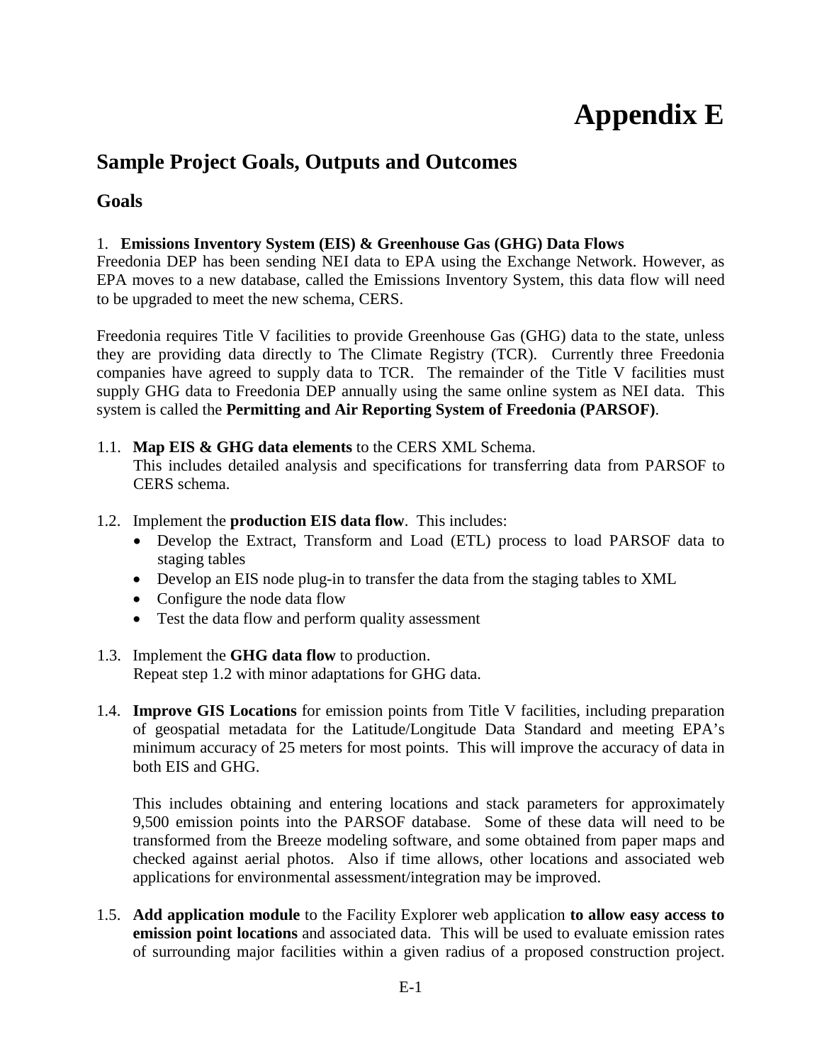# Appendix E

## Sample Project Goals, Outputs and Outcomes

### Goals

1. **Emissions Inventory System (EIS) & Greenhouse Gas (GHG) Data Flows**

Freedonia DEP has been sending NEI data to EPA using the Exchange Network. However, as EPA moves to a new database, called the Emissions Inventory System, this data flow will need to be upgraded to meet the new schema, CERS.

Freedonia requires Title V facilities to provide Greenhouse Gas (GHG) data to the state, unless they are providing data directly to The Climate Registry (TCR). Currently three Freedonia companies have agreed to supply data to TCR. The remainder of the Title V facilities must supply GHG data to Freedonia DEP annually using the same online system as NEI data. This system is called the **Permitting and Air Reporting System of Freedonia (PARSOF)**.

1.1. **Map EIS & GHG data elements** to the CERS XML Schema.
This includes detailed analysis and specifications for transferring data from PARSOF to CERS schema.

1.2. Implement the **production EIS data flow**. This includes:
- Develop the Extract, Transform and Load (ETL) process to load PARSOF data to staging tables
- Develop an EIS node plug-in to transfer the data from the staging tables to XML
- Configure the node data flow
- Test the data flow and perform quality assessment

1.3. Implement the **GHG data flow** to production.
Repeat step 1.2 with minor adaptations for GHG data.

1.4. **Improve GIS Locations** for emission points from Title V facilities, including preparation of geospatial metadata for the Latitude/Longitude Data Standard and meeting EPA's minimum accuracy of 25 meters for most points. This will improve the accuracy of data in both EIS and GHG.

This includes obtaining and entering locations and stack parameters for approximately 9,500 emission points into the PARSOF database. Some of these data will need to be transformed from the Breeze modeling software, and some obtained from paper maps and checked against aerial photos. Also if time allows, other locations and associated web applications for environmental assessment/integration may be improved.

1.5. **Add application module** to the Facility Explorer web application **to allow easy access to emission point locations** and associated data. This will be used to evaluate emission rates of surrounding major facilities within a given radius of a proposed construction project.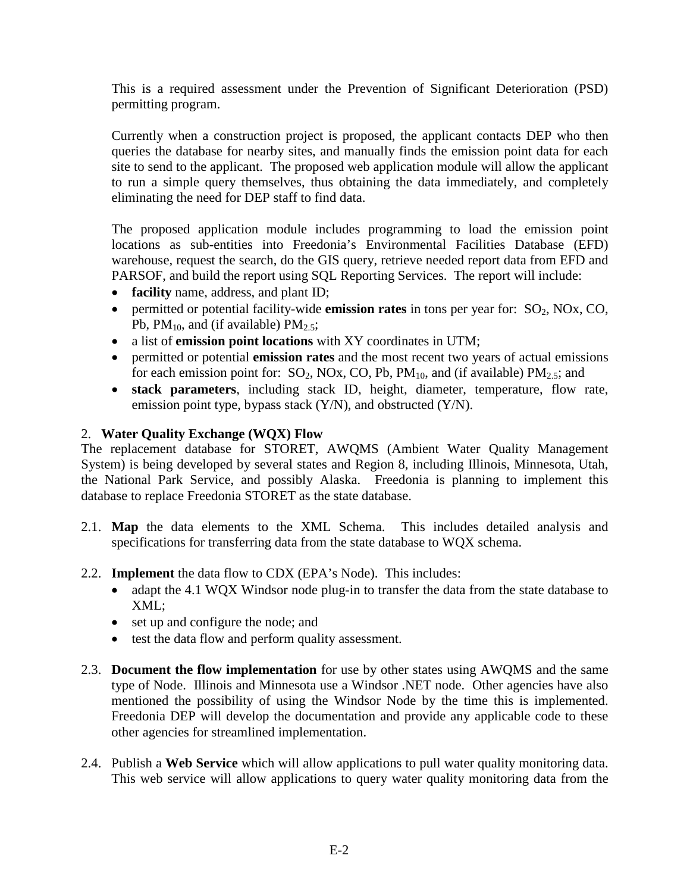This is a required assessment under the Prevention of Significant Deterioration (PSD) permitting program.

Currently when a construction project is proposed, the applicant contacts DEP who then queries the database for nearby sites, and manually finds the emission point data for each site to send to the applicant. The proposed web application module will allow the applicant to run a simple query themselves, thus obtaining the data immediately, and completely eliminating the need for DEP staff to find data.

The proposed application module includes programming to load the emission point locations as sub-entities into Freedonia's Environmental Facilities Database (EFD) warehouse, request the search, do the GIS query, retrieve needed report data from EFD and PARSOF, and build the report using SQL Reporting Services. The report will include:

- **facility** name, address, and plant ID;
- permitted or potential facility-wide **emission rates** in tons per year for: $SO_2$, NOx, CO, Pb, $PM_{10}$, and (if available) $PM_{2.5}$;
- a list of **emission point locations** with XY coordinates in UTM;
- permitted or potential **emission rates** and the most recent two years of actual emissions for each emission point for: $SO_2$, NOx, CO, Pb, $PM_{10}$, and (if available) $PM_{2.5}$; and
- **stack parameters**, including stack ID, height, diameter, temperature, flow rate, emission point type, bypass stack (Y/N), and obstructed (Y/N).

2. **Water Quality Exchange (WQX) Flow**

The replacement database for STORET, AWQMS (Ambient Water Quality Management System) is being developed by several states and Region 8, including Illinois, Minnesota, Utah, the National Park Service, and possibly Alaska. Freedonia is planning to implement this database to replace Freedonia STORET as the state database.

2.1. **Map** the data elements to the XML Schema. This includes detailed analysis and specifications for transferring data from the state database to WQX schema.

2.2. **Implement** the data flow to CDX (EPA's Node). This includes:

- adapt the 4.1 WQX Windsor node plug-in to transfer the data from the state database to XML;
- set up and configure the node; and
- test the data flow and perform quality assessment.

2.3. **Document the flow implementation** for use by other states using AWQMS and the same type of Node. Illinois and Minnesota use a Windsor .NET node. Other agencies have also mentioned the possibility of using the Windsor Node by the time this is implemented. Freedonia DEP will develop the documentation and provide any applicable code to these other agencies for streamlined implementation.

2.4. Publish a **Web Service** which will allow applications to pull water quality monitoring data. This web service will allow applications to query water quality monitoring data from the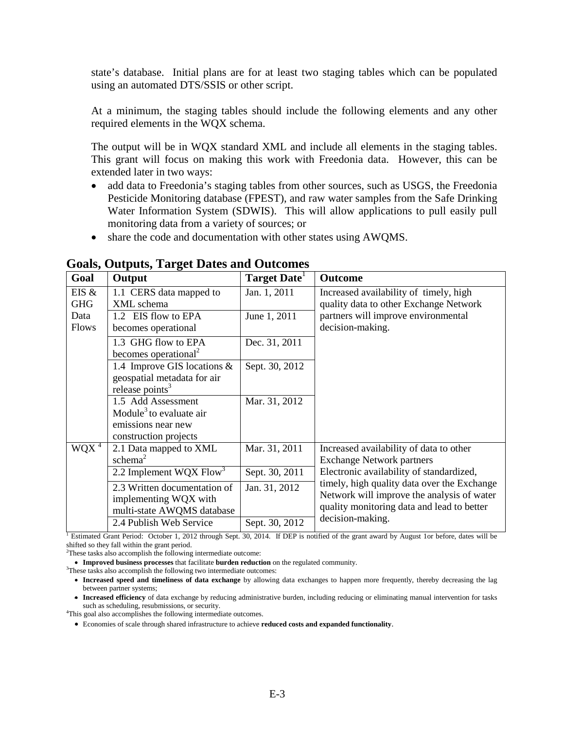state's database. Initial plans are for at least two staging tables which can be populated using an automated DTS/SSIS or other script.

At a minimum, the staging tables should include the following elements and any other required elements in the WQX schema.

The output will be in WQX standard XML and include all elements in the staging tables. This grant will focus on making this work with Freedonia data. However, this can be extended later in two ways:

- add data to Freedonia's staging tables from other sources, such as USGS, the Freedonia Pesticide Monitoring database (FPEST), and raw water samples from the Safe Drinking Water Information System (SDWIS). This will allow applications to pull easily pull monitoring data from a variety of sources; or
- share the code and documentation with other states using AWQMS.

## Goals, Outputs, Target Dates and Outcomes

| Goal | Output | Target Date[1] | Outcome |
|---|---|---|---|
| EIS & GHG Data Flows | 1.1 CERS data mapped to XML schema | Jan. 1, 2011 | Increased availability of timely, high quality data to other Exchange Network partners will improve environmental decision-making. |
| | 1.2 EIS flow to EPA becomes operational | June 1, 2011 | |
| | 1.3 GHG flow to EPA becomes operational[2] | Dec. 31, 2011 | |
| | 1.4 Improve GIS locations & geospatial metadata for air release points[3] | Sept. 30, 2012 | |
| | 1.5 Add Assessment Module[3] to evaluate air emissions near new construction projects | Mar. 31, 2012 | |
| WQX[4] | 2.1 Data mapped to XML schema[2] | Mar. 31, 2011 | Increased availability of data to other Exchange Network partners<br>Electronic availability of standardized, timely, high quality data over the Exchange Network will improve the analysis of water quality monitoring data and lead to better decision-making. |
| | 2.2 Implement WQX Flow[3] | Sept. 30, 2011 | |
| | 2.3 Written documentation of implementing WQX with multi-state AWQMS database | Jan. 31, 2012 | |
| | 2.4 Publish Web Service | Sept. 30, 2012 | |

[1] Estimated Grant Period: October 1, 2012 through Sept. 30, 2014. If DEP is notified of the grant award by August 1or before, dates will be shifted so they fall within the grant period.

[2] These tasks also accomplish the following intermediate outcome:

- **Improved business processes** that facilitate **burden reduction** on the regulated community.

[3] These tasks also accomplish the following two intermediate outcomes:

- **Increased speed and timeliness of data exchange** by allowing data exchanges to happen more frequently, thereby decreasing the lag between partner systems;
- **Increased efficiency** of data exchange by reducing administrative burden, including reducing or eliminating manual intervention for tasks such as scheduling, resubmissions, or security.

[4] This goal also accomplishes the following intermediate outcomes.

- Economies of scale through shared infrastructure to achieve **reduced costs and expanded functionality**.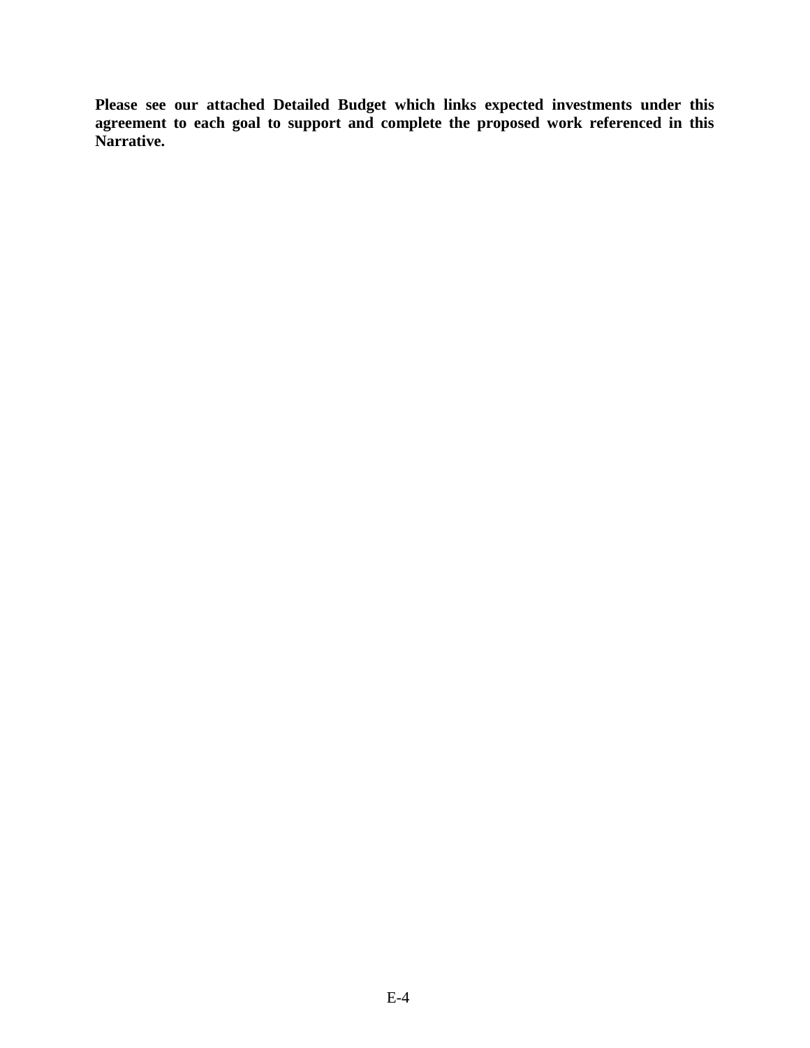**Please see our attached Detailed Budget which links expected investments under this agreement to each goal to support and complete the proposed work referenced in this Narrative.**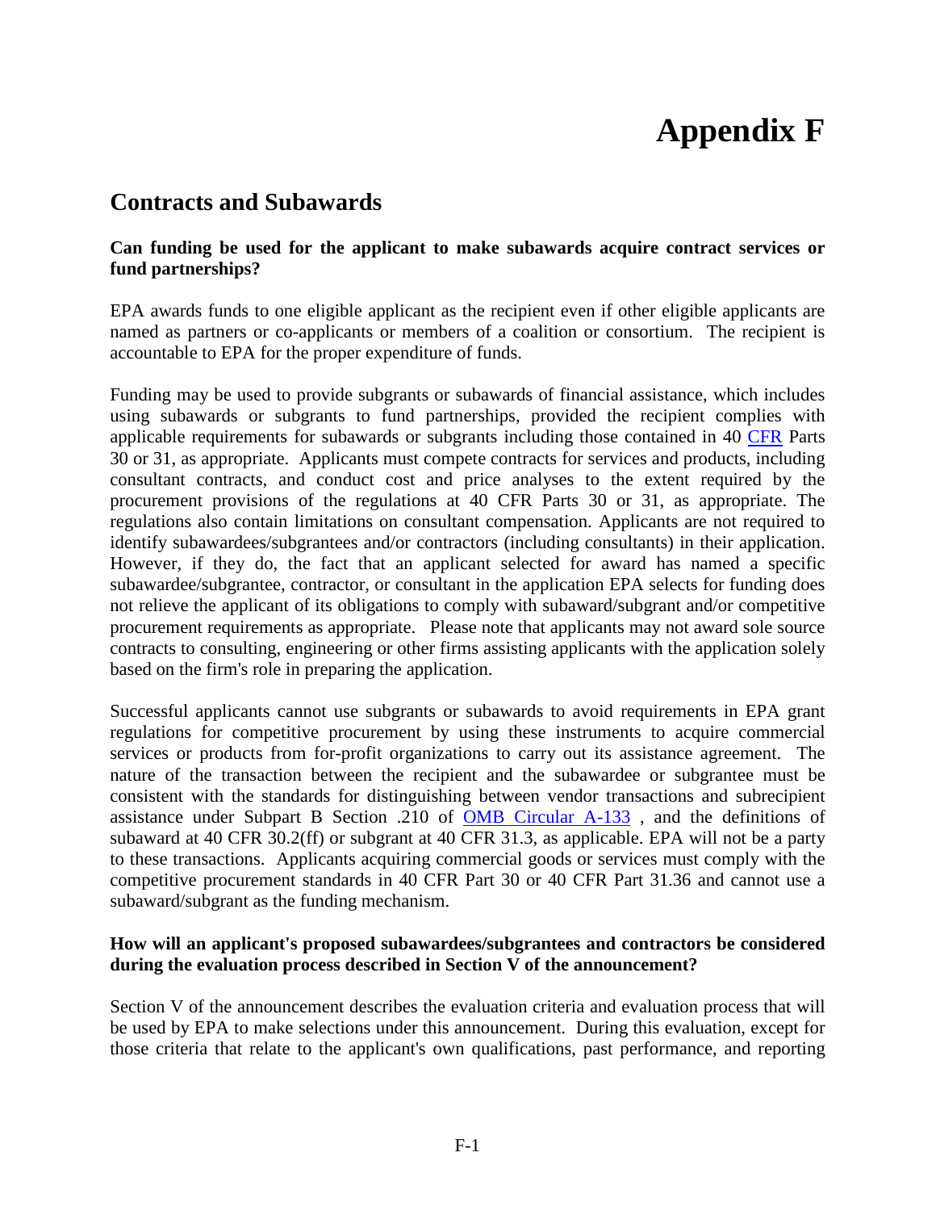# Appendix F

## Contracts and Subawards

**Can funding be used for the applicant to make subawards acquire contract services or fund partnerships?**

EPA awards funds to one eligible applicant as the recipient even if other eligible applicants are named as partners or co-applicants or members of a coalition or consortium. The recipient is accountable to EPA for the proper expenditure of funds.

Funding may be used to provide subgrants or subawards of financial assistance, which includes using subawards or subgrants to fund partnerships, provided the recipient complies with applicable requirements for subawards or subgrants including those contained in 40 CFR Parts 30 or 31, as appropriate. Applicants must compete contracts for services and products, including consultant contracts, and conduct cost and price analyses to the extent required by the procurement provisions of the regulations at 40 CFR Parts 30 or 31, as appropriate. The regulations also contain limitations on consultant compensation. Applicants are not required to identify subawardees/subgrantees and/or contractors (including consultants) in their application. However, if they do, the fact that an applicant selected for award has named a specific subawardee/subgrantee, contractor, or consultant in the application EPA selects for funding does not relieve the applicant of its obligations to comply with subaward/subgrant and/or competitive procurement requirements as appropriate. Please note that applicants may not award sole source contracts to consulting, engineering or other firms assisting applicants with the application solely based on the firm's role in preparing the application.

Successful applicants cannot use subgrants or subawards to avoid requirements in EPA grant regulations for competitive procurement by using these instruments to acquire commercial services or products from for-profit organizations to carry out its assistance agreement. The nature of the transaction between the recipient and the subawardee or subgrantee must be consistent with the standards for distinguishing between vendor transactions and subrecipient assistance under Subpart B Section .210 of OMB Circular A-133 , and the definitions of subaward at 40 CFR 30.2(ff) or subgrant at 40 CFR 31.3, as applicable. EPA will not be a party to these transactions. Applicants acquiring commercial goods or services must comply with the competitive procurement standards in 40 CFR Part 30 or 40 CFR Part 31.36 and cannot use a subaward/subgrant as the funding mechanism.

**How will an applicant's proposed subawardees/subgrantees and contractors be considered during the evaluation process described in Section V of the announcement?**

Section V of the announcement describes the evaluation criteria and evaluation process that will be used by EPA to make selections under this announcement. During this evaluation, except for those criteria that relate to the applicant's own qualifications, past performance, and reporting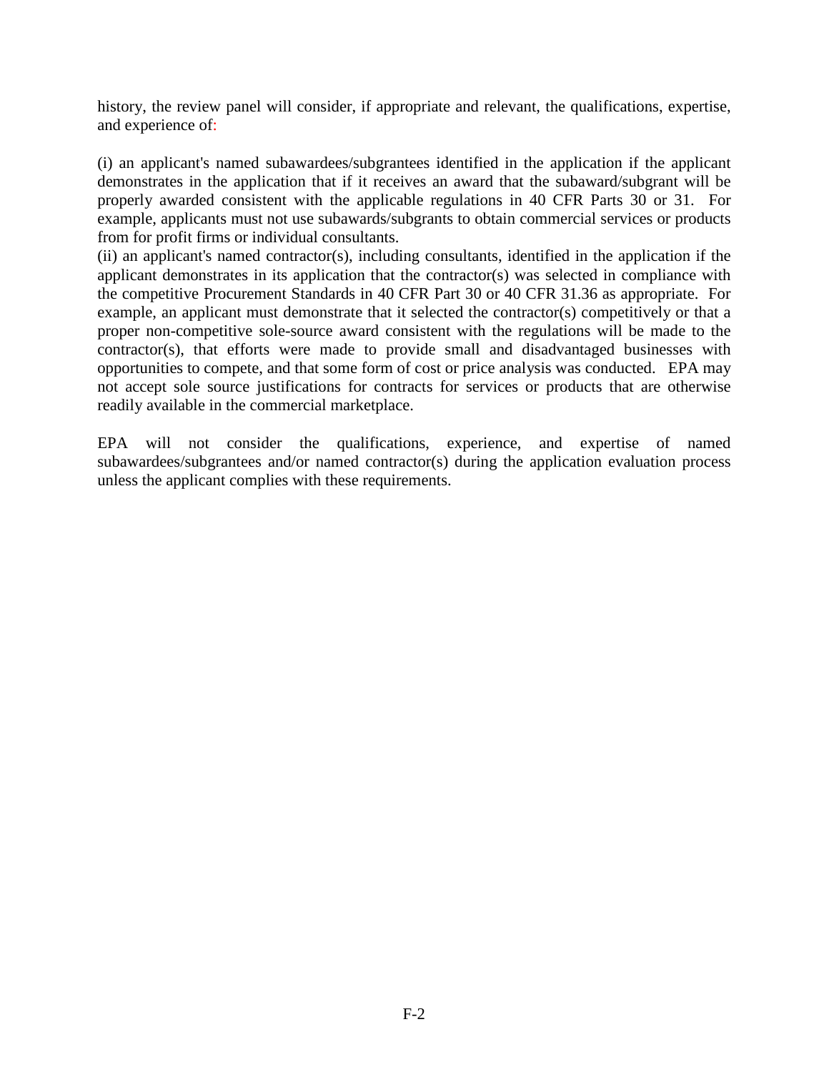history, the review panel will consider, if appropriate and relevant, the qualifications, expertise, and experience of:

(i) an applicant's named subawardees/subgrantees identified in the application if the applicant demonstrates in the application that if it receives an award that the subaward/subgrant will be properly awarded consistent with the applicable regulations in 40 CFR Parts 30 or 31. For example, applicants must not use subawards/subgrants to obtain commercial services or products from for profit firms or individual consultants.

(ii) an applicant's named contractor(s), including consultants, identified in the application if the applicant demonstrates in its application that the contractor(s) was selected in compliance with the competitive Procurement Standards in 40 CFR Part 30 or 40 CFR 31.36 as appropriate. For example, an applicant must demonstrate that it selected the contractor(s) competitively or that a proper non-competitive sole-source award consistent with the regulations will be made to the contractor(s), that efforts were made to provide small and disadvantaged businesses with opportunities to compete, and that some form of cost or price analysis was conducted. EPA may not accept sole source justifications for contracts for services or products that are otherwise readily available in the commercial marketplace.

EPA will not consider the qualifications, experience, and expertise of named subawardees/subgrantees and/or named contractor(s) during the application evaluation process unless the applicant complies with these requirements.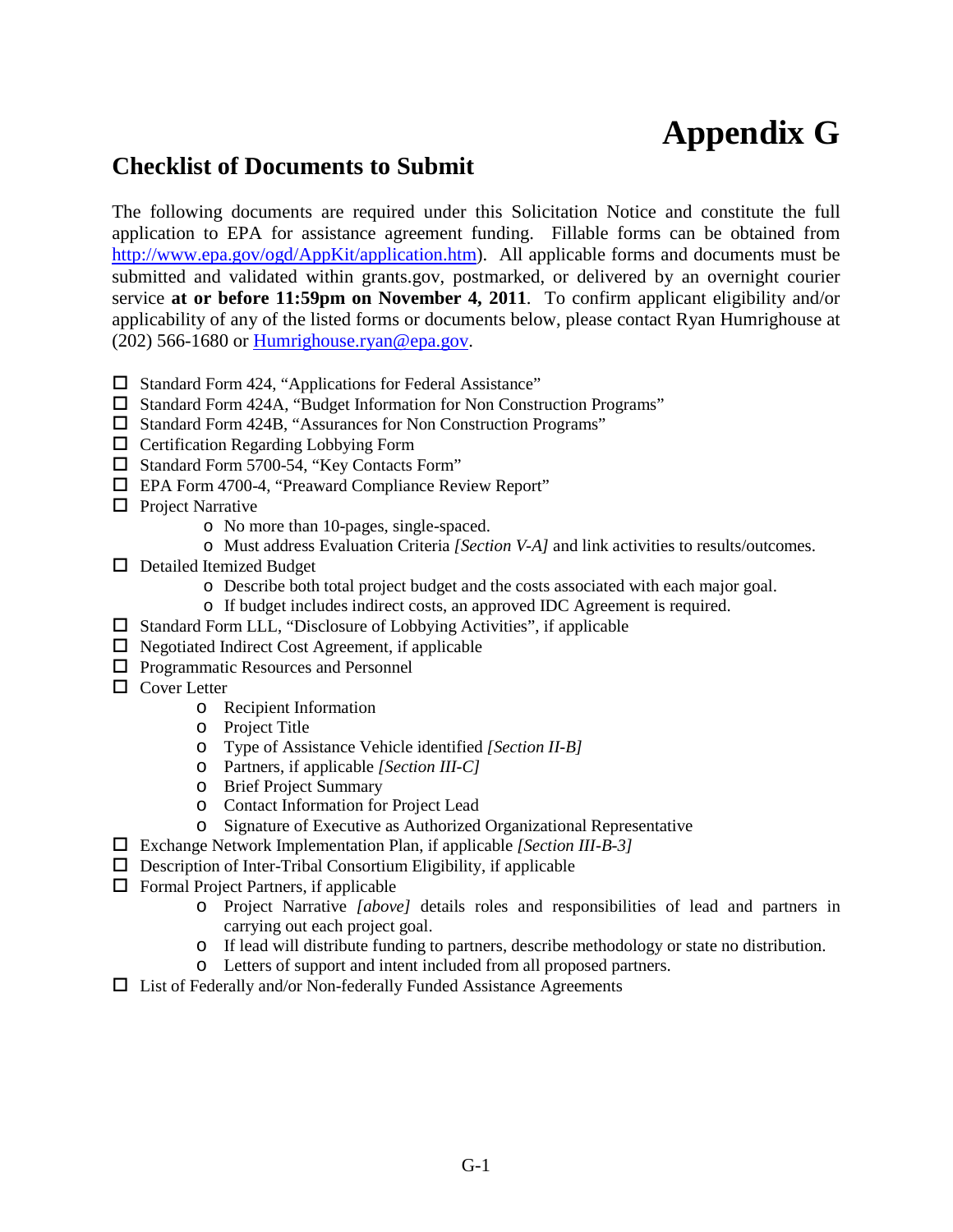# Appendix G

## Checklist of Documents to Submit

The following documents are required under this Solicitation Notice and constitute the full application to EPA for assistance agreement funding. Fillable forms can be obtained from http://www.epa.gov/ogd/AppKit/application.htm). All applicable forms and documents must be submitted and validated within grants.gov, postmarked, or delivered by an overnight courier service **at or before 11:59pm on November 4, 2011**. To confirm applicant eligibility and/or applicability of any of the listed forms or documents below, please contact Ryan Humrighouse at (202) 566-1680 or Humrighouse.ryan@epa.gov.

- ☐ Standard Form 424, "Applications for Federal Assistance"
- ☐ Standard Form 424A, "Budget Information for Non Construction Programs"
- ☐ Standard Form 424B, "Assurances for Non Construction Programs"
- ☐ Certification Regarding Lobbying Form
- ☐ Standard Form 5700-54, "Key Contacts Form"
- ☐ EPA Form 4700-4, "Preaward Compliance Review Report"
- ☐ Project Narrative
  - No more than 10-pages, single-spaced.
  - Must address Evaluation Criteria *[Section V-A]* and link activities to results/outcomes.
- ☐ Detailed Itemized Budget
  - Describe both total project budget and the costs associated with each major goal.
  - If budget includes indirect costs, an approved IDC Agreement is required.
- ☐ Standard Form LLL, "Disclosure of Lobbying Activities", if applicable
- ☐ Negotiated Indirect Cost Agreement, if applicable
- ☐ Programmatic Resources and Personnel
- ☐ Cover Letter
  - Recipient Information
  - Project Title
  - Type of Assistance Vehicle identified *[Section II-B]*
  - Partners, if applicable *[Section III-C]*
  - Brief Project Summary
  - Contact Information for Project Lead
  - Signature of Executive as Authorized Organizational Representative
- ☐ Exchange Network Implementation Plan, if applicable *[Section III-B-3]*
- ☐ Description of Inter-Tribal Consortium Eligibility, if applicable
- ☐ Formal Project Partners, if applicable
  - Project Narrative *[above]* details roles and responsibilities of lead and partners in carrying out each project goal.
  - If lead will distribute funding to partners, describe methodology or state no distribution.
  - Letters of support and intent included from all proposed partners.
- ☐ List of Federally and/or Non-federally Funded Assistance Agreements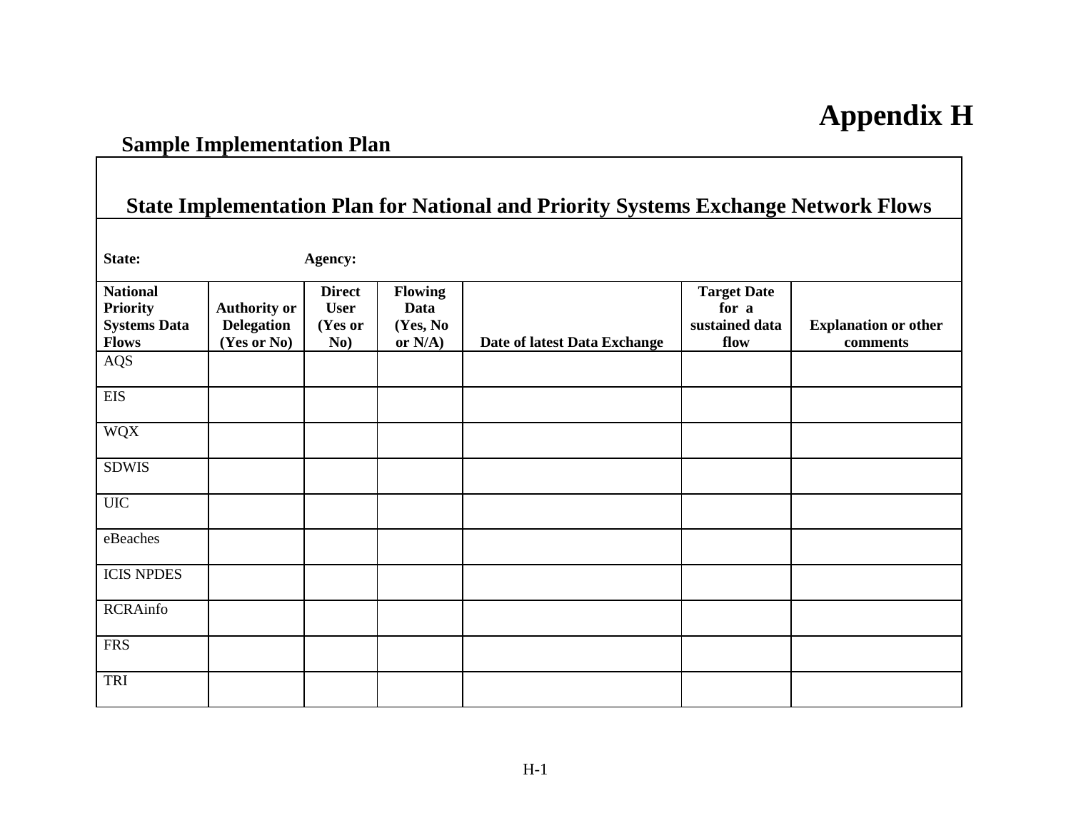# Appendix H

## Sample Implementation Plan

**State Implementation Plan for National and Priority Systems Exchange Network Flows**

**State:** **Agency:**

| National Priority Systems Data Flows | Authority or Delegation (Yes or No) | Direct User (Yes or No) | Flowing Data (Yes, No or N/A) | Date of latest Data Exchange | Target Date for a sustained data flow | Explanation or other comments |
|---|---|---|---|---|---|---|
| AQS | | | | | | |
| EIS | | | | | | |
| WQX | | | | | | |
| SDWIS | | | | | | |
| UIC | | | | | | |
| eBeaches | | | | | | |
| ICIS NPDES | | | | | | |
| RCRAinfo | | | | | | |
| FRS | | | | | | |
| TRI | | | | | | |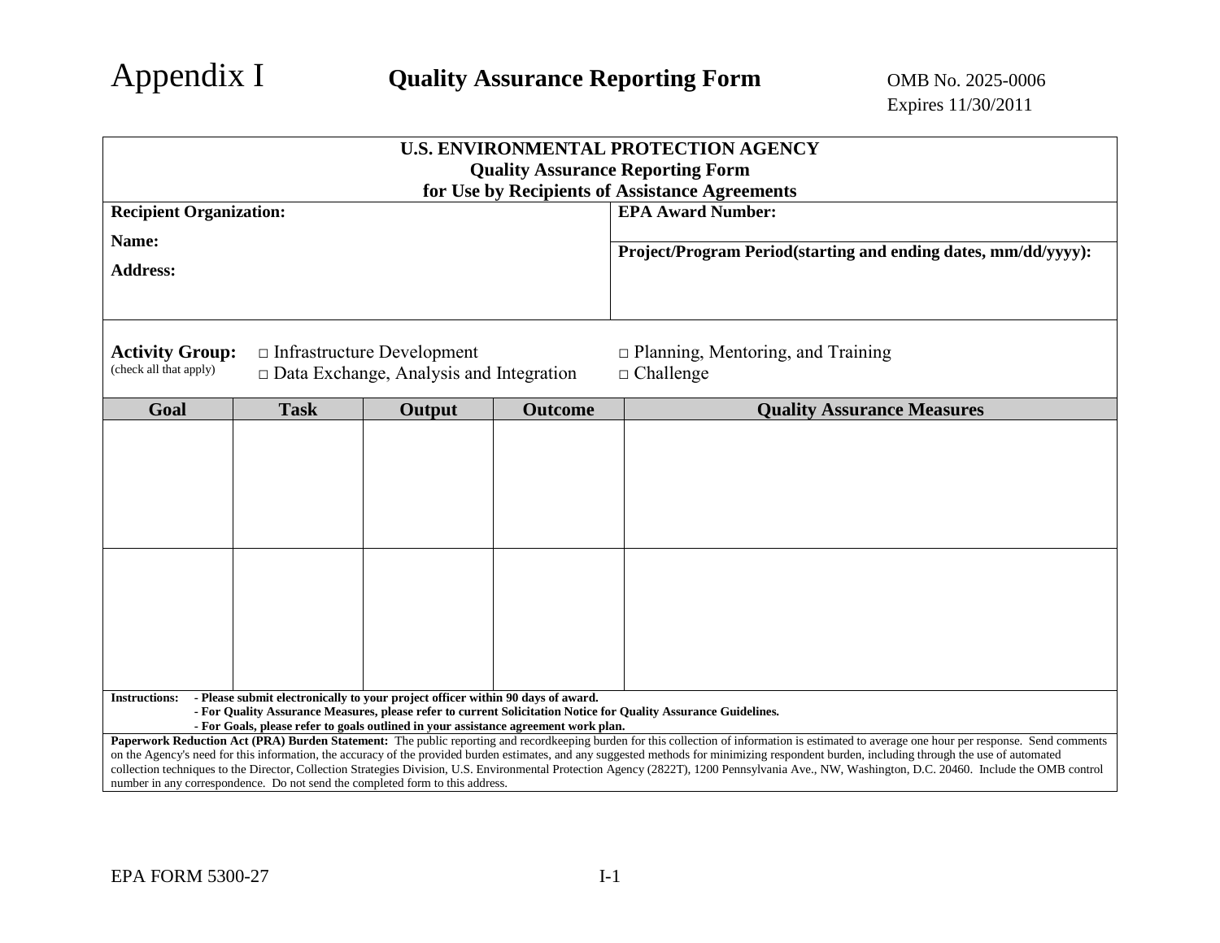# Appendix I Quality Assurance Reporting Form

OMB No. 2025-0006
Expires 11/30/2011

**U.S. ENVIRONMENTAL PROTECTION AGENCY**
**Quality Assurance Reporting Form**
**for Use by Recipients of Assistance Agreements**

| | |
|---|---|
| **Recipient Organization:** | **EPA Award Number:** |
| **Name:** | **Project/Program Period(starting and ending dates, mm/dd/yyyy):** |
| **Address:** | |

**Activity Group:** (check all that apply)

□ Infrastructure Development
□ Data Exchange, Analysis and Integration
□ Planning, Mentoring, and Training
□ Challenge

| Goal | Task | Output | Outcome | Quality Assurance Measures |
|---|---|---|---|---|
| | | | | |
| | | | | |

**Instructions:**
- **Please submit electronically to your project officer within 90 days of award.**
- **For Quality Assurance Measures, please refer to current Solicitation Notice for Quality Assurance Guidelines.**
- **For Goals, please refer to goals outlined in your assistance agreement work plan.**

**Paperwork Reduction Act (PRA) Burden Statement:** The public reporting and recordkeeping burden for this collection of information is estimated to average one hour per response. Send comments on the Agency's need for this information, the accuracy of the provided burden estimates, and any suggested methods for minimizing respondent burden, including through the use of automated collection techniques to the Director, Collection Strategies Division, U.S. Environmental Protection Agency (2822T), 1200 Pennsylvania Ave., NW, Washington, D.C. 20460. Include the OMB control number in any correspondence. Do not send the completed form to this address.

EPA FORM 5300-27